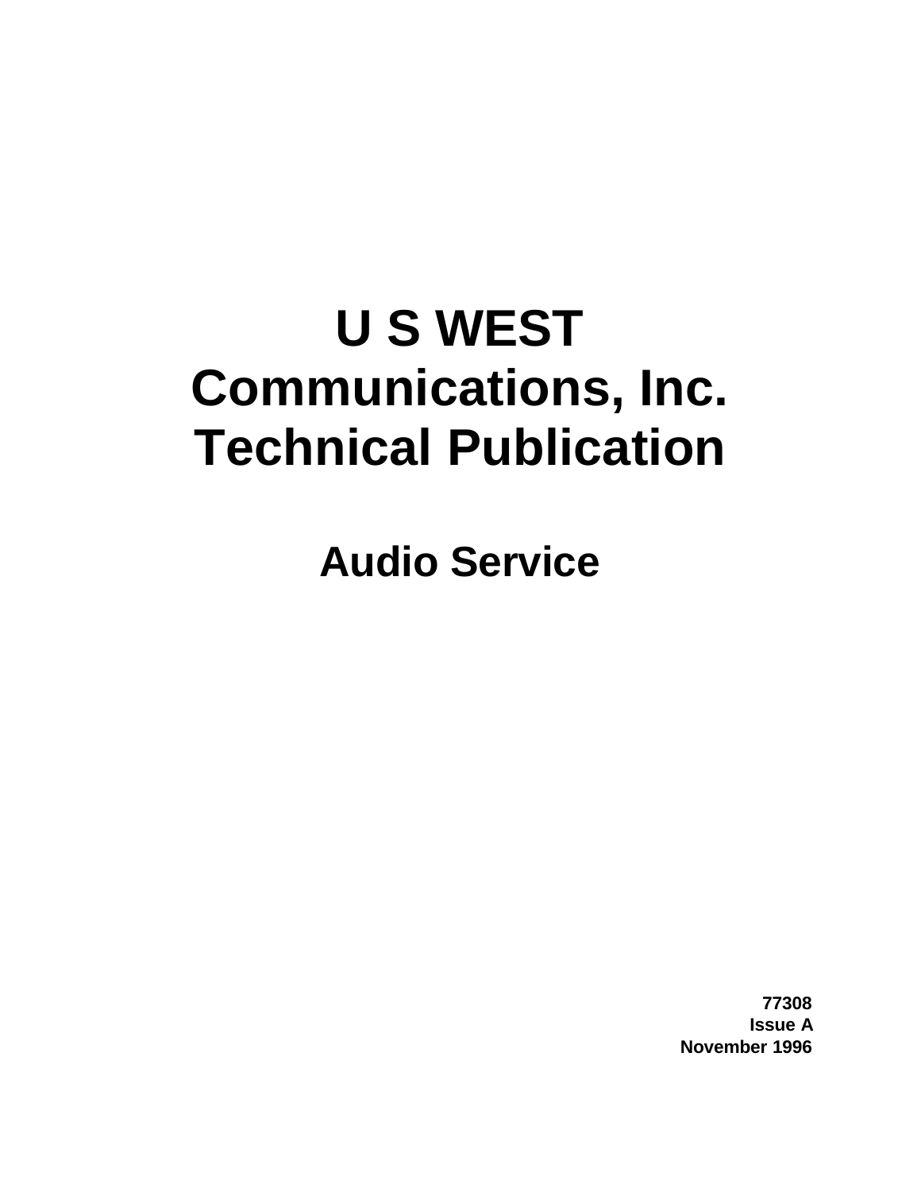# U S WEST Communications, Inc. Technical Publication

## Audio Service

**77308**
**Issue A**
**November 1996**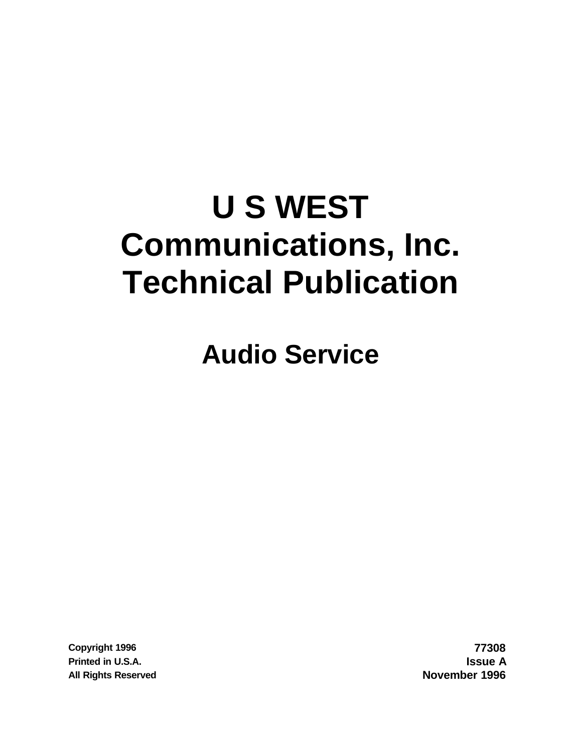# U S WEST Communications, Inc. Technical Publication

## Audio Service

Copyright 1996
Printed in U.S.A.
All Rights Reserved

77308
Issue A
November 1996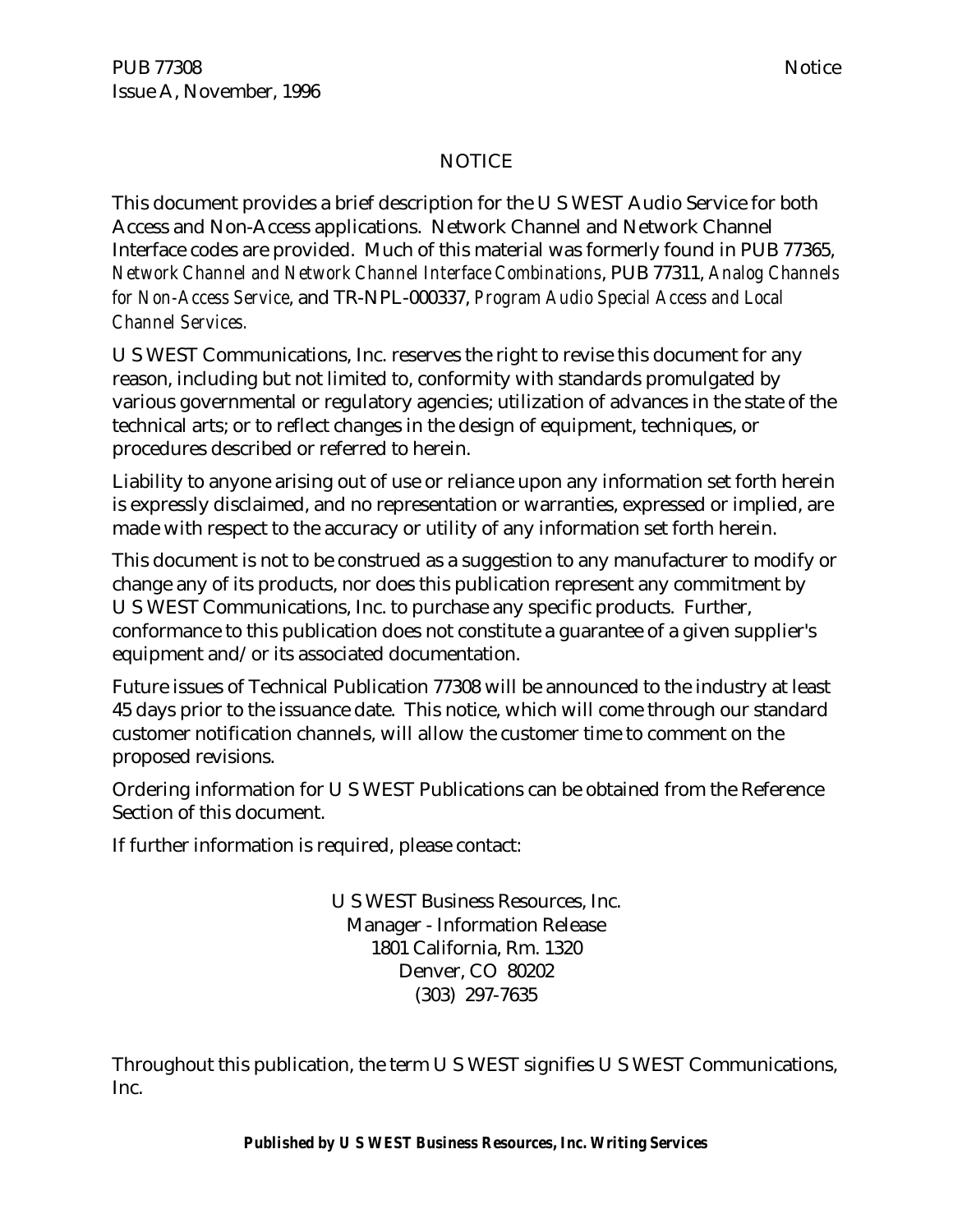# NOTICE

This document provides a brief description for the U S WEST Audio Service for both Access and Non-Access applications. Network Channel and Network Channel Interface codes are provided. Much of this material was formerly found in PUB 77365, *Network Channel and Network Channel Interface Combinations*, PUB 77311, *Analog Channels for Non-Access Service*, and TR-NPL-000337, *Program Audio Special Access and Local Channel Services.*

U S WEST Communications, Inc. reserves the right to revise this document for any reason, including but not limited to, conformity with standards promulgated by various governmental or regulatory agencies; utilization of advances in the state of the technical arts; or to reflect changes in the design of equipment, techniques, or procedures described or referred to herein.

Liability to anyone arising out of use or reliance upon any information set forth herein is expressly disclaimed, and no representation or warranties, expressed or implied, are made with respect to the accuracy or utility of any information set forth herein.

This document is not to be construed as a suggestion to any manufacturer to modify or change any of its products, nor does this publication represent any commitment by U S WEST Communications, Inc. to purchase any specific products. Further, conformance to this publication does not constitute a guarantee of a given supplier's equipment and/or its associated documentation.

Future issues of Technical Publication 77308 will be announced to the industry at least 45 days prior to the issuance date. This notice, which will come through our standard customer notification channels, will allow the customer time to comment on the proposed revisions.

Ordering information for U S WEST Publications can be obtained from the Reference Section of this document.

If further information is required, please contact:

U S WEST Business Resources, Inc.
Manager - Information Release
1801 California, Rm. 1320
Denver, CO 80202
(303) 297-7635

Throughout this publication, the term U S WEST signifies U S WEST Communications, Inc.

**Published by U S WEST Business Resources, Inc. Writing Services**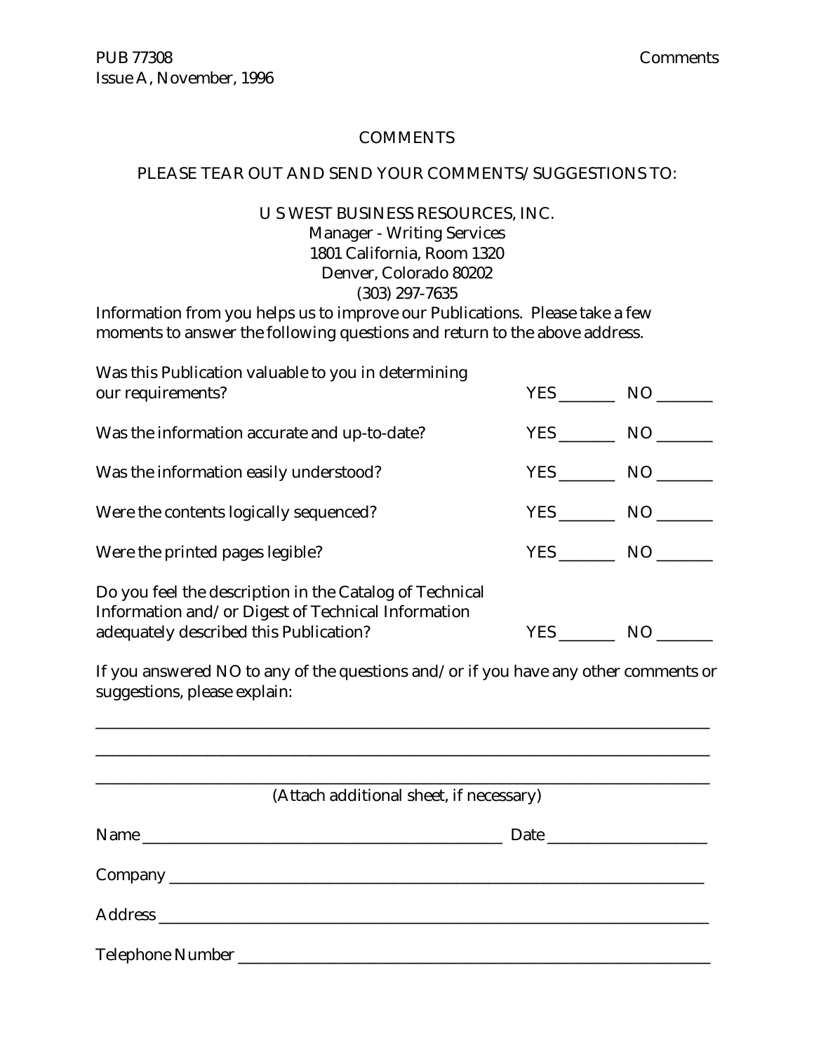# COMMENTS

PLEASE TEAR OUT AND SEND YOUR COMMENTS/SUGGESTIONS TO:

U S WEST BUSINESS RESOURCES, INC.
Manager - Writing Services
1801 California, Room 1320
Denver, Colorado 80202
(303) 297-7635

Information from you helps us to improve our Publications. Please take a few moments to answer the following questions and return to the above address.

| | | |
|---|---|---|
| Was this Publication valuable to you in determining our requirements? | YES _______ | NO _______ |
| Was the information accurate and up-to-date? | YES _______ | NO _______ |
| Was the information easily understood? | YES _______ | NO _______ |
| Were the contents logically sequenced? | YES _______ | NO _______ |
| Were the printed pages legible? | YES _______ | NO _______ |
| Do you feel the description in the Catalog of Technical Information and/or Digest of Technical Information adequately described this Publication? | YES _______ | NO _______ |

If you answered NO to any of the questions and/or if you have any other comments or suggestions, please explain:

_______________________________________________________________________________

_______________________________________________________________________________

_______________________________________________________________________________

(Attach additional sheet, if necessary)

Name ____________________________________________ Date __________________

Company _________________________________________________________________

Address __________________________________________________________________

Telephone Number __________________________________________________________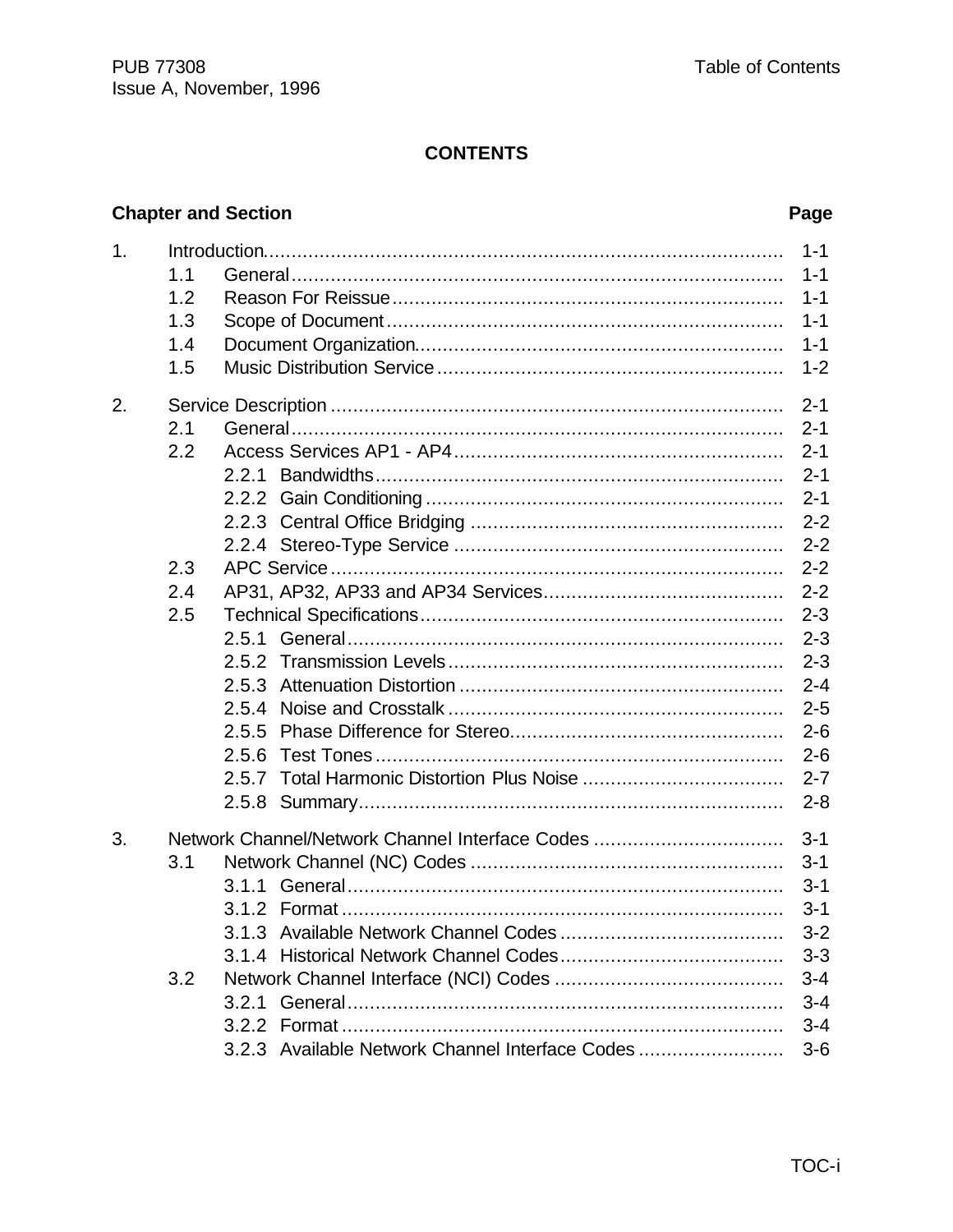# CONTENTS

| Chapter and Section | Page |
|---|---|
| 1. Introduction | 1-1 |
| 1.1 General | 1-1 |
| 1.2 Reason For Reissue | 1-1 |
| 1.3 Scope of Document | 1-1 |
| 1.4 Document Organization | 1-1 |
| 1.5 Music Distribution Service | 1-2 |
| 2. Service Description | 2-1 |
| 2.1 General | 2-1 |
| 2.2 Access Services AP1 - AP4 | 2-1 |
| 2.2.1 Bandwidths | 2-1 |
| 2.2.2 Gain Conditioning | 2-1 |
| 2.2.3 Central Office Bridging | 2-2 |
| 2.2.4 Stereo-Type Service | 2-2 |
| 2.3 APC Service | 2-2 |
| 2.4 AP31, AP32, AP33 and AP34 Services | 2-2 |
| 2.5 Technical Specifications | 2-3 |
| 2.5.1 General | 2-3 |
| 2.5.2 Transmission Levels | 2-3 |
| 2.5.3 Attenuation Distortion | 2-4 |
| 2.5.4 Noise and Crosstalk | 2-5 |
| 2.5.5 Phase Difference for Stereo | 2-6 |
| 2.5.6 Test Tones | 2-6 |
| 2.5.7 Total Harmonic Distortion Plus Noise | 2-7 |
| 2.5.8 Summary | 2-8 |
| 3. Network Channel/Network Channel Interface Codes | 3-1 |
| 3.1 Network Channel (NC) Codes | 3-1 |
| 3.1.1 General | 3-1 |
| 3.1.2 Format | 3-1 |
| 3.1.3 Available Network Channel Codes | 3-2 |
| 3.1.4 Historical Network Channel Codes | 3-3 |
| 3.2 Network Channel Interface (NCI) Codes | 3-4 |
| 3.2.1 General | 3-4 |
| 3.2.2 Format | 3-4 |
| 3.2.3 Available Network Channel Interface Codes | 3-6 |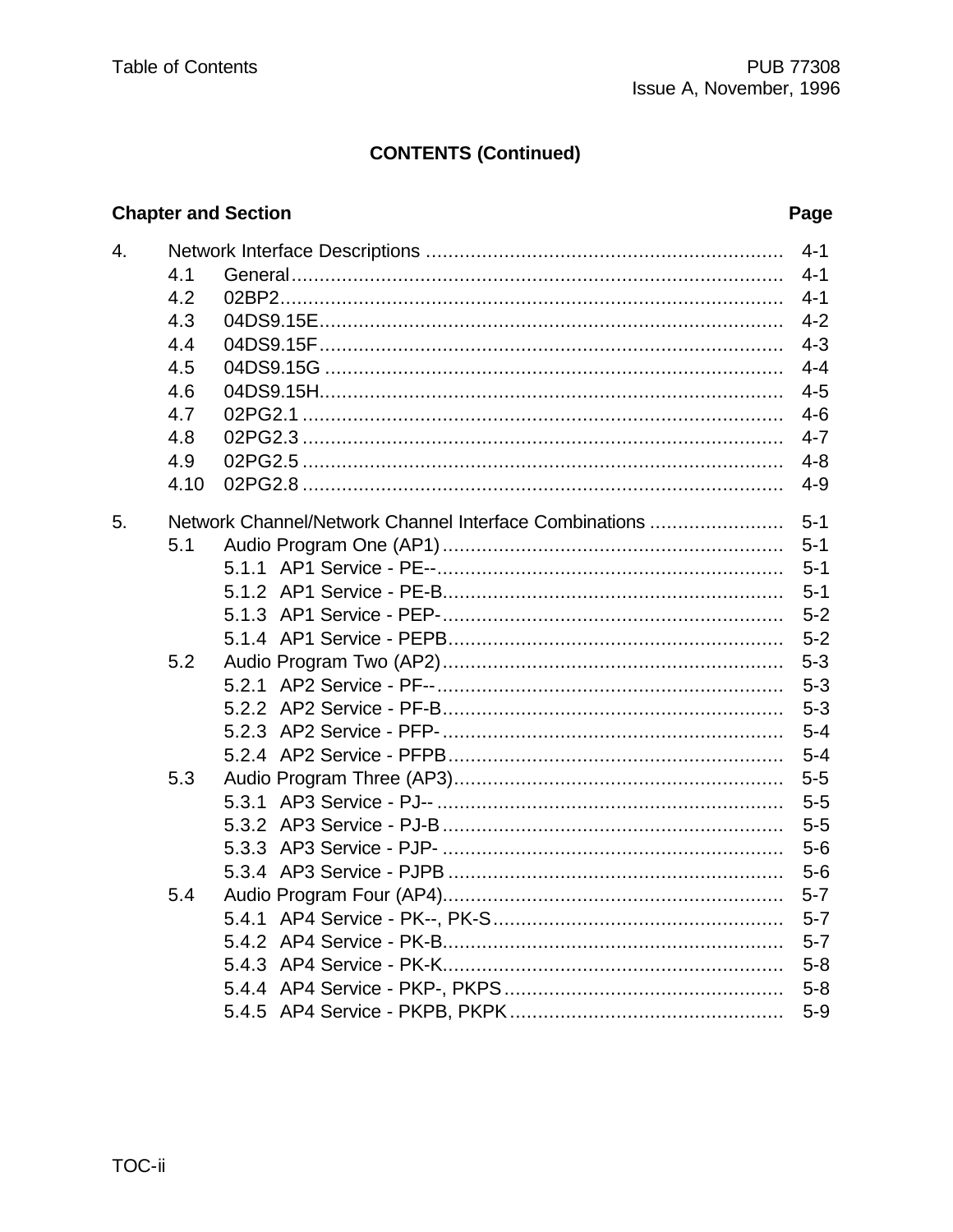**CONTENTS (Continued)**

| Chapter and Section | Page |
|---|---|
| 4. Network Interface Descriptions | 4-1 |
| 4.1 General | 4-1 |
| 4.2 02BP2 | 4-1 |
| 4.3 04DS9.15E | 4-2 |
| 4.4 04DS9.15F | 4-3 |
| 4.5 04DS9.15G | 4-4 |
| 4.6 04DS9.15H | 4-5 |
| 4.7 02PG2.1 | 4-6 |
| 4.8 02PG2.3 | 4-7 |
| 4.9 02PG2.5 | 4-8 |
| 4.10 02PG2.8 | 4-9 |
| 5. Network Channel/Network Channel Interface Combinations | 5-1 |
| 5.1 Audio Program One (AP1) | 5-1 |
| 5.1.1 AP1 Service - PE-- | 5-1 |
| 5.1.2 AP1 Service - PE-B | 5-1 |
| 5.1.3 AP1 Service - PEP- | 5-2 |
| 5.1.4 AP1 Service - PEPB | 5-2 |
| 5.2 Audio Program Two (AP2) | 5-3 |
| 5.2.1 AP2 Service - PF-- | 5-3 |
| 5.2.2 AP2 Service - PF-B | 5-3 |
| 5.2.3 AP2 Service - PFP- | 5-4 |
| 5.2.4 AP2 Service - PFPB | 5-4 |
| 5.3 Audio Program Three (AP3) | 5-5 |
| 5.3.1 AP3 Service - PJ-- | 5-5 |
| 5.3.2 AP3 Service - PJ-B | 5-5 |
| 5.3.3 AP3 Service - PJP- | 5-6 |
| 5.3.4 AP3 Service - PJPB | 5-6 |
| 5.4 Audio Program Four (AP4) | 5-7 |
| 5.4.1 AP4 Service - PK--, PK-S | 5-7 |
| 5.4.2 AP4 Service - PK-B | 5-7 |
| 5.4.3 AP4 Service - PK-K | 5-8 |
| 5.4.4 AP4 Service - PKP-, PKPS | 5-8 |
| 5.4.5 AP4 Service - PKPB, PKPK | 5-9 |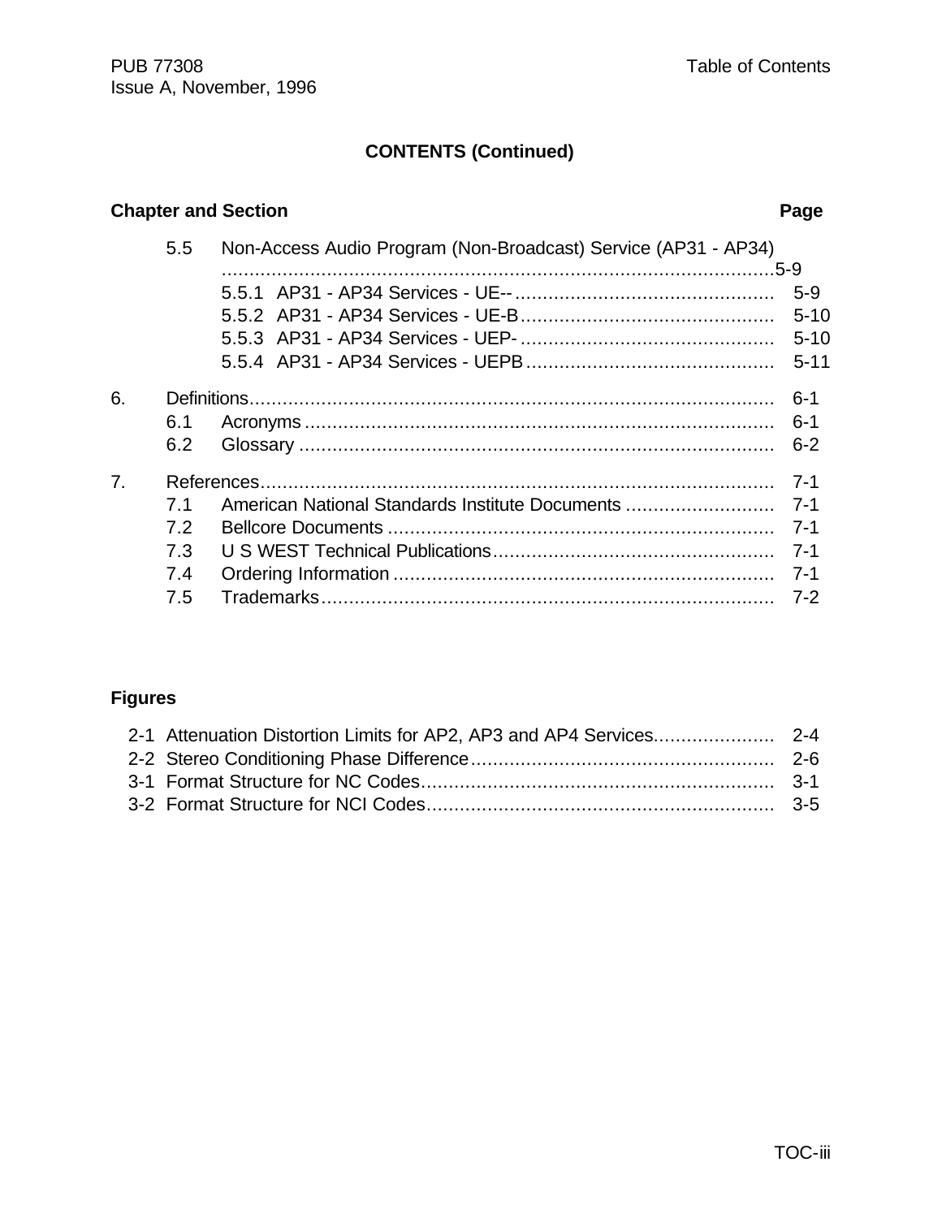**CONTENTS (Continued)**

| Chapter and Section | Page |
|---|---|
| 5.5 Non-Access Audio Program (Non-Broadcast) Service (AP31 - AP34) | 5-9 |
| 5.5.1 AP31 - AP34 Services - UE-- | 5-9 |
| 5.5.2 AP31 - AP34 Services - UE-B | 5-10 |
| 5.5.3 AP31 - AP34 Services - UEP- | 5-10 |
| 5.5.4 AP31 - AP34 Services - UEPB | 5-11 |
| 6. Definitions | 6-1 |
| 6.1 Acronyms | 6-1 |
| 6.2 Glossary | 6-2 |
| 7. References | 7-1 |
| 7.1 American National Standards Institute Documents | 7-1 |
| 7.2 Bellcore Documents | 7-1 |
| 7.3 U S WEST Technical Publications | 7-1 |
| 7.4 Ordering Information | 7-1 |
| 7.5 Trademarks | 7-2 |

**Figures**

| | |
|---|---|
| 2-1 Attenuation Distortion Limits for AP2, AP3 and AP4 Services. | 2-4 |
| 2-2 Stereo Conditioning Phase Difference | 2-6 |
| 3-1 Format Structure for NC Codes | 3-1 |
| 3-2 Format Structure for NCI Codes | 3-5 |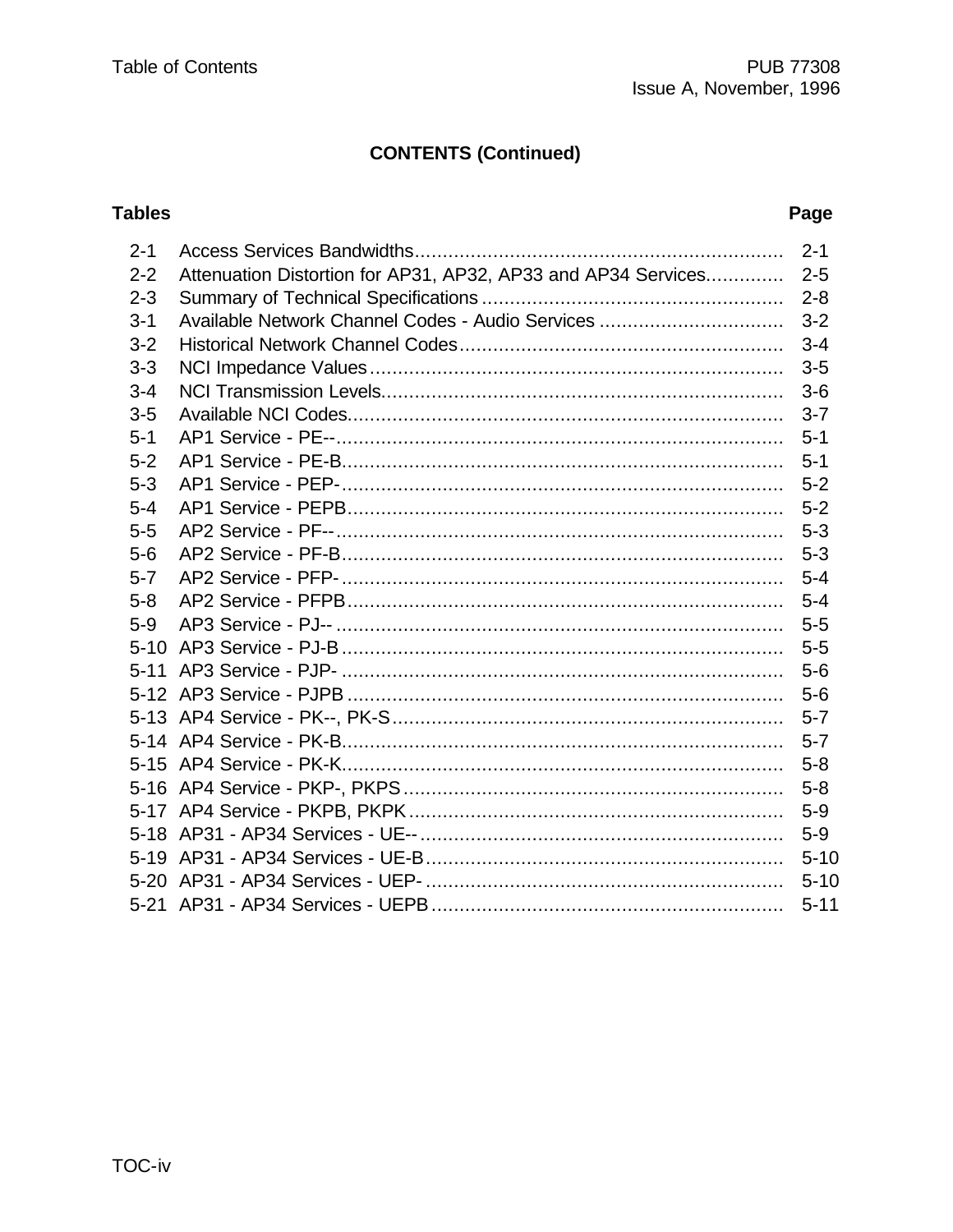## CONTENTS (Continued)

| Tables | | Page |
|---|---|---|
| 2-1 | Access Services Bandwidths | 2-1 |
| 2-2 | Attenuation Distortion for AP31, AP32, AP33 and AP34 Services | 2-5 |
| 2-3 | Summary of Technical Specifications | 2-8 |
| 3-1 | Available Network Channel Codes - Audio Services | 3-2 |
| 3-2 | Historical Network Channel Codes | 3-4 |
| 3-3 | NCI Impedance Values | 3-5 |
| 3-4 | NCI Transmission Levels | 3-6 |
| 3-5 | Available NCI Codes | 3-7 |
| 5-1 | AP1 Service - PE-- | 5-1 |
| 5-2 | AP1 Service - PE-B | 5-1 |
| 5-3 | AP1 Service - PEP- | 5-2 |
| 5-4 | AP1 Service - PEPB | 5-2 |
| 5-5 | AP2 Service - PF-- | 5-3 |
| 5-6 | AP2 Service - PF-B | 5-3 |
| 5-7 | AP2 Service - PFP- | 5-4 |
| 5-8 | AP2 Service - PFPB | 5-4 |
| 5-9 | AP3 Service - PJ-- | 5-5 |
| 5-10 | AP3 Service - PJ-B | 5-5 |
| 5-11 | AP3 Service - PJP- | 5-6 |
| 5-12 | AP3 Service - PJPB | 5-6 |
| 5-13 | AP4 Service - PK--, PK-S | 5-7 |
| 5-14 | AP4 Service - PK-B | 5-7 |
| 5-15 | AP4 Service - PK-K | 5-8 |
| 5-16 | AP4 Service - PKP-, PKPS | 5-8 |
| 5-17 | AP4 Service - PKPB, PKPK | 5-9 |
| 5-18 | AP31 - AP34 Services - UE-- | 5-9 |
| 5-19 | AP31 - AP34 Services - UE-B | 5-10 |
| 5-20 | AP31 - AP34 Services - UEP- | 5-10 |
| 5-21 | AP31 - AP34 Services - UEPB | 5-11 |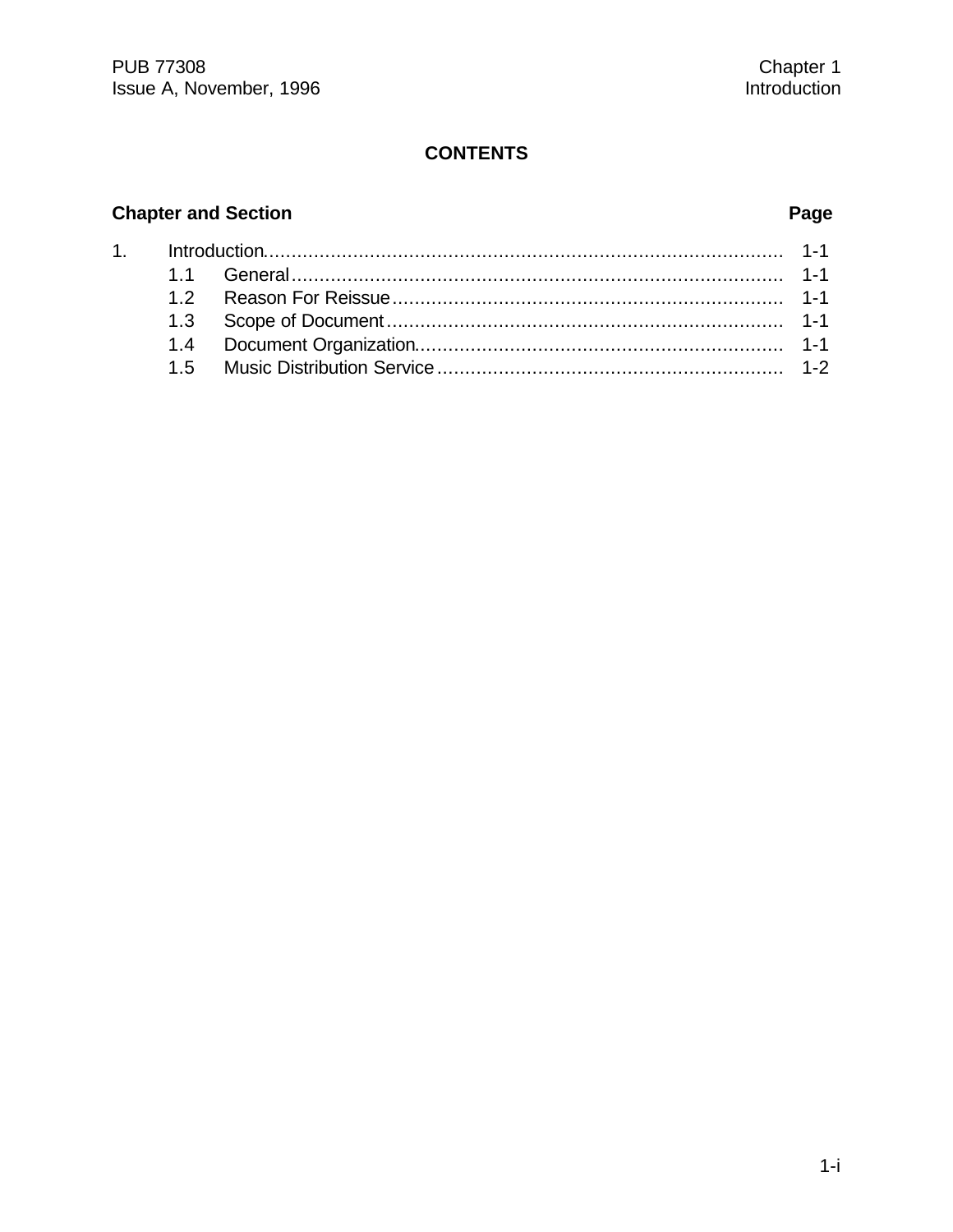## CONTENTS

| Chapter and Section | | Page |
|---|---|---|
| 1. | Introduction | 1-1 |
| 1.1 | General | 1-1 |
| 1.2 | Reason For Reissue | 1-1 |
| 1.3 | Scope of Document | 1-1 |
| 1.4 | Document Organization | 1-1 |
| 1.5 | Music Distribution Service | 1-2 |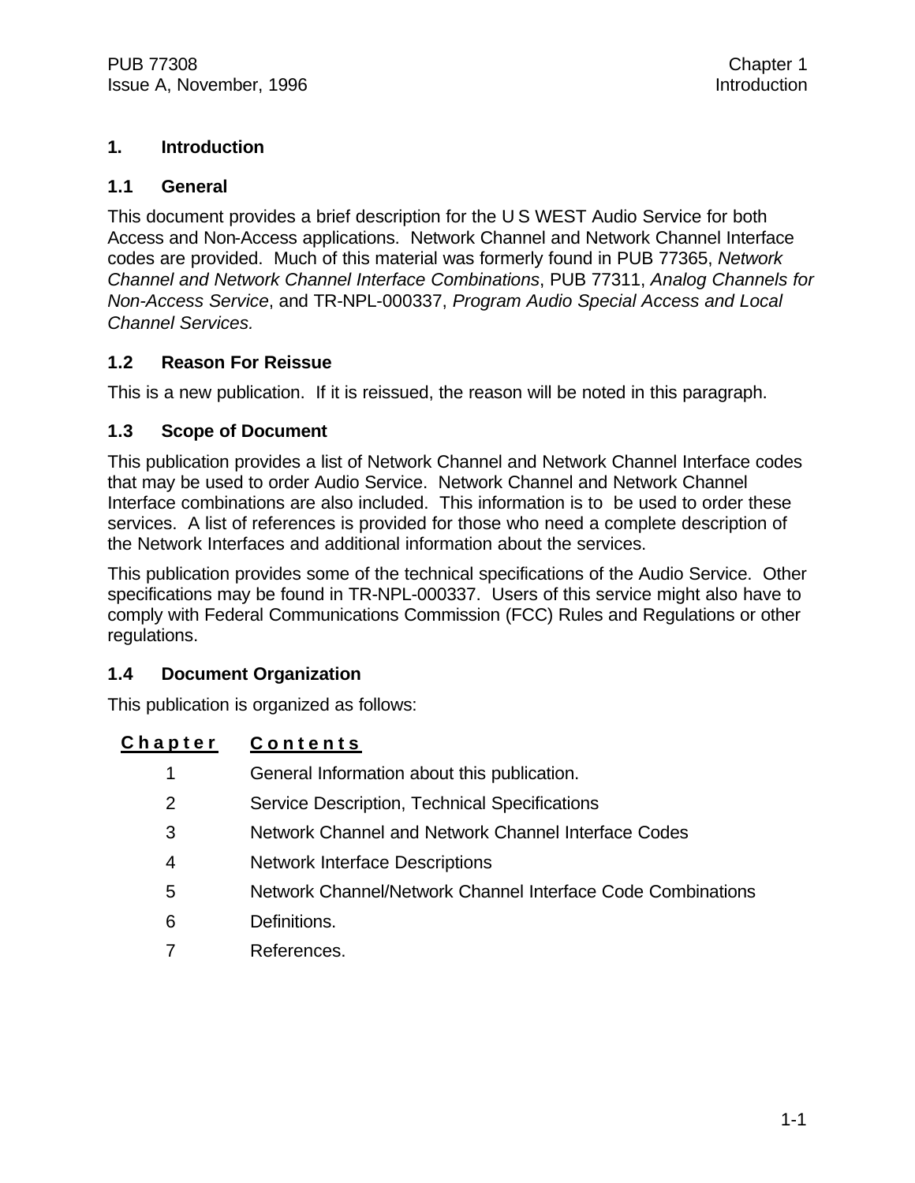# 1. Introduction

## 1.1 General

This document provides a brief description for the U S WEST Audio Service for both Access and Non-Access applications. Network Channel and Network Channel Interface codes are provided. Much of this material was formerly found in PUB 77365, *Network Channel and Network Channel Interface Combinations*, PUB 77311, *Analog Channels for Non-Access Service*, and TR-NPL-000337, *Program Audio Special Access and Local Channel Services.*

## 1.2 Reason For Reissue

This is a new publication. If it is reissued, the reason will be noted in this paragraph.

## 1.3 Scope of Document

This publication provides a list of Network Channel and Network Channel Interface codes that may be used to order Audio Service. Network Channel and Network Channel Interface combinations are also included. This information is to be used to order these services. A list of references is provided for those who need a complete description of the Network Interfaces and additional information about the services.

This publication provides some of the technical specifications of the Audio Service. Other specifications may be found in TR-NPL-000337. Users of this service might also have to comply with Federal Communications Commission (FCC) Rules and Regulations or other regulations.

## 1.4 Document Organization

This publication is organized as follows:

| Chapter | Contents |
|---|---|
| 1 | General Information about this publication. |
| 2 | Service Description, Technical Specifications |
| 3 | Network Channel and Network Channel Interface Codes |
| 4 | Network Interface Descriptions |
| 5 | Network Channel/Network Channel Interface Code Combinations |
| 6 | Definitions. |
| 7 | References. |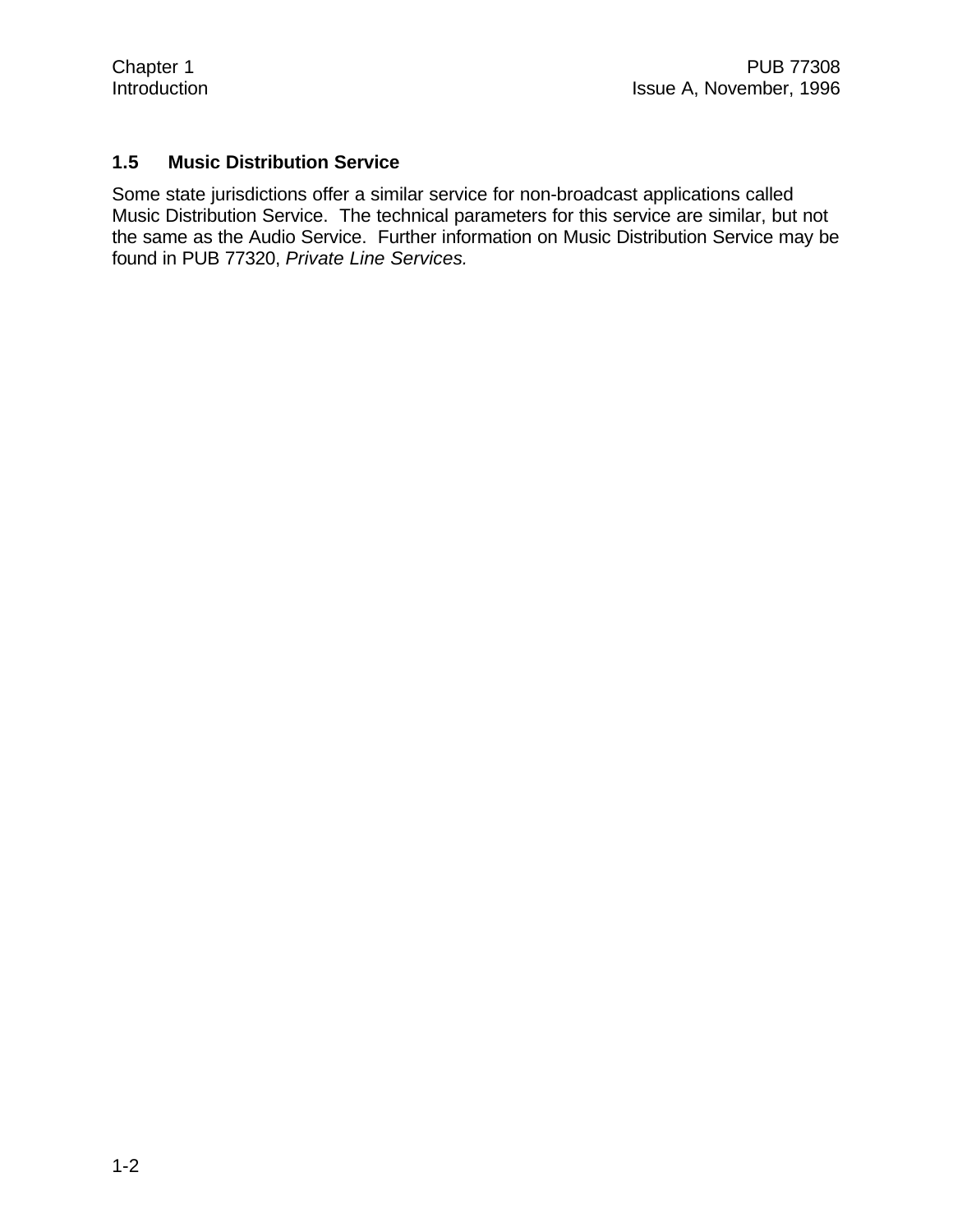## 1.5 Music Distribution Service

Some state jurisdictions offer a similar service for non-broadcast applications called Music Distribution Service. The technical parameters for this service are similar, but not the same as the Audio Service. Further information on Music Distribution Service may be found in PUB 77320, *Private Line Services.*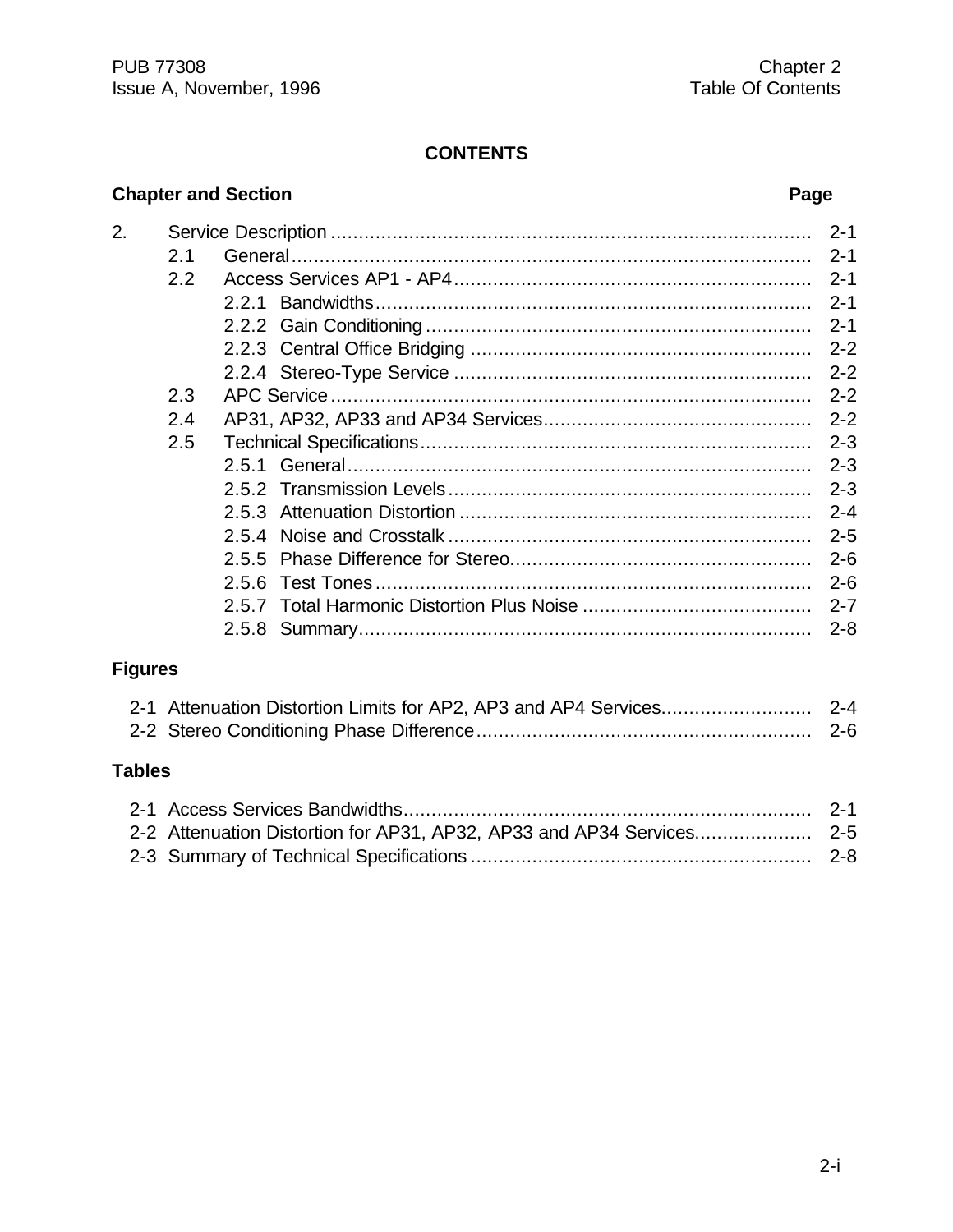# CONTENTS

| Chapter and Section | | | Page |
|---|---|---|---|
| 2. | Service Description | | 2-1 |
| | 2.1 | General | 2-1 |
| | 2.2 | Access Services AP1 - AP4 | 2-1 |
| | | 2.2.1 Bandwidths | 2-1 |
| | | 2.2.2 Gain Conditioning | 2-1 |
| | | 2.2.3 Central Office Bridging | 2-2 |
| | | 2.2.4 Stereo-Type Service | 2-2 |
| | 2.3 | APC Service | 2-2 |
| | 2.4 | AP31, AP32, AP33 and AP34 Services | 2-2 |
| | 2.5 | Technical Specifications | 2-3 |
| | | 2.5.1 General | 2-3 |
| | | 2.5.2 Transmission Levels | 2-3 |
| | | 2.5.3 Attenuation Distortion | 2-4 |
| | | 2.5.4 Noise and Crosstalk | 2-5 |
| | | 2.5.5 Phase Difference for Stereo | 2-6 |
| | | 2.5.6 Test Tones | 2-6 |
| | | 2.5.7 Total Harmonic Distortion Plus Noise | 2-7 |
| | | 2.5.8 Summary | 2-8 |

## Figures

| | | Page |
|---|---|---|
| 2-1 | Attenuation Distortion Limits for AP2, AP3 and AP4 Services | 2-4 |
| 2-2 | Stereo Conditioning Phase Difference | 2-6 |

## Tables

| | | Page |
|---|---|---|
| 2-1 | Access Services Bandwidths | 2-1 |
| 2-2 | Attenuation Distortion for AP31, AP32, AP33 and AP34 Services | 2-5 |
| 2-3 | Summary of Technical Specifications | 2-8 |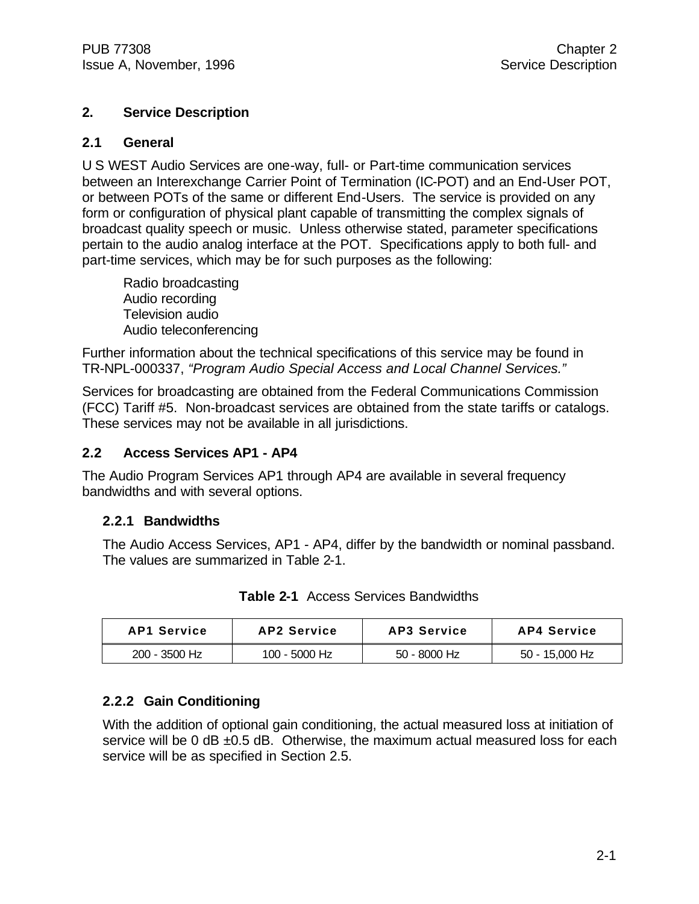# 2. Service Description

## 2.1 General

U S WEST Audio Services are one-way, full- or Part-time communication services between an Interexchange Carrier Point of Termination (IC-POT) and an End-User POT, or between POTs of the same or different End-Users. The service is provided on any form or configuration of physical plant capable of transmitting the complex signals of broadcast quality speech or music. Unless otherwise stated, parameter specifications pertain to the audio analog interface at the POT. Specifications apply to both full- and part-time services, which may be for such purposes as the following:

- Radio broadcasting
- Audio recording
- Television audio
- Audio teleconferencing

Further information about the technical specifications of this service may be found in TR-NPL-000337, *"Program Audio Special Access and Local Channel Services."*

Services for broadcasting are obtained from the Federal Communications Commission (FCC) Tariff #5. Non-broadcast services are obtained from the state tariffs or catalogs. These services may not be available in all jurisdictions.

## 2.2 Access Services AP1 - AP4

The Audio Program Services AP1 through AP4 are available in several frequency bandwidths and with several options.

### 2.2.1 Bandwidths

The Audio Access Services, AP1 - AP4, differ by the bandwidth or nominal passband. The values are summarized in Table 2-1.

**Table 2-1** Access Services Bandwidths

| AP1 Service | AP2 Service | AP3 Service | AP4 Service |
|---|---|---|---|
| 200 - 3500 Hz | 100 - 5000 Hz | 50 - 8000 Hz | 50 - 15,000 Hz |

### 2.2.2 Gain Conditioning

With the addition of optional gain conditioning, the actual measured loss at initiation of service will be 0 dB ±0.5 dB. Otherwise, the maximum actual measured loss for each service will be as specified in Section 2.5.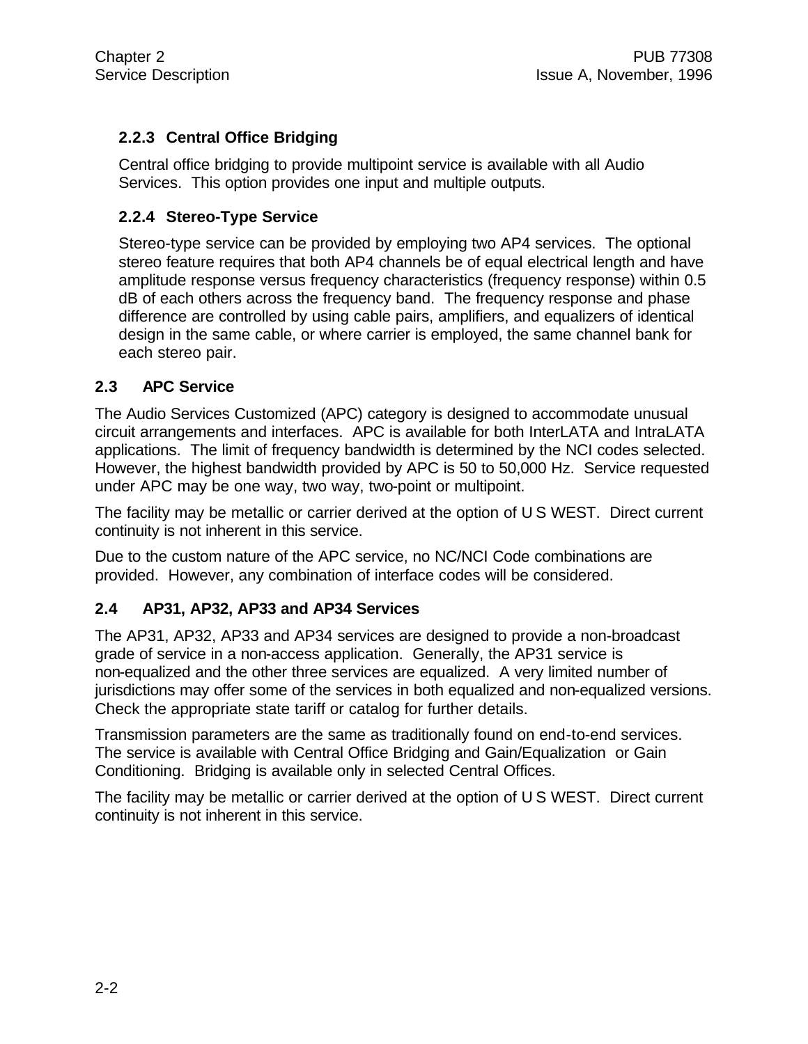### 2.2.3 Central Office Bridging

Central office bridging to provide multipoint service is available with all Audio Services. This option provides one input and multiple outputs.

### 2.2.4 Stereo-Type Service

Stereo-type service can be provided by employing two AP4 services. The optional stereo feature requires that both AP4 channels be of equal electrical length and have amplitude response versus frequency characteristics (frequency response) within 0.5 dB of each others across the frequency band. The frequency response and phase difference are controlled by using cable pairs, amplifiers, and equalizers of identical design in the same cable, or where carrier is employed, the same channel bank for each stereo pair.

## 2.3 APC Service

The Audio Services Customized (APC) category is designed to accommodate unusual circuit arrangements and interfaces. APC is available for both InterLATA and IntraLATA applications. The limit of frequency bandwidth is determined by the NCI codes selected. However, the highest bandwidth provided by APC is 50 to 50,000 Hz. Service requested under APC may be one way, two way, two-point or multipoint.

The facility may be metallic or carrier derived at the option of U S WEST. Direct current continuity is not inherent in this service.

Due to the custom nature of the APC service, no NC/NCI Code combinations are provided. However, any combination of interface codes will be considered.

## 2.4 AP31, AP32, AP33 and AP34 Services

The AP31, AP32, AP33 and AP34 services are designed to provide a non-broadcast grade of service in a non-access application. Generally, the AP31 service is non-equalized and the other three services are equalized. A very limited number of jurisdictions may offer some of the services in both equalized and non-equalized versions. Check the appropriate state tariff or catalog for further details.

Transmission parameters are the same as traditionally found on end-to-end services. The service is available with Central Office Bridging and Gain/Equalization or Gain Conditioning. Bridging is available only in selected Central Offices.

The facility may be metallic or carrier derived at the option of U S WEST. Direct current continuity is not inherent in this service.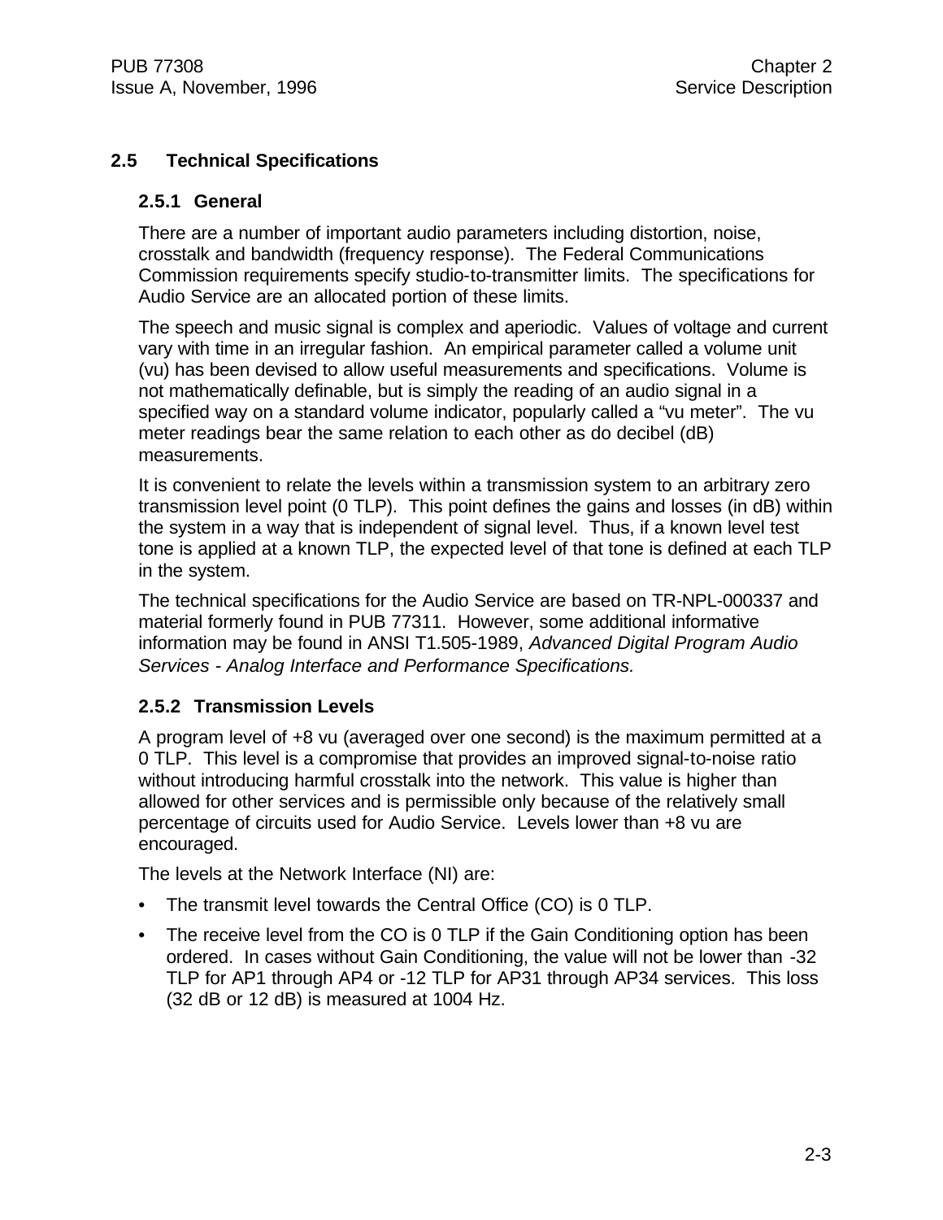## 2.5 Technical Specifications

### 2.5.1 General

There are a number of important audio parameters including distortion, noise, crosstalk and bandwidth (frequency response). The Federal Communications Commission requirements specify studio-to-transmitter limits. The specifications for Audio Service are an allocated portion of these limits.

The speech and music signal is complex and aperiodic. Values of voltage and current vary with time in an irregular fashion. An empirical parameter called a volume unit (vu) has been devised to allow useful measurements and specifications. Volume is not mathematically definable, but is simply the reading of an audio signal in a specified way on a standard volume indicator, popularly called a "vu meter". The vu meter readings bear the same relation to each other as do decibel (dB) measurements.

It is convenient to relate the levels within a transmission system to an arbitrary zero transmission level point (0 TLP). This point defines the gains and losses (in dB) within the system in a way that is independent of signal level. Thus, if a known level test tone is applied at a known TLP, the expected level of that tone is defined at each TLP in the system.

The technical specifications for the Audio Service are based on TR-NPL-000337 and material formerly found in PUB 77311. However, some additional informative information may be found in ANSI T1.505-1989, *Advanced Digital Program Audio Services - Analog Interface and Performance Specifications.*

### 2.5.2 Transmission Levels

A program level of +8 vu (averaged over one second) is the maximum permitted at a 0 TLP. This level is a compromise that provides an improved signal-to-noise ratio without introducing harmful crosstalk into the network. This value is higher than allowed for other services and is permissible only because of the relatively small percentage of circuits used for Audio Service. Levels lower than +8 vu are encouraged.

The levels at the Network Interface (NI) are:

- The transmit level towards the Central Office (CO) is 0 TLP.
- The receive level from the CO is 0 TLP if the Gain Conditioning option has been ordered. In cases without Gain Conditioning, the value will not be lower than -32 TLP for AP1 through AP4 or -12 TLP for AP31 through AP34 services. This loss (32 dB or 12 dB) is measured at 1004 Hz.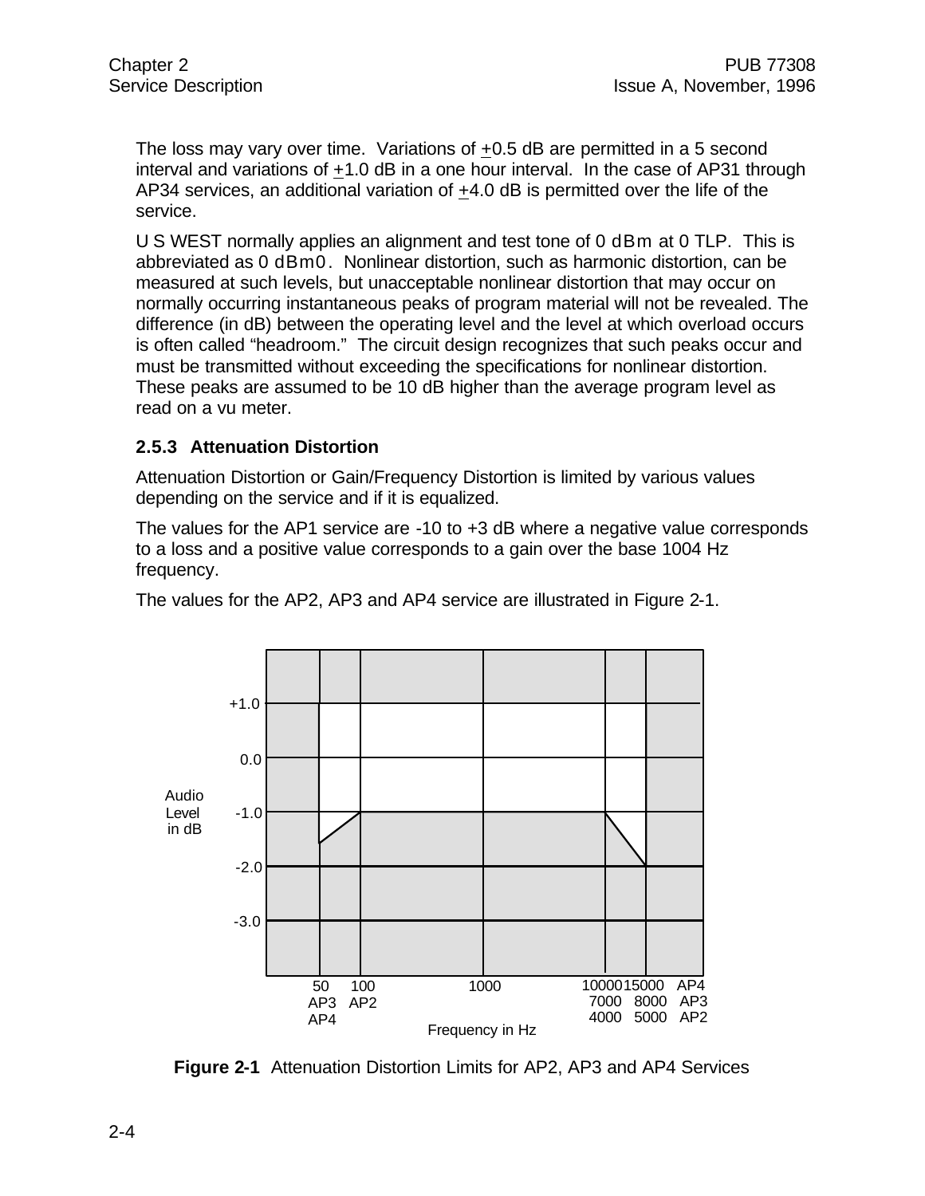The loss may vary over time. Variations of ±0.5 dB are permitted in a 5 second interval and variations of ±1.0 dB in a one hour interval. In the case of AP31 through AP34 services, an additional variation of ±4.0 dB is permitted over the life of the service.

U S WEST normally applies an alignment and test tone of 0 dBm at 0 TLP. This is abbreviated as 0 dBm0. Nonlinear distortion, such as harmonic distortion, can be measured at such levels, but unacceptable nonlinear distortion that may occur on normally occurring instantaneous peaks of program material will not be revealed. The difference (in dB) between the operating level and the level at which overload occurs is often called "headroom." The circuit design recognizes that such peaks occur and must be transmitted without exceeding the specifications for nonlinear distortion. These peaks are assumed to be 10 dB higher than the average program level as read on a vu meter.

### 2.5.3 Attenuation Distortion

Attenuation Distortion or Gain/Frequency Distortion is limited by various values depending on the service and if it is equalized.

The values for the AP1 service are -10 to +3 dB where a negative value corresponds to a loss and a positive value corresponds to a gain over the base 1004 Hz frequency.

The values for the AP2, AP3 and AP4 service are illustrated in Figure 2-1.

**Figure 2-1** Attenuation Distortion Limits for AP2, AP3 and AP4 Services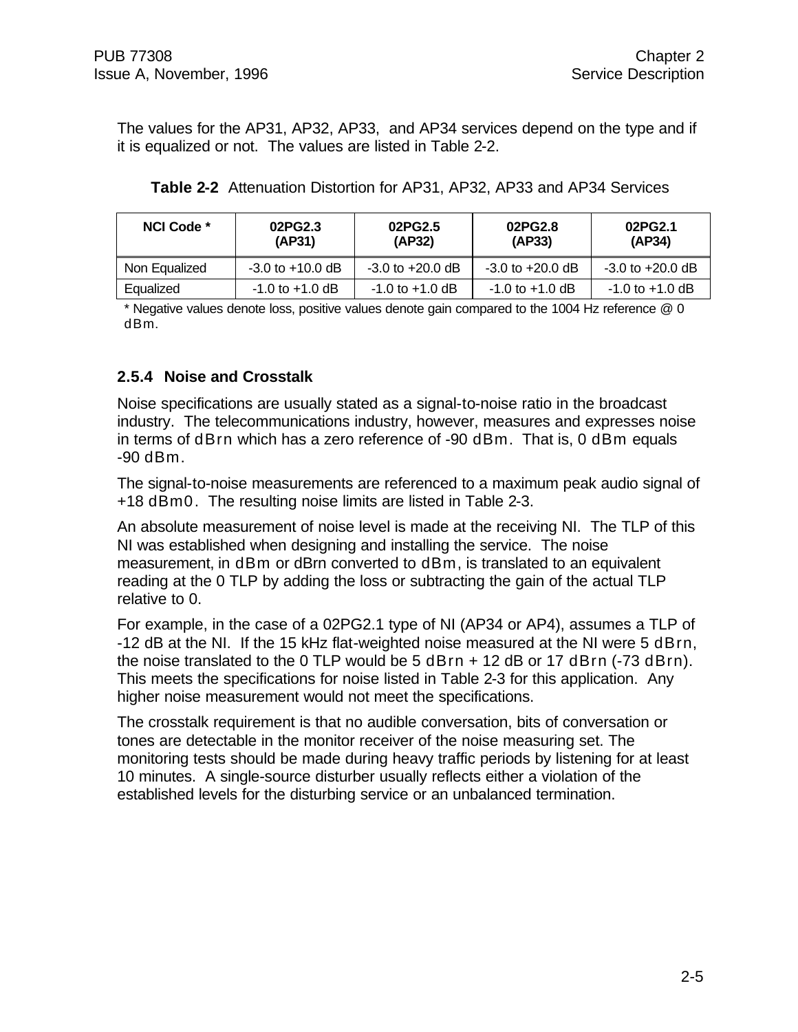The values for the AP31, AP32, AP33, and AP34 services depend on the type and if it is equalized or not. The values are listed in Table 2-2.

**Table 2-2** Attenuation Distortion for AP31, AP32, AP33 and AP34 Services

| NCI Code * | 02PG2.3 (AP31) | 02PG2.5 (AP32) | 02PG2.8 (AP33) | 02PG2.1 (AP34) |
|---|---|---|---|---|
| Non Equalized | -3.0 to +10.0 dB | -3.0 to +20.0 dB | -3.0 to +20.0 dB | -3.0 to +20.0 dB |
| Equalized | -1.0 to +1.0 dB | -1.0 to +1.0 dB | -1.0 to +1.0 dB | -1.0 to +1.0 dB |

\* Negative values denote loss, positive values denote gain compared to the 1004 Hz reference @ 0 dBm.

### 2.5.4 Noise and Crosstalk

Noise specifications are usually stated as a signal-to-noise ratio in the broadcast industry. The telecommunications industry, however, measures and expresses noise in terms of dBrn which has a zero reference of -90 dBm. That is, 0 dBm equals -90 dBm.

The signal-to-noise measurements are referenced to a maximum peak audio signal of +18 dBm0. The resulting noise limits are listed in Table 2-3.

An absolute measurement of noise level is made at the receiving NI. The TLP of this NI was established when designing and installing the service. The noise measurement, in dBm or dBrn converted to dBm, is translated to an equivalent reading at the 0 TLP by adding the loss or subtracting the gain of the actual TLP relative to 0.

For example, in the case of a 02PG2.1 type of NI (AP34 or AP4), assumes a TLP of -12 dB at the NI. If the 15 kHz flat-weighted noise measured at the NI were 5 dBrn, the noise translated to the 0 TLP would be 5 dBrn + 12 dB or 17 dBrn (-73 dBrn). This meets the specifications for noise listed in Table 2-3 for this application. Any higher noise measurement would not meet the specifications.

The crosstalk requirement is that no audible conversation, bits of conversation or tones are detectable in the monitor receiver of the noise measuring set. The monitoring tests should be made during heavy traffic periods by listening for at least 10 minutes. A single-source disturber usually reflects either a violation of the established levels for the disturbing service or an unbalanced termination.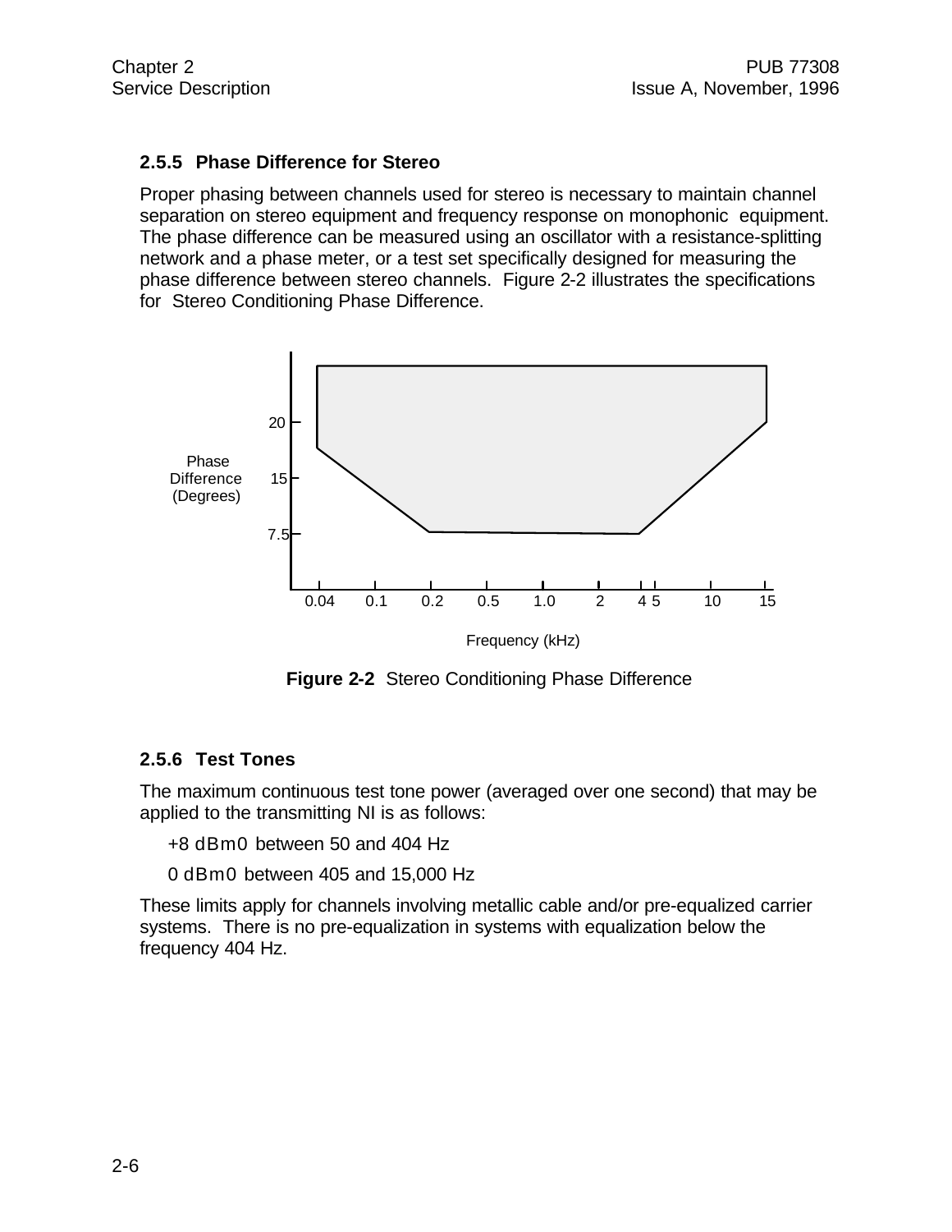### 2.5.5 Phase Difference for Stereo

Proper phasing between channels used for stereo is necessary to maintain channel separation on stereo equipment and frequency response on monophonic equipment. The phase difference can be measured using an oscillator with a resistance-splitting network and a phase meter, or a test set specifically designed for measuring the phase difference between stereo channels. Figure 2-2 illustrates the specifications for Stereo Conditioning Phase Difference.

**Figure 2-2** Stereo Conditioning Phase Difference

### 2.5.6 Test Tones

The maximum continuous test tone power (averaged over one second) that may be applied to the transmitting NI is as follows:

+8 dBm0 between 50 and 404 Hz

0 dBm0 between 405 and 15,000 Hz

These limits apply for channels involving metallic cable and/or pre-equalized carrier systems. There is no pre-equalization in systems with equalization below the frequency 404 Hz.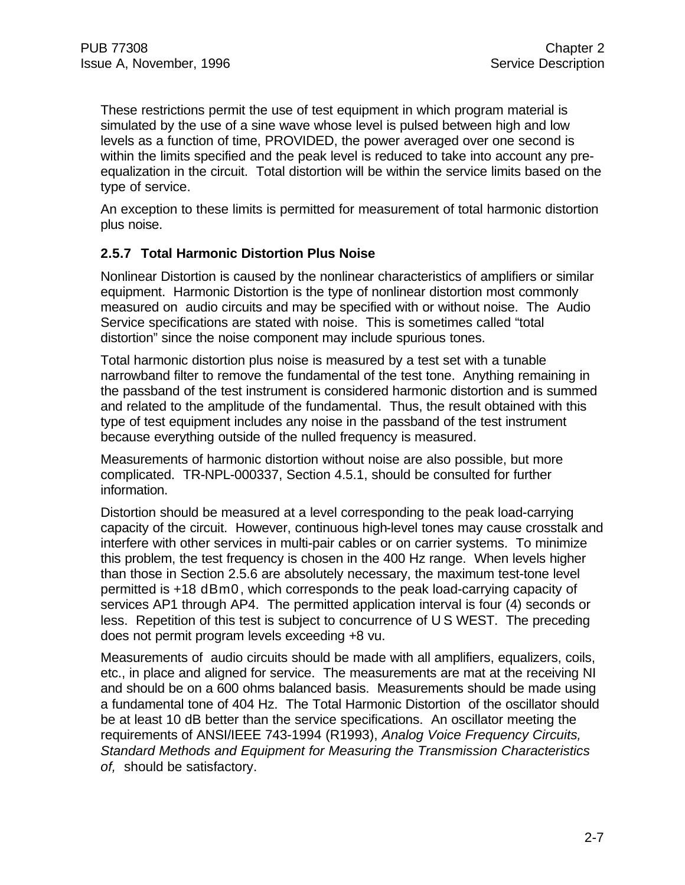These restrictions permit the use of test equipment in which program material is simulated by the use of a sine wave whose level is pulsed between high and low levels as a function of time, PROVIDED, the power averaged over one second is within the limits specified and the peak level is reduced to take into account any pre-equalization in the circuit. Total distortion will be within the service limits based on the type of service.

An exception to these limits is permitted for measurement of total harmonic distortion plus noise.

### 2.5.7 Total Harmonic Distortion Plus Noise

Nonlinear Distortion is caused by the nonlinear characteristics of amplifiers or similar equipment. Harmonic Distortion is the type of nonlinear distortion most commonly measured on audio circuits and may be specified with or without noise. The Audio Service specifications are stated with noise. This is sometimes called "total distortion" since the noise component may include spurious tones.

Total harmonic distortion plus noise is measured by a test set with a tunable narrowband filter to remove the fundamental of the test tone. Anything remaining in the passband of the test instrument is considered harmonic distortion and is summed and related to the amplitude of the fundamental. Thus, the result obtained with this type of test equipment includes any noise in the passband of the test instrument because everything outside of the nulled frequency is measured.

Measurements of harmonic distortion without noise are also possible, but more complicated. TR-NPL-000337, Section 4.5.1, should be consulted for further information.

Distortion should be measured at a level corresponding to the peak load-carrying capacity of the circuit. However, continuous high-level tones may cause crosstalk and interfere with other services in multi-pair cables or on carrier systems. To minimize this problem, the test frequency is chosen in the 400 Hz range. When levels higher than those in Section 2.5.6 are absolutely necessary, the maximum test-tone level permitted is +18 dBm0, which corresponds to the peak load-carrying capacity of services AP1 through AP4. The permitted application interval is four (4) seconds or less. Repetition of this test is subject to concurrence of U S WEST. The preceding does not permit program levels exceeding +8 vu.

Measurements of audio circuits should be made with all amplifiers, equalizers, coils, etc., in place and aligned for service. The measurements are mat at the receiving NI and should be on a 600 ohms balanced basis. Measurements should be made using a fundamental tone of 404 Hz. The Total Harmonic Distortion of the oscillator should be at least 10 dB better than the service specifications. An oscillator meeting the requirements of ANSI/IEEE 743-1994 (R1993), *Analog Voice Frequency Circuits, Standard Methods and Equipment for Measuring the Transmission Characteristics of,* should be satisfactory.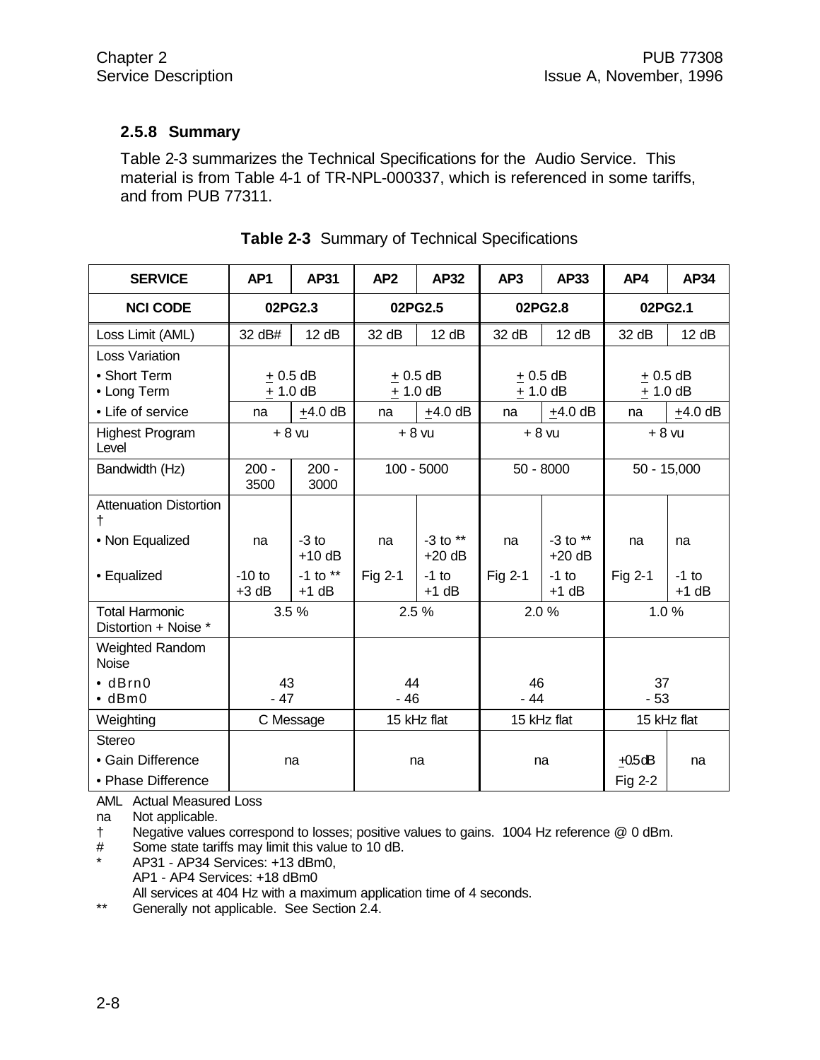### 2.5.8 Summary

Table 2-3 summarizes the Technical Specifications for the Audio Service. This material is from Table 4-1 of TR-NPL-000337, which is referenced in some tariffs, and from PUB 77311.

**Table 2-3** Summary of Technical Specifications

| SERVICE | AP1 | AP31 | AP2 | AP32 | AP3 | AP33 | AP4 | AP34 |
|---|---|---|---|---|---|---|---|---|
| NCI CODE | 02PG2.3 | | 02PG2.5 | | 02PG2.8 | | 02PG2.1 | |
| Loss Limit (AML) | 32 dB# | 12 dB | 32 dB | 12 dB | 32 dB | 12 dB | 32 dB | 12 dB |
| Loss Variation | | | | | | | | |
| • Short Term | ± 0.5 dB | | ± 0.5 dB | | ± 0.5 dB | | ± 0.5 dB | |
| • Long Term | ± 1.0 dB | | ± 1.0 dB | | ± 1.0 dB | | ± 1.0 dB | |
| • Life of service | na | ±4.0 dB | na | ±4.0 dB | na | ±4.0 dB | na | ±4.0 dB |
| Highest Program Level | + 8 vu | | + 8 vu | | + 8 vu | | + 8 vu | |
| Bandwidth (Hz) | 200 - 3500 | 200 - 3000 | 100 - 5000 | | 50 - 8000 | | 50 - 15,000 | |
| Attenuation Distortion † | | | | | | | | |
| • Non Equalized | na | -3 to +10 dB | na | -3 to ** +20 dB | na | -3 to ** +20 dB | na | na |
| • Equalized | -10 to +3 dB | -1 to ** +1 dB | Fig 2-1 | -1 to +1 dB | Fig 2-1 | -1 to +1 dB | Fig 2-1 | -1 to +1 dB |
| Total Harmonic Distortion + Noise * | 3.5 % | | 2.5 % | | 2.0 % | | 1.0 % | |
| Weighted Random Noise | | | | | | | | |
| • dBrn0 | 43 | | 44 | | 46 | | 37 | |
| • dBm0 | - 47 | | - 46 | | - 44 | | - 53 | |
| Weighting | C Message | | 15 kHz flat | | 15 kHz flat | | 15 kHz flat | |
| Stereo | | | | | | | | |
| • Gain Difference | na | | na | | na | | ±0.5 dB | na |
| • Phase Difference | | | | | | | Fig 2-2 | |

AML Actual Measured Loss

na Not applicable.

† Negative values correspond to losses; positive values to gains. 1004 Hz reference @ 0 dBm.

\# Some state tariffs may limit this value to 10 dB.

\* AP31 - AP34 Services: +13 dBm0,
AP1 - AP4 Services: +18 dBm0
All services at 404 Hz with a maximum application time of 4 seconds.

\*\* Generally not applicable. See Section 2.4.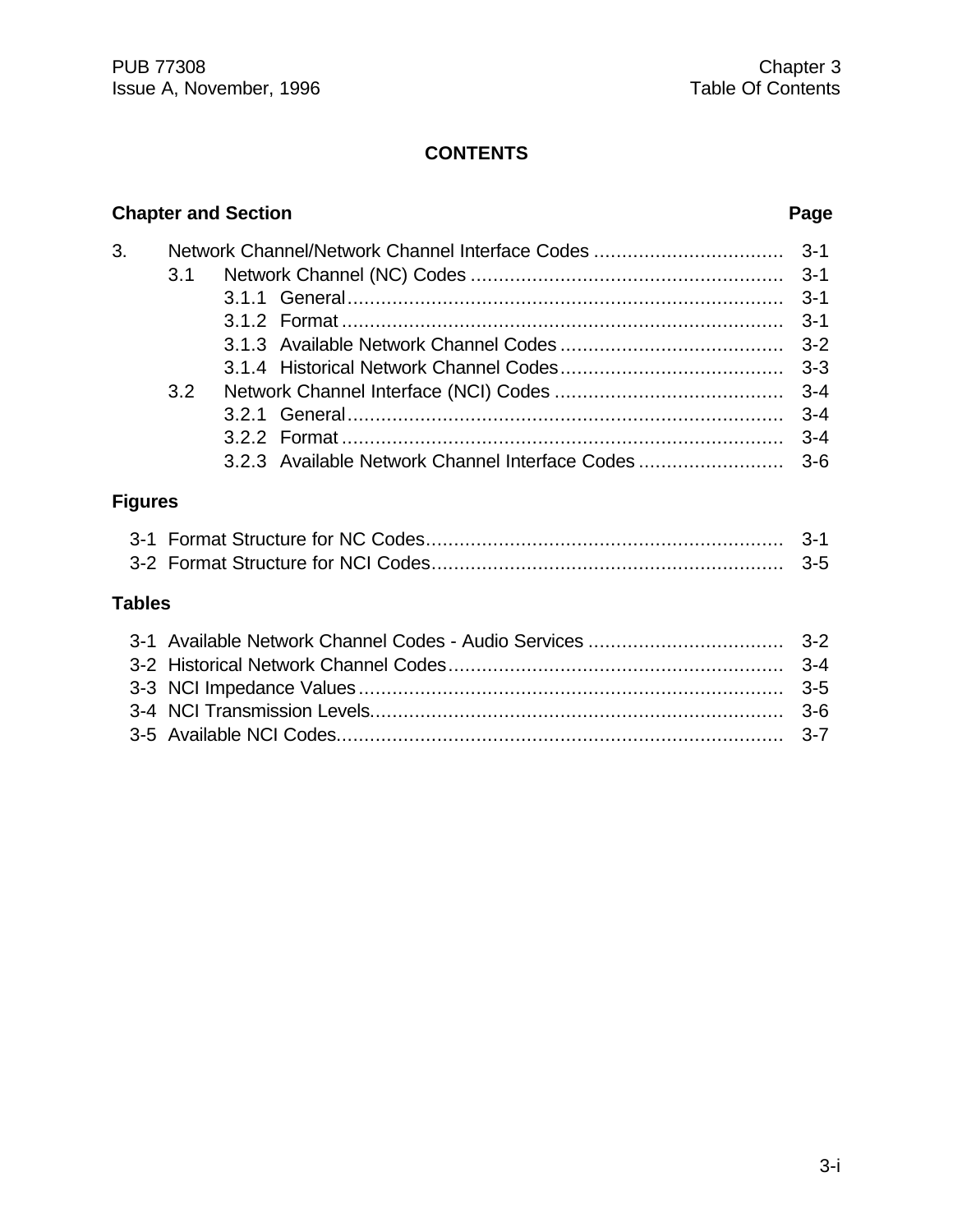# CONTENTS

| Chapter and Section | | | Page |
|---|---|---|---|
| 3. | Network Channel/Network Channel Interface Codes | | 3-1 |
| | 3.1 | Network Channel (NC) Codes | 3-1 |
| | | 3.1.1 General | 3-1 |
| | | 3.1.2 Format | 3-1 |
| | | 3.1.3 Available Network Channel Codes | 3-2 |
| | | 3.1.4 Historical Network Channel Codes | 3-3 |
| | 3.2 | Network Channel Interface (NCI) Codes | 3-4 |
| | | 3.2.1 General | 3-4 |
| | | 3.2.2 Format | 3-4 |
| | | 3.2.3 Available Network Channel Interface Codes | 3-6 |

## Figures

| Figure | Page |
|---|---|
| 3-1 Format Structure for NC Codes | 3-1 |
| 3-2 Format Structure for NCI Codes | 3-5 |

## Tables

| Table | Page |
|---|---|
| 3-1 Available Network Channel Codes - Audio Services | 3-2 |
| 3-2 Historical Network Channel Codes | 3-4 |
| 3-3 NCI Impedance Values | 3-5 |
| 3-4 NCI Transmission Levels | 3-6 |
| 3-5 Available NCI Codes | 3-7 |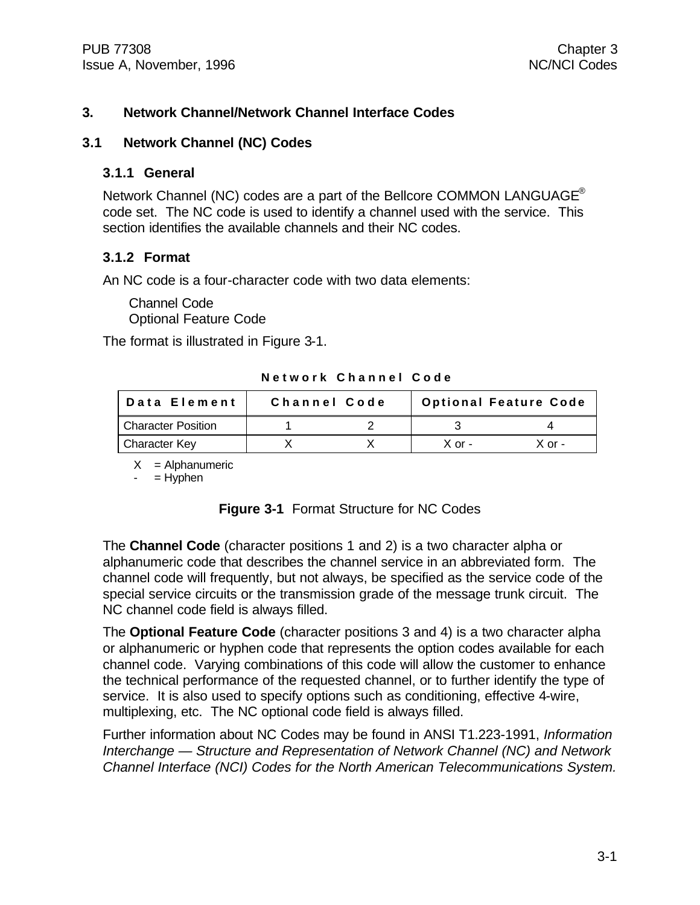# 3. Network Channel/Network Channel Interface Codes

## 3.1 Network Channel (NC) Codes

### 3.1.1 General

Network Channel (NC) codes are a part of the Bellcore COMMON LANGUAGE® code set. The NC code is used to identify a channel used with the service. This section identifies the available channels and their NC codes.

### 3.1.2 Format

An NC code is a four-character code with two data elements:

Channel Code
Optional Feature Code

The format is illustrated in Figure 3-1.

**Network Channel Code**

| Data Element | Channel Code | | Optional Feature Code | |
|---|---|---|---|---|
| Character Position | 1 | 2 | 3 | 4 |
| Character Key | X | X | X or - | X or - |

X = Alphanumeric
\- = Hyphen

**Figure 3-1** Format Structure for NC Codes

The **Channel Code** (character positions 1 and 2) is a two character alpha or alphanumeric code that describes the channel service in an abbreviated form. The channel code will frequently, but not always, be specified as the service code of the special service circuits or the transmission grade of the message trunk circuit. The NC channel code field is always filled.

The **Optional Feature Code** (character positions 3 and 4) is a two character alpha or alphanumeric or hyphen code that represents the option codes available for each channel code. Varying combinations of this code will allow the customer to enhance the technical performance of the requested channel, or to further identify the type of service. It is also used to specify options such as conditioning, effective 4-wire, multiplexing, etc. The NC optional code field is always filled.

Further information about NC Codes may be found in ANSI T1.223-1991, *Information Interchange — Structure and Representation of Network Channel (NC) and Network Channel Interface (NCI) Codes for the North American Telecommunications System.*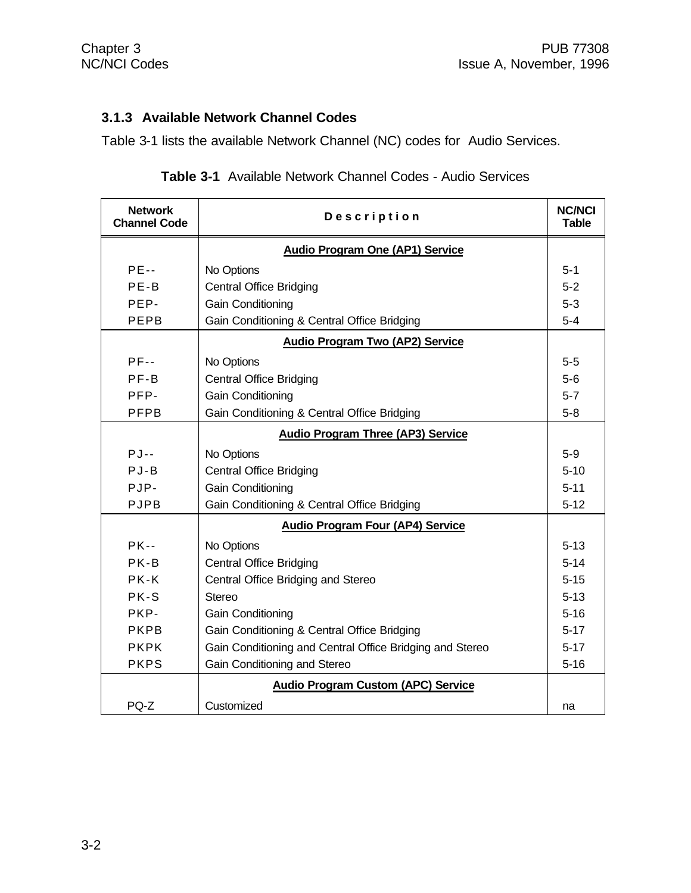### 3.1.3 Available Network Channel Codes

Table 3-1 lists the available Network Channel (NC) codes for Audio Services.

**Table 3-1** Available Network Channel Codes - Audio Services

| Network Channel Code | Description | NC/NCI Table |
|---|---|---|
| | **Audio Program One (AP1) Service** | |
| PE-- | No Options | 5-1 |
| PE-B | Central Office Bridging | 5-2 |
| PEP- | Gain Conditioning | 5-3 |
| PEPB | Gain Conditioning & Central Office Bridging | 5-4 |
| | **Audio Program Two (AP2) Service** | |
| PF-- | No Options | 5-5 |
| PF-B | Central Office Bridging | 5-6 |
| PFP- | Gain Conditioning | 5-7 |
| PFPB | Gain Conditioning & Central Office Bridging | 5-8 |
| | **Audio Program Three (AP3) Service** | |
| PJ-- | No Options | 5-9 |
| PJ-B | Central Office Bridging | 5-10 |
| PJP- | Gain Conditioning | 5-11 |
| PJPB | Gain Conditioning & Central Office Bridging | 5-12 |
| | **Audio Program Four (AP4) Service** | |
| PK-- | No Options | 5-13 |
| PK-B | Central Office Bridging | 5-14 |
| PK-K | Central Office Bridging and Stereo | 5-15 |
| PK-S | Stereo | 5-13 |
| PKP- | Gain Conditioning | 5-16 |
| PKPB | Gain Conditioning & Central Office Bridging | 5-17 |
| PKPK | Gain Conditioning and Central Office Bridging and Stereo | 5-17 |
| PKPS | Gain Conditioning and Stereo | 5-16 |
| | **Audio Program Custom (APC) Service** | |
| PQ-Z | Customized | na |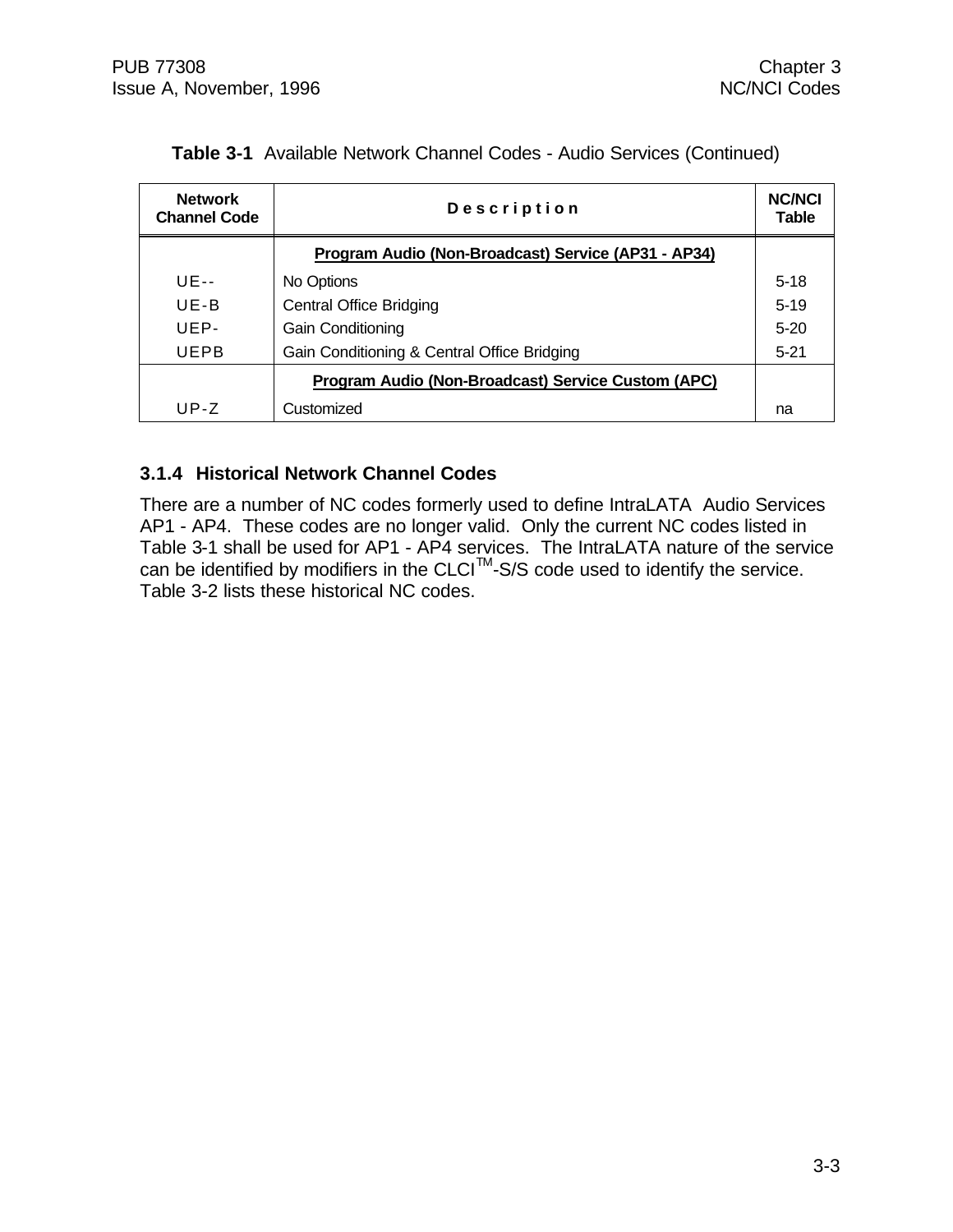**Table 3-1** Available Network Channel Codes - Audio Services (Continued)

| Network Channel Code | Description | NC/NCI Table |
|---|---|---|
| | **Program Audio (Non-Broadcast) Service (AP31 - AP34)** | |
| UE-- | No Options | 5-18 |
| UE-B | Central Office Bridging | 5-19 |
| UEP- | Gain Conditioning | 5-20 |
| UEPB | Gain Conditioning & Central Office Bridging | 5-21 |
| | **Program Audio (Non-Broadcast) Service Custom (APC)** | |
| UP-Z | Customized | na |

### 3.1.4 Historical Network Channel Codes

There are a number of NC codes formerly used to define IntraLATA Audio Services AP1 - AP4. These codes are no longer valid. Only the current NC codes listed in Table 3-1 shall be used for AP1 - AP4 services. The IntraLATA nature of the service can be identified by modifiers in the CLCI™-S/S code used to identify the service. Table 3-2 lists these historical NC codes.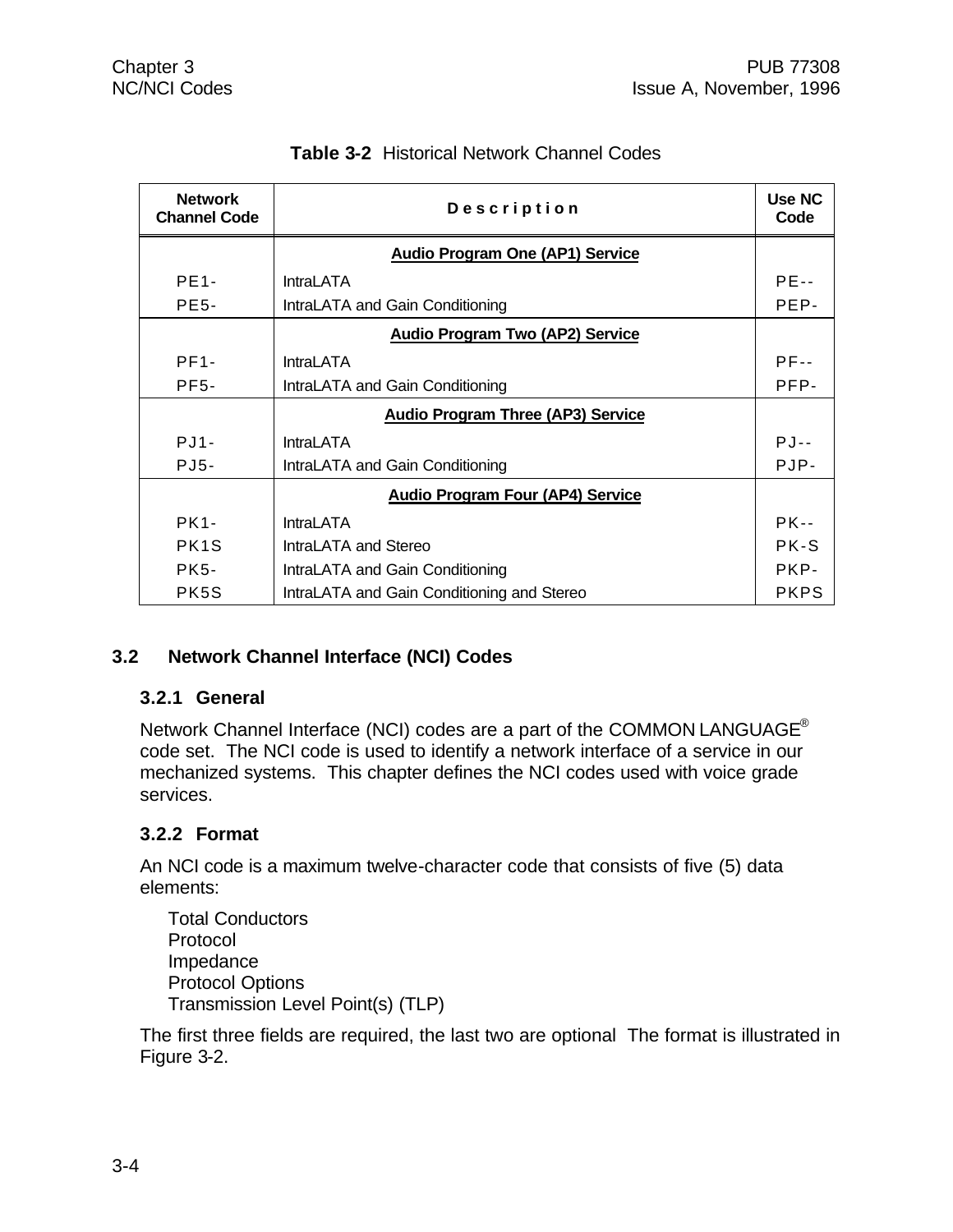**Table 3-2** Historical Network Channel Codes

| Network Channel Code | Description | Use NC Code |
|---|---|---|
| | **Audio Program One (AP1) Service** | |
| PE1- | IntraLATA | PE-- |
| PE5- | IntraLATA and Gain Conditioning | PEP- |
| | **Audio Program Two (AP2) Service** | |
| PF1- | IntraLATA | PF-- |
| PF5- | IntraLATA and Gain Conditioning | PFP- |
| | **Audio Program Three (AP3) Service** | |
| PJ1- | IntraLATA | PJ-- |
| PJ5- | IntraLATA and Gain Conditioning | PJP- |
| | **Audio Program Four (AP4) Service** | |
| PK1- | IntraLATA | PK-- |
| PK1S | IntraLATA and Stereo | PK-S |
| PK5- | IntraLATA and Gain Conditioning | PKP- |
| PK5S | IntraLATA and Gain Conditioning and Stereo | PKPS |

## 3.2 Network Channel Interface (NCI) Codes

### 3.2.1 General

Network Channel Interface (NCI) codes are a part of the COMMON LANGUAGE® code set. The NCI code is used to identify a network interface of a service in our mechanized systems. This chapter defines the NCI codes used with voice grade services.

### 3.2.2 Format

An NCI code is a maximum twelve-character code that consists of five (5) data elements:

- Total Conductors
- Protocol
- Impedance
- Protocol Options
- Transmission Level Point(s) (TLP)

The first three fields are required, the last two are optional The format is illustrated in Figure 3-2.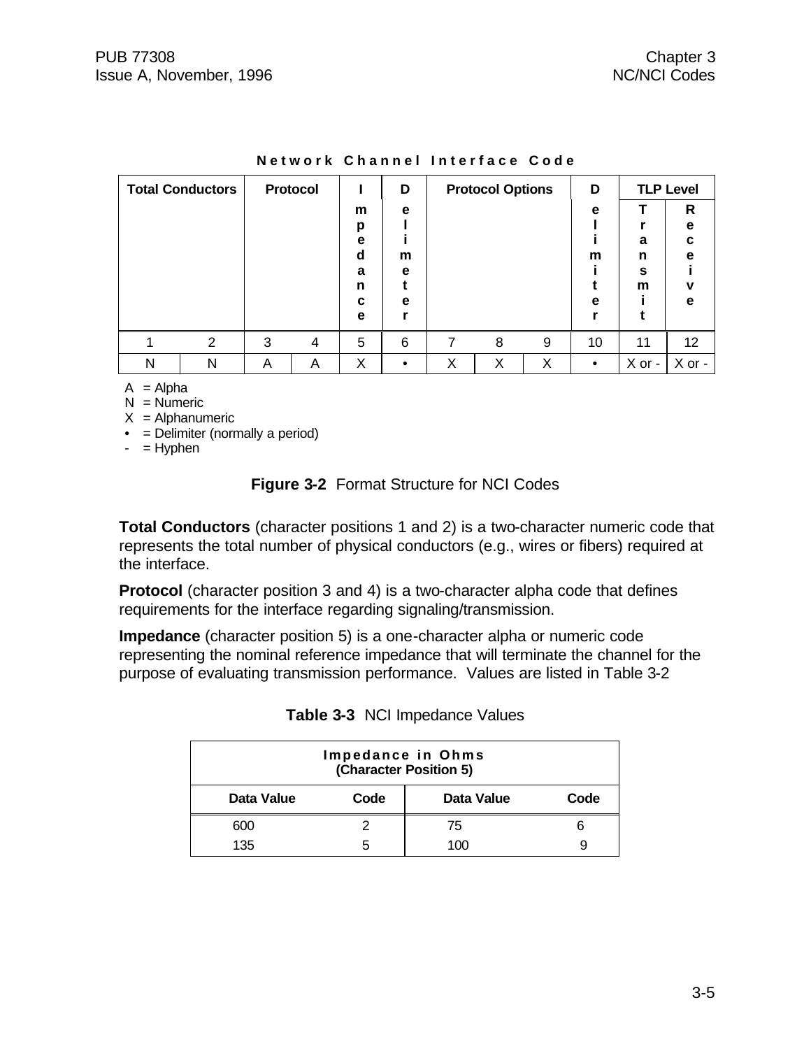**Network Channel Interface Code**

| Total Conductors | | Protocol | | Impedance | Delimiter | Protocol Options | | | Delimiter | TLP Level | |
|---|---|---|---|---|---|---|---|---|---|---|---|
| | | | | | | | | | | Transmit | Receive |
| 1 | 2 | 3 | 4 | 5 | 6 | 7 | 8 | 9 | 10 | 11 | 12 |
| N | N | A | A | X | • | X | X | X | • | X or - | X or - |

A = Alpha
N = Numeric
X = Alphanumeric
• = Delimiter (normally a period)
\- = Hyphen

**Figure 3-2** Format Structure for NCI Codes

**Total Conductors** (character positions 1 and 2) is a two-character numeric code that represents the total number of physical conductors (e.g., wires or fibers) required at the interface.

**Protocol** (character position 3 and 4) is a two-character alpha code that defines requirements for the interface regarding signaling/transmission.

**Impedance** (character position 5) is a one-character alpha or numeric code representing the nominal reference impedance that will terminate the channel for the purpose of evaluating transmission performance. Values are listed in Table 3-2

**Table 3-3** NCI Impedance Values

| Impedance in Ohms (Character Position 5) | | | |
|---|---|---|---|
| Data Value | Code | Data Value | Code |
| 600 | 2 | 75 | 6 |
| 135 | 5 | 100 | 9 |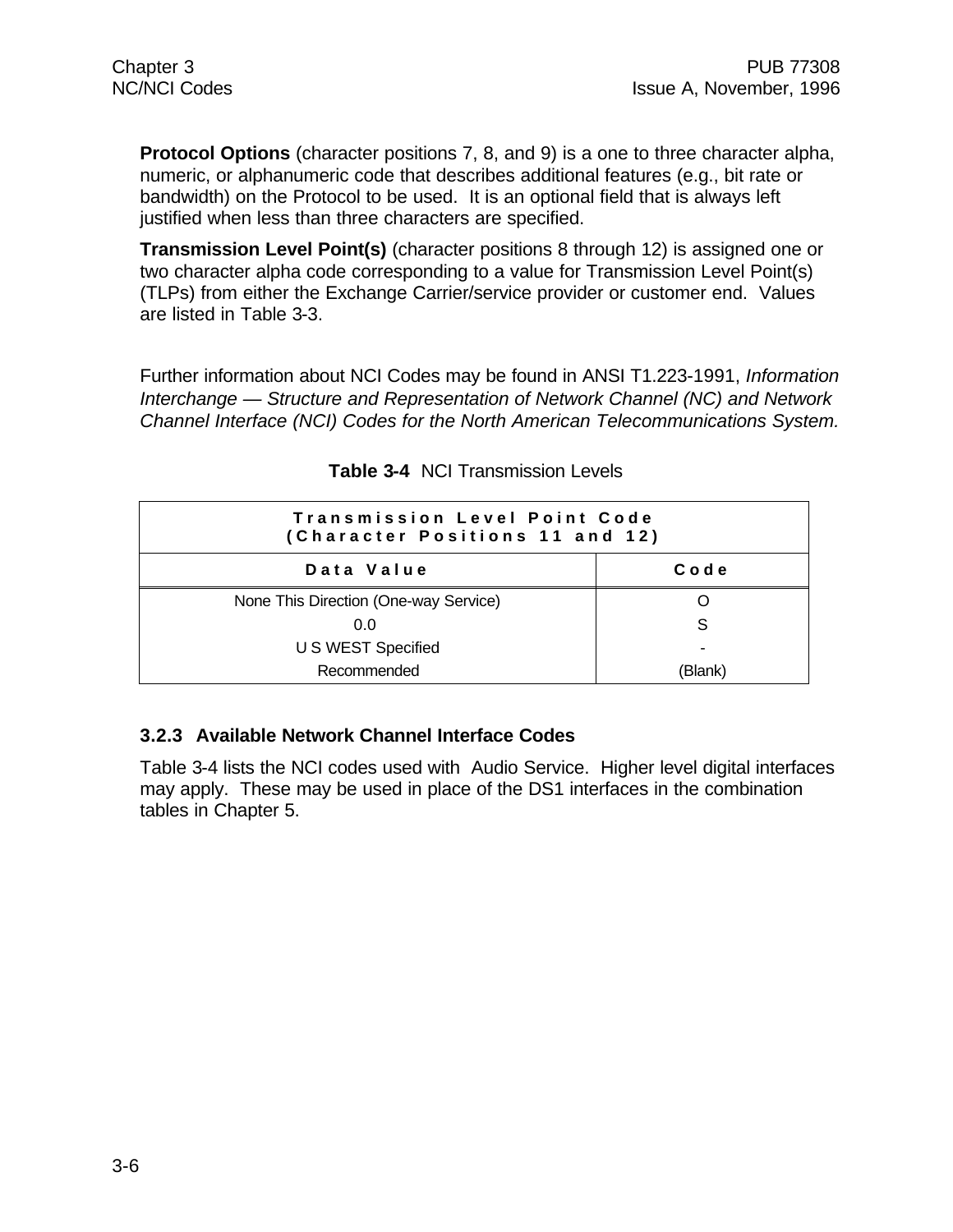**Protocol Options** (character positions 7, 8, and 9) is a one to three character alpha, numeric, or alphanumeric code that describes additional features (e.g., bit rate or bandwidth) on the Protocol to be used. It is an optional field that is always left justified when less than three characters are specified.

**Transmission Level Point(s)** (character positions 8 through 12) is assigned one or two character alpha code corresponding to a value for Transmission Level Point(s) (TLPs) from either the Exchange Carrier/service provider or customer end. Values are listed in Table 3-3.

Further information about NCI Codes may be found in ANSI T1.223-1991, *Information Interchange — Structure and Representation of Network Channel (NC) and Network Channel Interface (NCI) Codes for the North American Telecommunications System.*

**Table 3-4** NCI Transmission Levels

| Transmission Level Point Code (Character Positions 11 and 12) | |
|---|---|
| **Data Value** | **Code** |
| None This Direction (One-way Service) | O |
| 0.0 | S |
| U S WEST Specified | - |
| Recommended | (Blank) |

### 3.2.3 Available Network Channel Interface Codes

Table 3-4 lists the NCI codes used with Audio Service. Higher level digital interfaces may apply. These may be used in place of the DS1 interfaces in the combination tables in Chapter 5.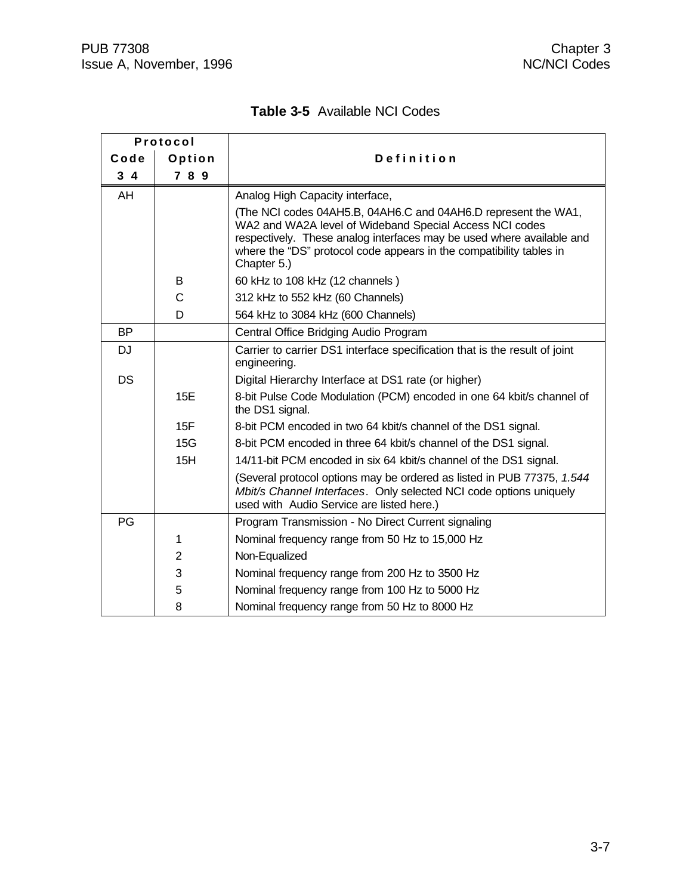**Table 3-5** Available NCI Codes

| Protocol Code 3 4 | Protocol Option 7 8 9 | Definition |
|---|---|---|
| AH | | Analog High Capacity interface, |
| | | (The NCI codes 04AH5.B, 04AH6.C and 04AH6.D represent the WA1, WA2 and WA2A level of Wideband Special Access NCI codes respectively. These analog interfaces may be used where available and where the "DS" protocol code appears in the compatibility tables in Chapter 5.) |
| | B | 60 kHz to 108 kHz (12 channels ) |
| | C | 312 kHz to 552 kHz (60 Channels) |
| | D | 564 kHz to 3084 kHz (600 Channels) |
| BP | | Central Office Bridging Audio Program |
| DJ | | Carrier to carrier DS1 interface specification that is the result of joint engineering. |
| DS | | Digital Hierarchy Interface at DS1 rate (or higher) |
| | 15E | 8-bit Pulse Code Modulation (PCM) encoded in one 64 kbit/s channel of the DS1 signal. |
| | 15F | 8-bit PCM encoded in two 64 kbit/s channel of the DS1 signal. |
| | 15G | 8-bit PCM encoded in three 64 kbit/s channel of the DS1 signal. |
| | 15H | 14/11-bit PCM encoded in six 64 kbit/s channel of the DS1 signal. |
| | | (Several protocol options may be ordered as listed in PUB 77375, *1.544 Mbit/s Channel Interfaces*. Only selected NCI code options uniquely used with Audio Service are listed here.) |
| PG | | Program Transmission - No Direct Current signaling |
| | 1 | Nominal frequency range from 50 Hz to 15,000 Hz |
| | 2 | Non-Equalized |
| | 3 | Nominal frequency range from 200 Hz to 3500 Hz |
| | 5 | Nominal frequency range from 100 Hz to 5000 Hz |
| | 8 | Nominal frequency range from 50 Hz to 8000 Hz |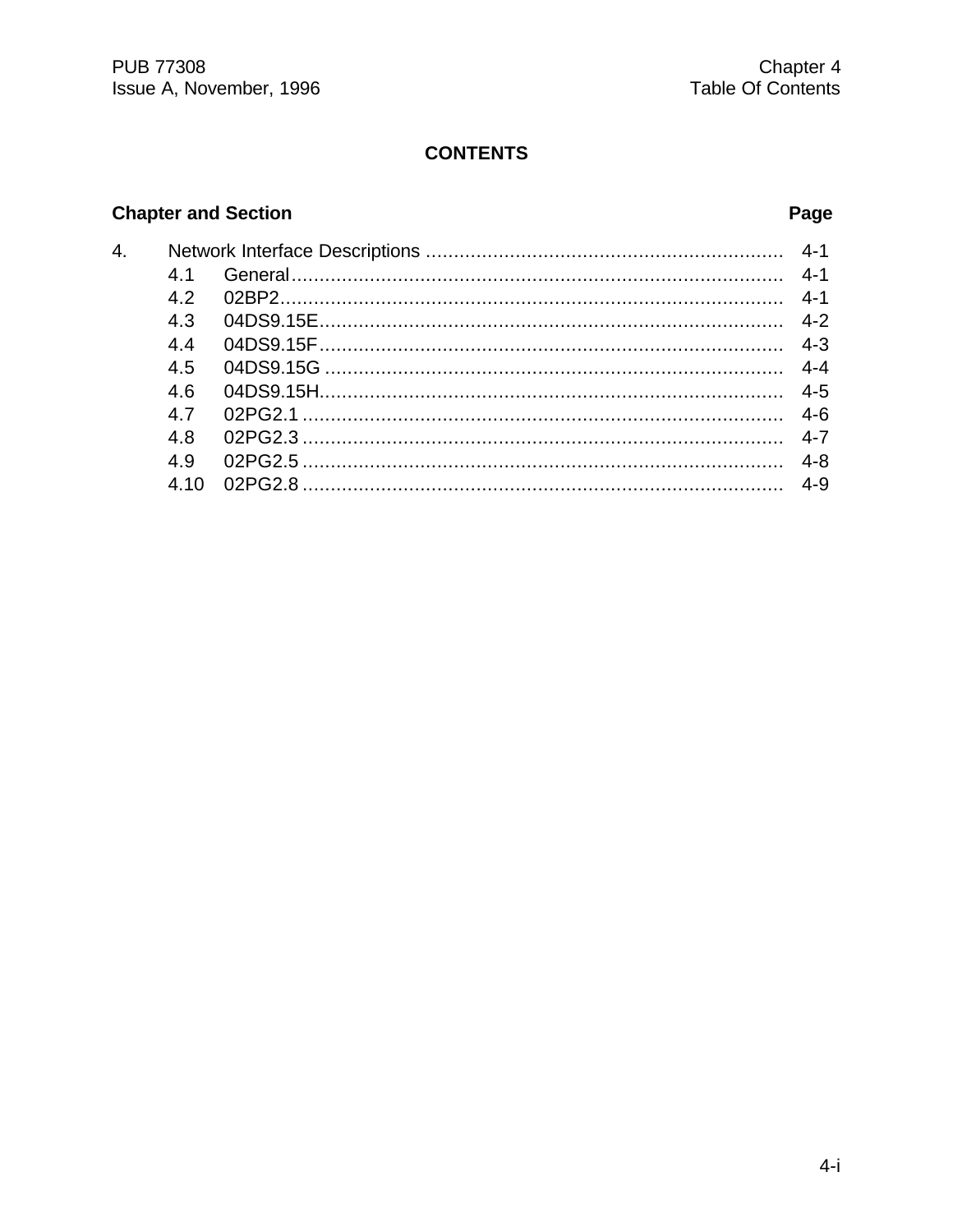# CONTENTS

| Chapter and Section | | Page |
|---|---|---|
| 4. | Network Interface Descriptions | 4-1 |
| 4.1 | General | 4-1 |
| 4.2 | 02BP2 | 4-1 |
| 4.3 | 04DS9.15E | 4-2 |
| 4.4 | 04DS9.15F | 4-3 |
| 4.5 | 04DS9.15G | 4-4 |
| 4.6 | 04DS9.15H | 4-5 |
| 4.7 | 02PG2.1 | 4-6 |
| 4.8 | 02PG2.3 | 4-7 |
| 4.9 | 02PG2.5 | 4-8 |
| 4.10 | 02PG2.8 | 4-9 |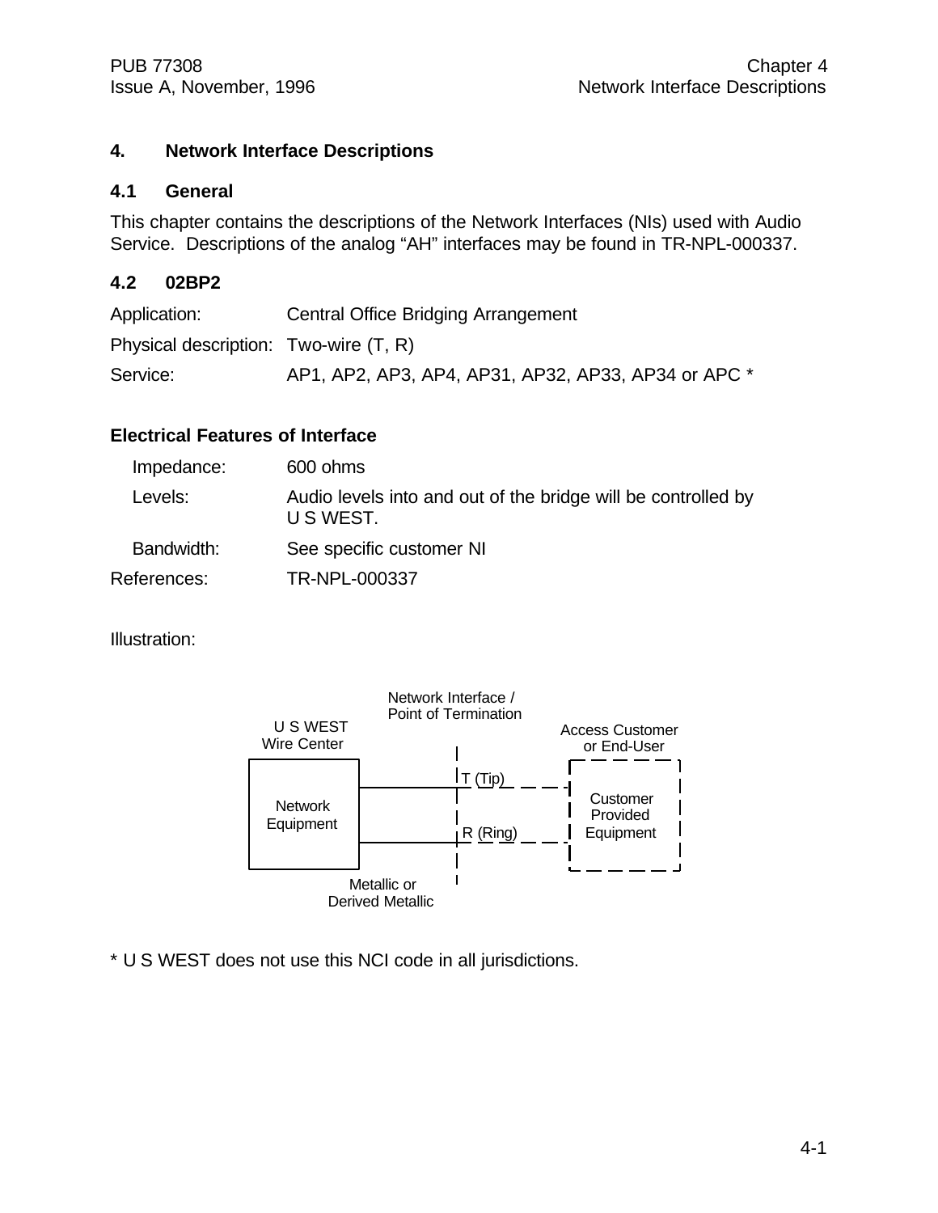# 4. Network Interface Descriptions

## 4.1 General

This chapter contains the descriptions of the Network Interfaces (NIs) used with Audio Service. Descriptions of the analog "AH" interfaces may be found in TR-NPL-000337.

## 4.2 02BP2

Application: Central Office Bridging Arrangement

Physical description: Two-wire (T, R)

Service: AP1, AP2, AP3, AP4, AP31, AP32, AP33, AP34 or APC *

**Electrical Features of Interface**

Impedance: 600 ohms

Levels: Audio levels into and out of the bridge will be controlled by U S WEST.

Bandwidth: See specific customer NI

References: TR-NPL-000337

Illustration:

Network Interface / Point of Termination

U S WEST Wire Center

Access Customer or End-User

Network Equipment

T (Tip)

R (Ring)

Customer Provided Equipment

Metallic or Derived Metallic

* U S WEST does not use this NCI code in all jurisdictions.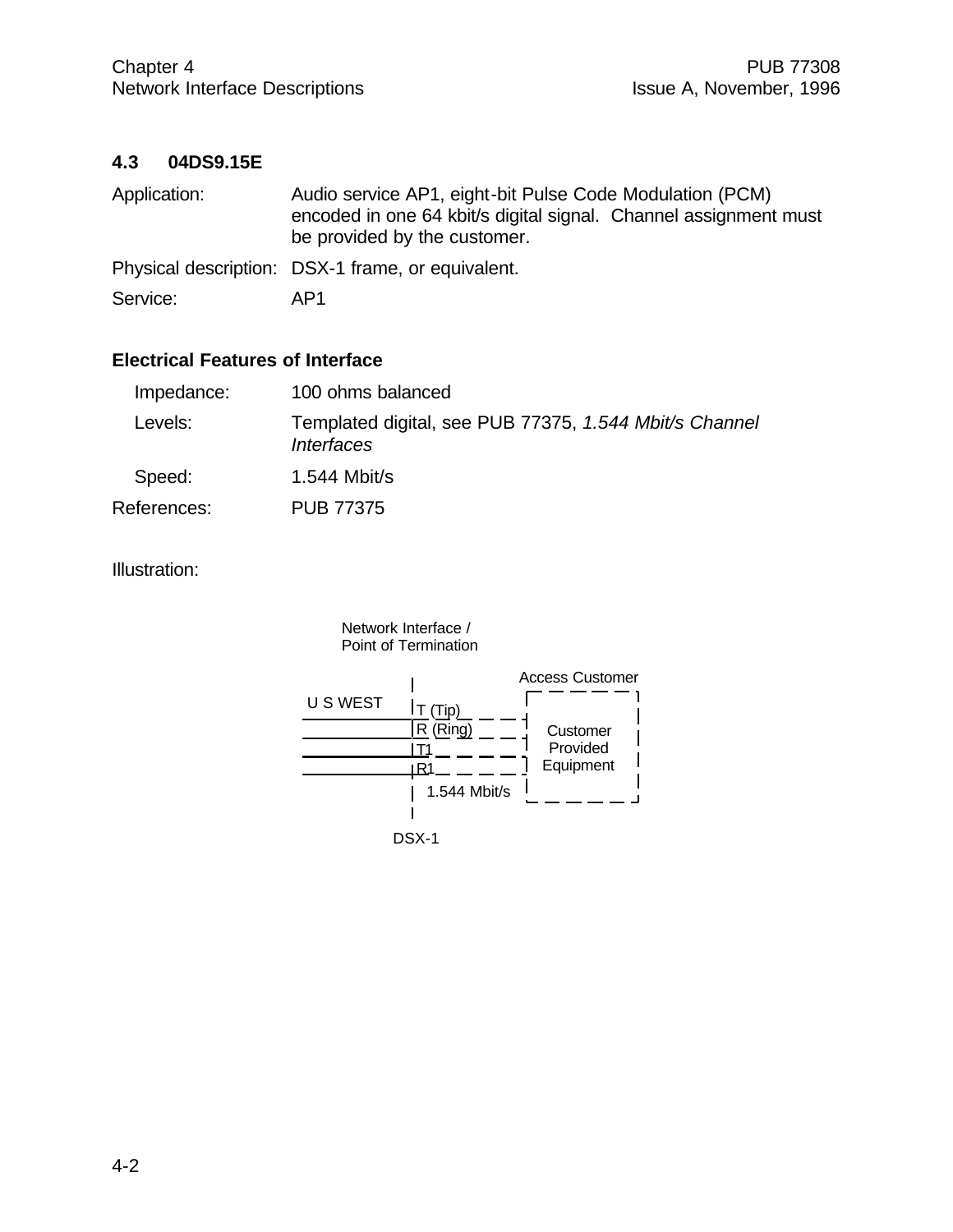## 4.3 04DS9.15E

Application: Audio service AP1, eight-bit Pulse Code Modulation (PCM) encoded in one 64 kbit/s digital signal. Channel assignment must be provided by the customer.

Physical description: DSX-1 frame, or equivalent.

Service: AP1

### Electrical Features of Interface

Impedance: 100 ohms balanced

Levels: Templated digital, see PUB 77375, *1.544 Mbit/s Channel Interfaces*

Speed: 1.544 Mbit/s

References: PUB 77375

Illustration:

Network Interface / Point of Termination

Access Customer

U S WEST

T (Tip)

R (Ring)

T1

R1

1.544 Mbit/s

Customer Provided Equipment

DSX-1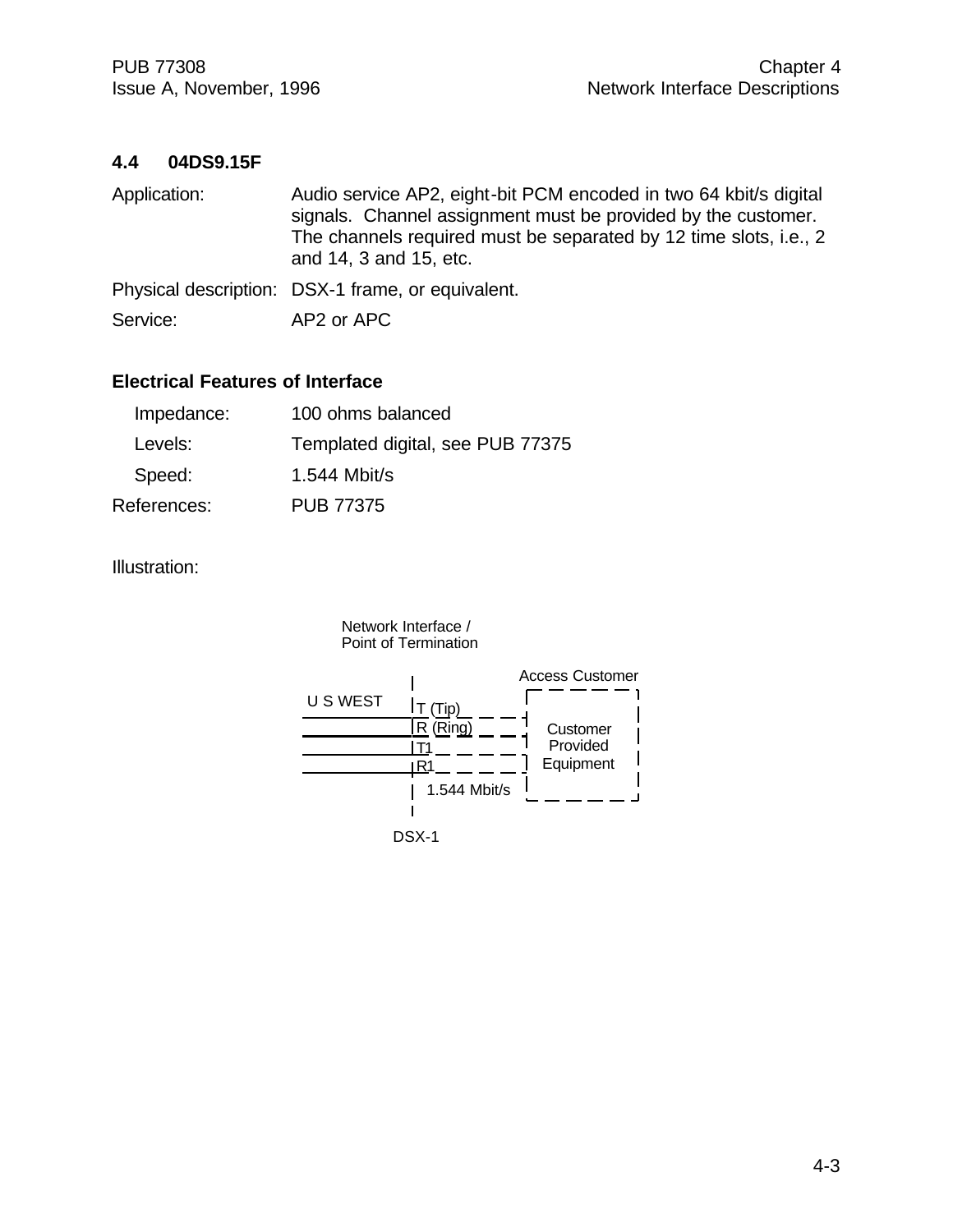## 4.4 04DS9.15F

Application: Audio service AP2, eight-bit PCM encoded in two 64 kbit/s digital signals. Channel assignment must be provided by the customer. The channels required must be separated by 12 time slots, i.e., 2 and 14, 3 and 15, etc.

Physical description: DSX-1 frame, or equivalent.

Service: AP2 or APC

### Electrical Features of Interface

Impedance: 100 ohms balanced

Levels: Templated digital, see PUB 77375

Speed: 1.544 Mbit/s

References: PUB 77375

Illustration:

Network Interface / Point of Termination

U S WEST

T (Tip)
R (Ring)
T1
R1

1.544 Mbit/s

DSX-1

Access Customer

Customer Provided Equipment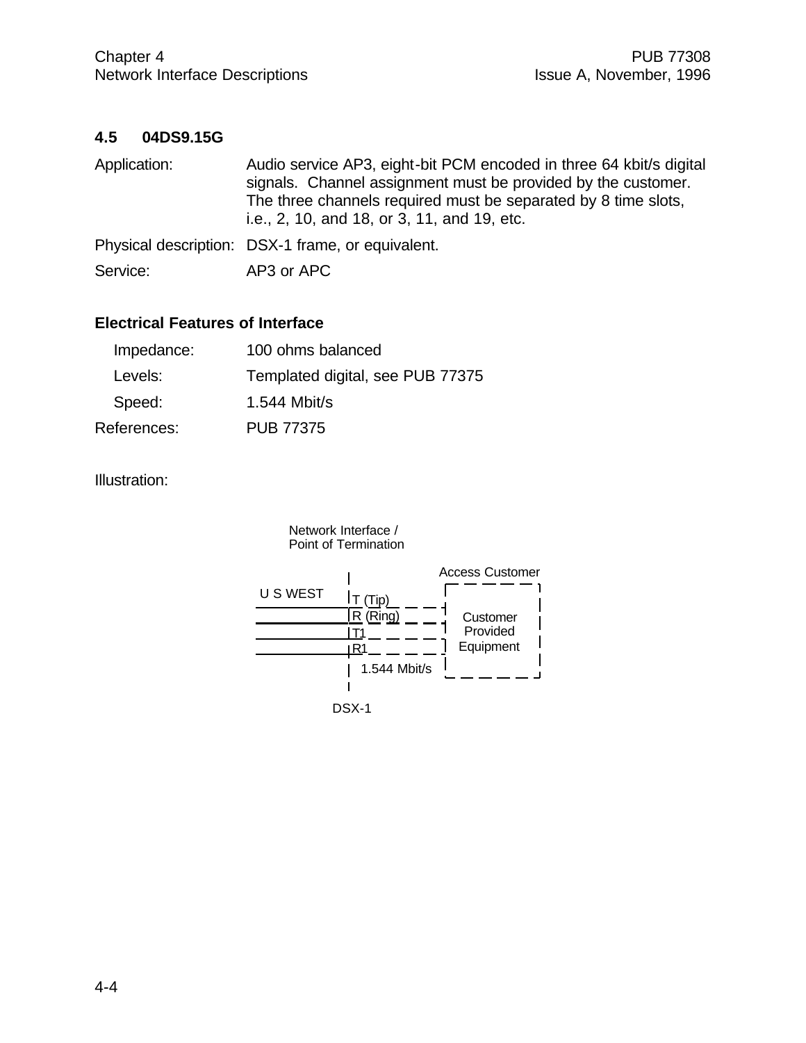## 4.5 04DS9.15G

Application: Audio service AP3, eight-bit PCM encoded in three 64 kbit/s digital signals. Channel assignment must be provided by the customer. The three channels required must be separated by 8 time slots, i.e., 2, 10, and 18, or 3, 11, and 19, etc.

Physical description: DSX-1 frame, or equivalent.

Service: AP3 or APC

### Electrical Features of Interface

Impedance: 100 ohms balanced

Levels: Templated digital, see PUB 77375

Speed: 1.544 Mbit/s

References: PUB 77375

Illustration:

Network Interface / Point of Termination

U S WEST | T (Tip), R (Ring), T1, R1 | 1.544 Mbit/s | Access Customer: Customer Provided Equipment

DSX-1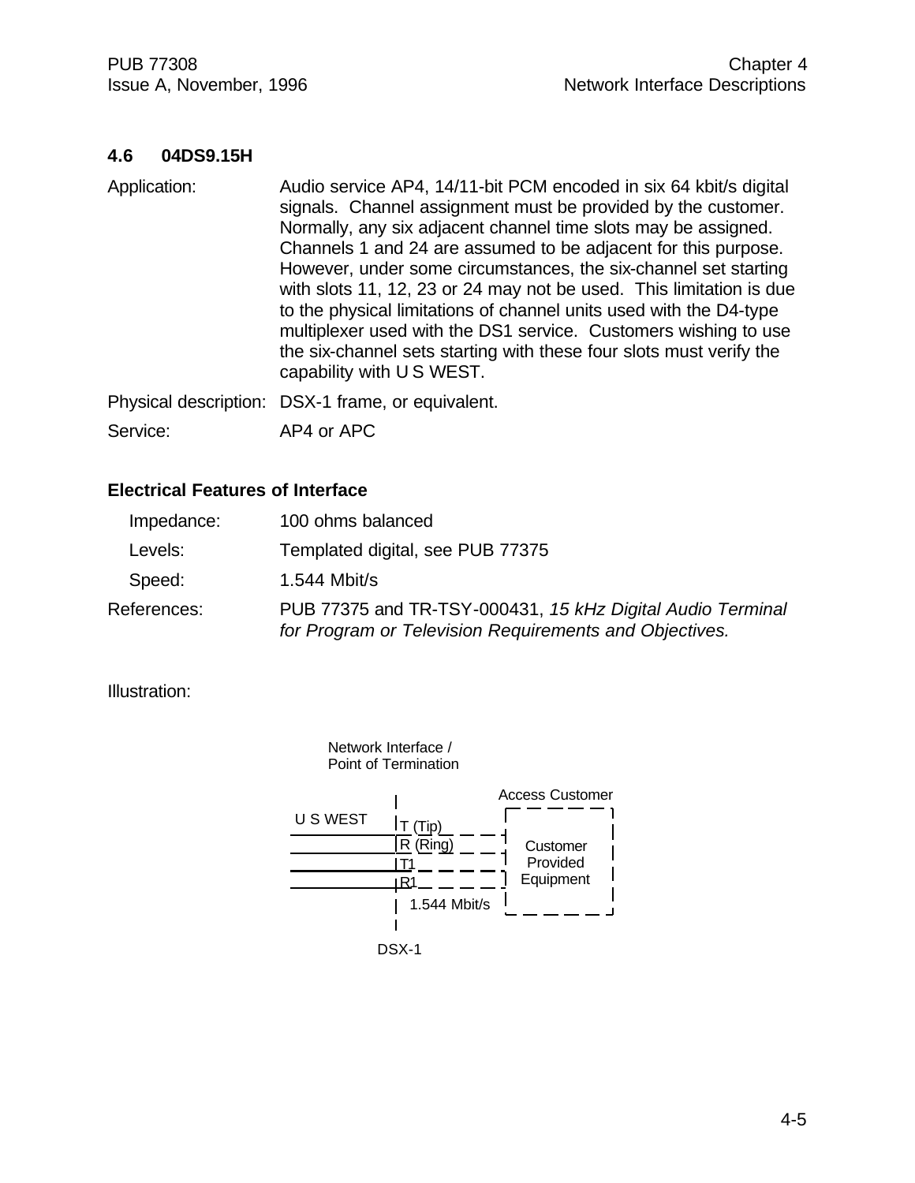## 4.6 04DS9.15H

Application: Audio service AP4, 14/11-bit PCM encoded in six 64 kbit/s digital signals. Channel assignment must be provided by the customer. Normally, any six adjacent channel time slots may be assigned. Channels 1 and 24 are assumed to be adjacent for this purpose. However, under some circumstances, the six-channel set starting with slots 11, 12, 23 or 24 may not be used. This limitation is due to the physical limitations of channel units used with the D4-type multiplexer used with the DS1 service. Customers wishing to use the six-channel sets starting with these four slots must verify the capability with U S WEST.

Physical description: DSX-1 frame, or equivalent.

Service: AP4 or APC

### Electrical Features of Interface

Impedance: 100 ohms balanced

Levels: Templated digital, see PUB 77375

Speed: 1.544 Mbit/s

References: PUB 77375 and TR-TSY-000431, *15 kHz Digital Audio Terminal for Program or Television Requirements and Objectives.*

Illustration:

Network Interface / Point of Termination

U S WEST

T (Tip)
R (Ring)
T1
R1

1.544 Mbit/s

DSX-1

Access Customer

Customer Provided Equipment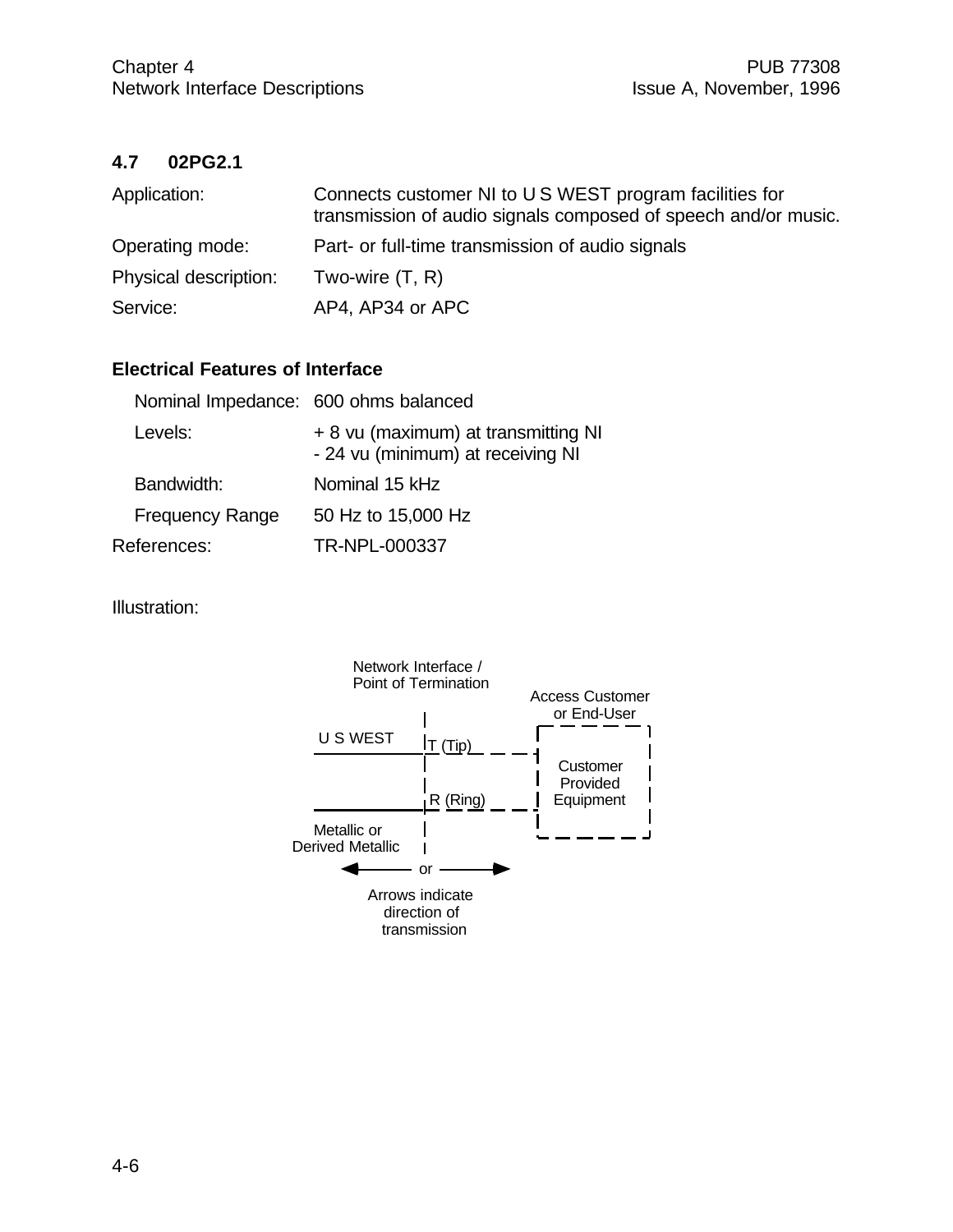## 4.7 02PG2.1

| | |
|---|---|
| Application: | Connects customer NI to U S WEST program facilities for transmission of audio signals composed of speech and/or music. |
| Operating mode: | Part- or full-time transmission of audio signals |
| Physical description: | Two-wire (T, R) |
| Service: | AP4, AP34 or APC |

### Electrical Features of Interface

| | |
|---|---|
| Nominal Impedance: | 600 ohms balanced |
| Levels: | + 8 vu (maximum) at transmitting NI<br>- 24 vu (minimum) at receiving NI |
| Bandwidth: | Nominal 15 kHz |
| Frequency Range | 50 Hz to 15,000 Hz |

References: TR-NPL-000337

Illustration:

Network Interface / Point of Termination

Access Customer or End-User

U S WEST

T (Tip)

R (Ring)

Customer Provided Equipment

Metallic or Derived Metallic

← or →

Arrows indicate direction of transmission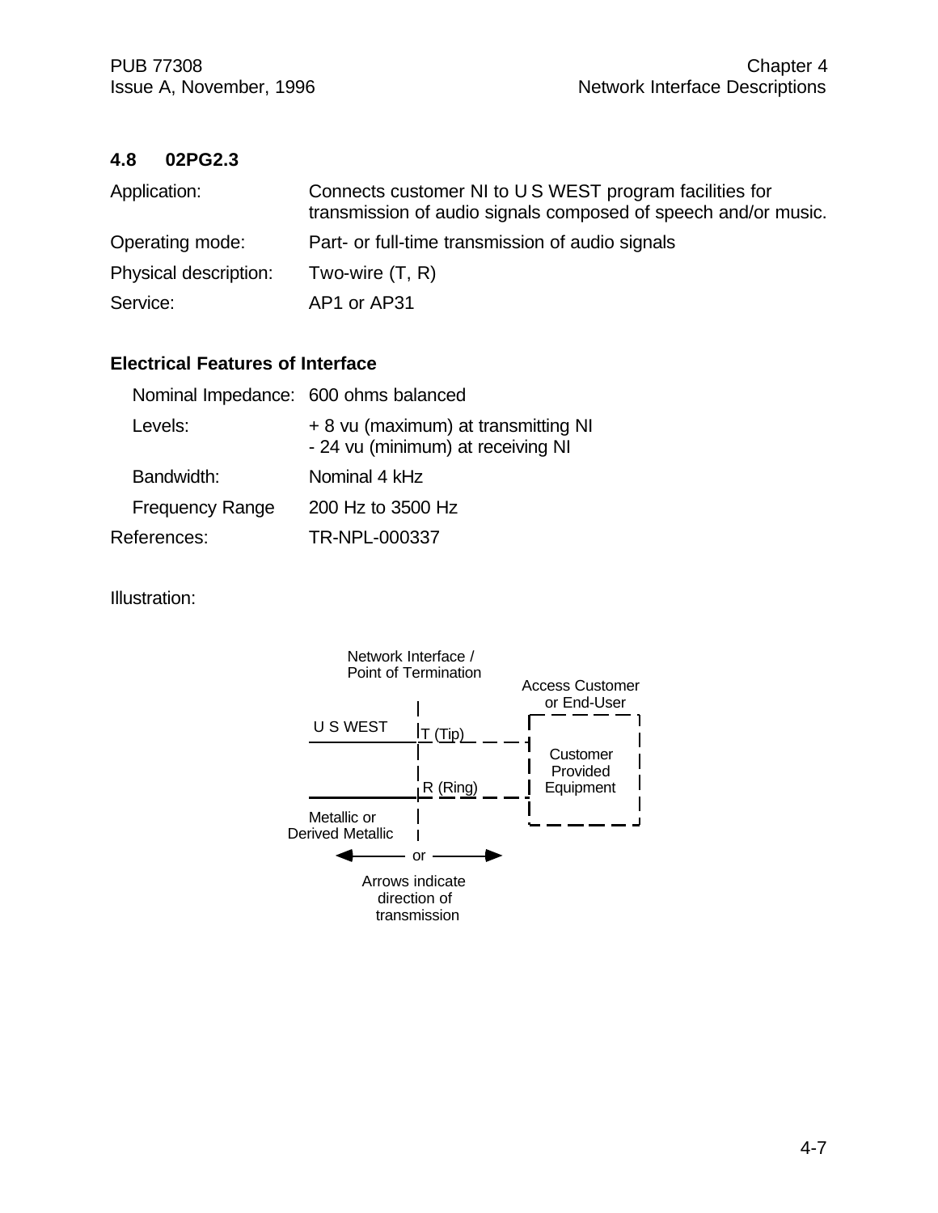## 4.8 02PG2.3

| | |
|---|---|
| Application: | Connects customer NI to U S WEST program facilities for transmission of audio signals composed of speech and/or music. |
| Operating mode: | Part- or full-time transmission of audio signals |
| Physical description: | Two-wire (T, R) |
| Service: | AP1 or AP31 |

### Electrical Features of Interface

| | |
|---|---|
| Nominal Impedance: | 600 ohms balanced |
| Levels: | + 8 vu (maximum) at transmitting NI<br>- 24 vu (minimum) at receiving NI |
| Bandwidth: | Nominal 4 kHz |
| Frequency Range | 200 Hz to 3500 Hz |

References: TR-NPL-000337

Illustration:

Network Interface / Point of Termination

Access Customer or End-User

U S WEST

T (Tip)

R (Ring)

Customer Provided Equipment

Metallic or Derived Metallic

← or →

Arrows indicate direction of transmission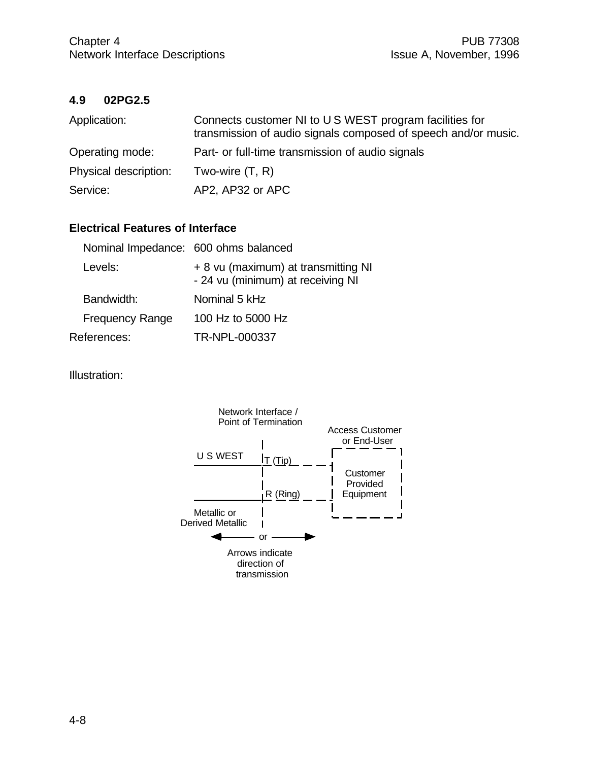## 4.9 02PG2.5

| | |
|---|---|
| Application: | Connects customer NI to U S WEST program facilities for transmission of audio signals composed of speech and/or music. |
| Operating mode: | Part- or full-time transmission of audio signals |
| Physical description: | Two-wire (T, R) |
| Service: | AP2, AP32 or APC |

### Electrical Features of Interface

| | |
|---|---|
| Nominal Impedance: | 600 ohms balanced |
| Levels: | + 8 vu (maximum) at transmitting NI<br>- 24 vu (minimum) at receiving NI |
| Bandwidth: | Nominal 5 kHz |
| Frequency Range | 100 Hz to 5000 Hz |
| References: | TR-NPL-000337 |

Illustration:

Network Interface / Point of Termination

Access Customer or End-User

U S WEST — T (Tip) — R (Ring) — Customer Provided Equipment

Metallic or Derived Metallic

← or →

Arrows indicate direction of transmission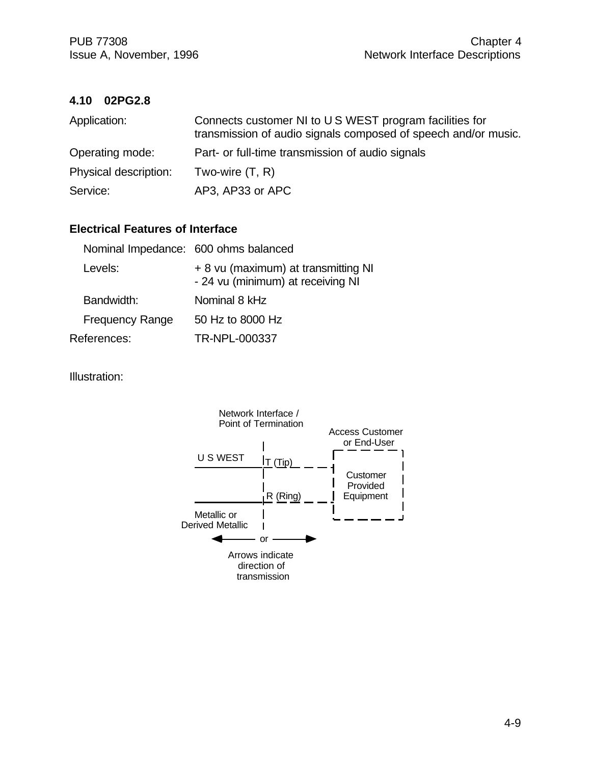### 4.10 02PG2.8

| | |
|---|---|
| Application: | Connects customer NI to U S WEST program facilities for transmission of audio signals composed of speech and/or music. |
| Operating mode: | Part- or full-time transmission of audio signals |
| Physical description: | Two-wire (T, R) |
| Service: | AP3, AP33 or APC |

**Electrical Features of Interface**

| | |
|---|---|
| Nominal Impedance: | 600 ohms balanced |
| Levels: | + 8 vu (maximum) at transmitting NI<br>- 24 vu (minimum) at receiving NI |
| Bandwidth: | Nominal 8 kHz |
| Frequency Range | 50 Hz to 8000 Hz |
| References: | TR-NPL-000337 |

Illustration:

Network Interface / Point of Termination

Access Customer or End-User

U S WEST

T (Tip)

R (Ring)

Customer Provided Equipment

Metallic or Derived Metallic

or

Arrows indicate direction of transmission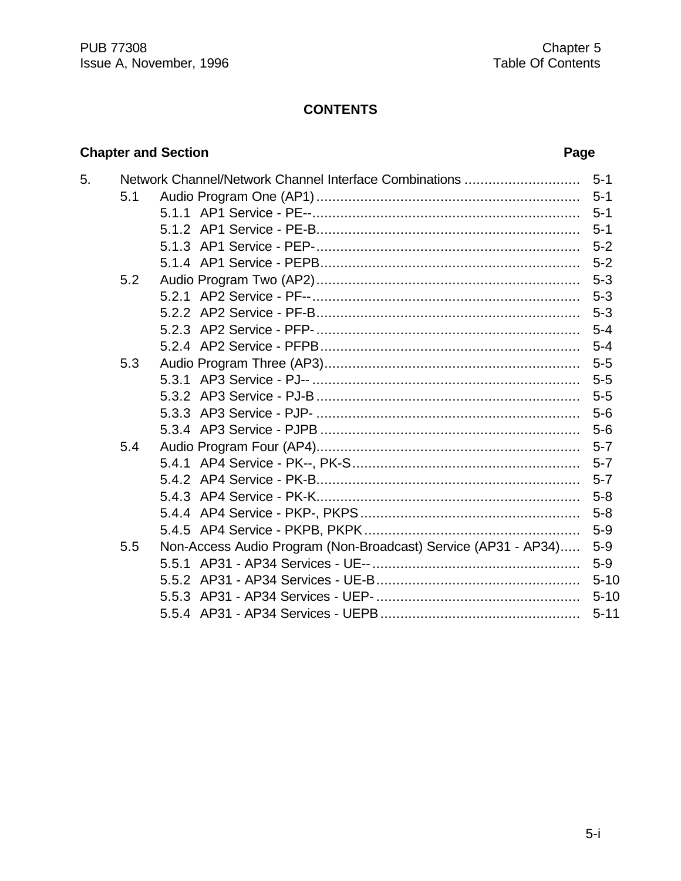# CONTENTS

| Chapter and Section | | | Page |
|---|---|---|---|
| 5. | Network Channel/Network Channel Interface Combinations | | 5-1 |
| | 5.1 | Audio Program One (AP1) | 5-1 |
| | | 5.1.1 AP1 Service - PE-- | 5-1 |
| | | 5.1.2 AP1 Service - PE-B | 5-1 |
| | | 5.1.3 AP1 Service - PEP- | 5-2 |
| | | 5.1.4 AP1 Service - PEPB | 5-2 |
| | 5.2 | Audio Program Two (AP2) | 5-3 |
| | | 5.2.1 AP2 Service - PF-- | 5-3 |
| | | 5.2.2 AP2 Service - PF-B | 5-3 |
| | | 5.2.3 AP2 Service - PFP- | 5-4 |
| | | 5.2.4 AP2 Service - PFPB | 5-4 |
| | 5.3 | Audio Program Three (AP3) | 5-5 |
| | | 5.3.1 AP3 Service - PJ-- | 5-5 |
| | | 5.3.2 AP3 Service - PJ-B | 5-5 |
| | | 5.3.3 AP3 Service - PJP- | 5-6 |
| | | 5.3.4 AP3 Service - PJPB | 5-6 |
| | 5.4 | Audio Program Four (AP4) | 5-7 |
| | | 5.4.1 AP4 Service - PK--, PK-S | 5-7 |
| | | 5.4.2 AP4 Service - PK-B | 5-7 |
| | | 5.4.3 AP4 Service - PK-K | 5-8 |
| | | 5.4.4 AP4 Service - PKP-, PKPS | 5-8 |
| | | 5.4.5 AP4 Service - PKPB, PKPK | 5-9 |
| | 5.5 | Non-Access Audio Program (Non-Broadcast) Service (AP31 - AP34) | 5-9 |
| | | 5.5.1 AP31 - AP34 Services - UE-- | 5-9 |
| | | 5.5.2 AP31 - AP34 Services - UE-B | 5-10 |
| | | 5.5.3 AP31 - AP34 Services - UEP- | 5-10 |
| | | 5.5.4 AP31 - AP34 Services - UEPB | 5-11 |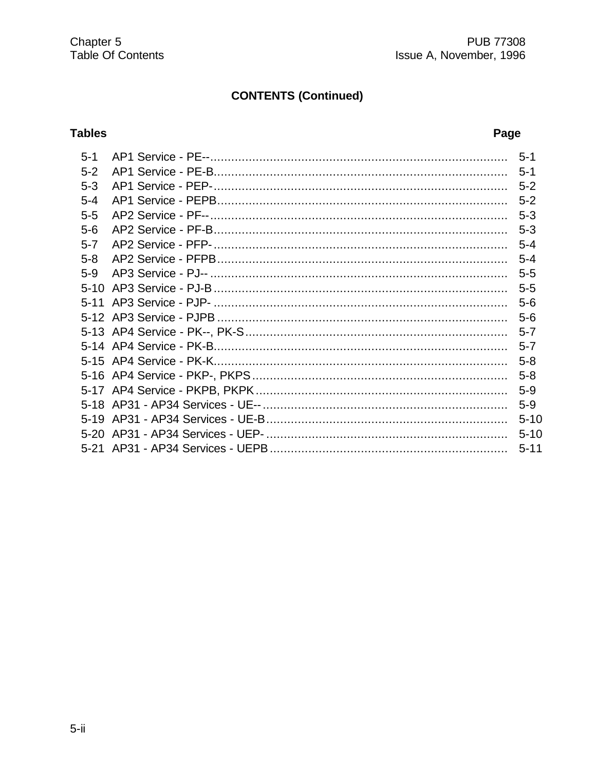## CONTENTS (Continued)

| Tables | | Page |
|---|---|---|
| 5-1 | AP1 Service - PE-- | 5-1 |
| 5-2 | AP1 Service - PE-B | 5-1 |
| 5-3 | AP1 Service - PEP- | 5-2 |
| 5-4 | AP1 Service - PEPB | 5-2 |
| 5-5 | AP2 Service - PF-- | 5-3 |
| 5-6 | AP2 Service - PF-B | 5-3 |
| 5-7 | AP2 Service - PFP- | 5-4 |
| 5-8 | AP2 Service - PFPB | 5-4 |
| 5-9 | AP3 Service - PJ-- | 5-5 |
| 5-10 | AP3 Service - PJ-B | 5-5 |
| 5-11 | AP3 Service - PJP- | 5-6 |
| 5-12 | AP3 Service - PJPB | 5-6 |
| 5-13 | AP4 Service - PK--, PK-S | 5-7 |
| 5-14 | AP4 Service - PK-B | 5-7 |
| 5-15 | AP4 Service - PK-K | 5-8 |
| 5-16 | AP4 Service - PKP-, PKPS | 5-8 |
| 5-17 | AP4 Service - PKPB, PKPK | 5-9 |
| 5-18 | AP31 - AP34 Services - UE-- | 5-9 |
| 5-19 | AP31 - AP34 Services - UE-B | 5-10 |
| 5-20 | AP31 - AP34 Services - UEP- | 5-10 |
| 5-21 | AP31 - AP34 Services - UEPB | 5-11 |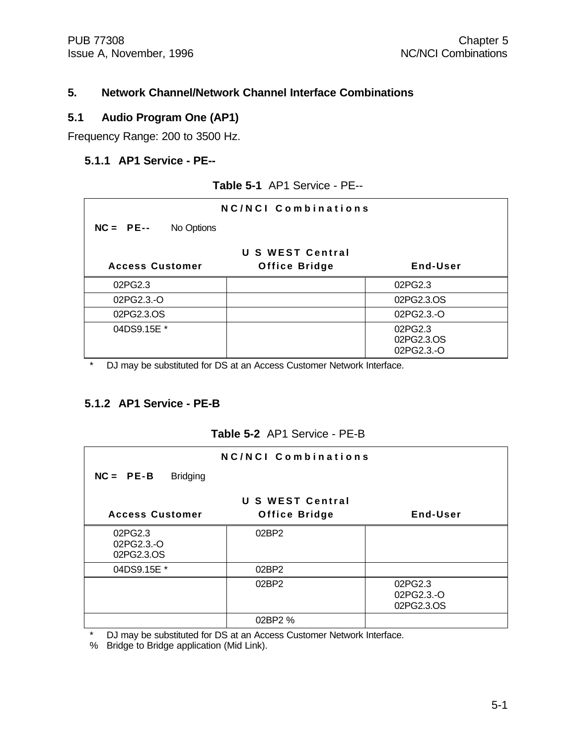# 5. Network Channel/Network Channel Interface Combinations

## 5.1 Audio Program One (AP1)

Frequency Range: 200 to 3500 Hz.

### 5.1.1 AP1 Service - PE--

**Table 5-1** AP1 Service - PE--

| NC/NCI Combinations | | |
|---|---|---|
| **NC = PE--** No Options | | |
| **Access Customer** | **U S WEST Central Office Bridge** | **End-User** |
| 02PG2.3 | | 02PG2.3 |
| 02PG2.3.-O | | 02PG2.3.OS |
| 02PG2.3.OS | | 02PG2.3.-O |
| 04DS9.15E * | | 02PG2.3<br>02PG2.3.OS<br>02PG2.3.-O |

\* DJ may be substituted for DS at an Access Customer Network Interface.

### 5.1.2 AP1 Service - PE-B

**Table 5-2** AP1 Service - PE-B

| NC/NCI Combinations | | |
|---|---|---|
| **NC = PE-B** Bridging | | |
| **Access Customer** | **U S WEST Central Office Bridge** | **End-User** |
| 02PG2.3<br>02PG2.3.-O<br>02PG2.3.OS | 02BP2 | |
| 04DS9.15E * | 02BP2 | |
| | 02BP2 | 02PG2.3<br>02PG2.3.-O<br>02PG2.3.OS |
| | 02BP2 % | |

\* DJ may be substituted for DS at an Access Customer Network Interface.

% Bridge to Bridge application (Mid Link).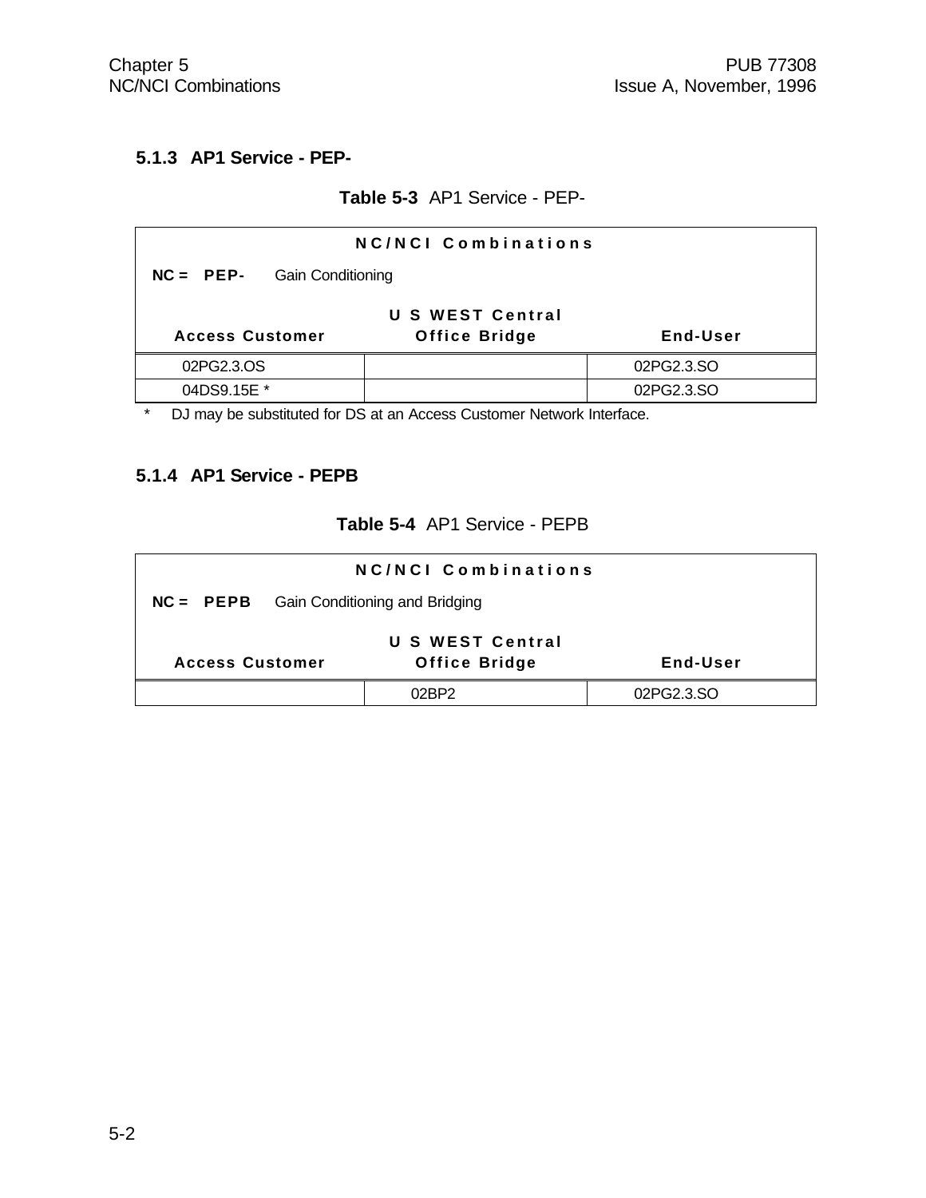### 5.1.3 AP1 Service - PEP-

**Table 5-3** AP1 Service - PEP-

| **NC/NCI Combinations** | | |
|---|---|---|
| **NC = PEP-** Gain Conditioning | | |
| **Access Customer** | **U S WEST Central Office Bridge** | **End-User** |
| 02PG2.3.OS | | 02PG2.3.SO |
| 04DS9.15E * | | 02PG2.3.SO |

\* DJ may be substituted for DS at an Access Customer Network Interface.

### 5.1.4 AP1 Service - PEPB

**Table 5-4** AP1 Service - PEPB

| **NC/NCI Combinations** | | |
|---|---|---|
| **NC = PEPB** Gain Conditioning and Bridging | | |
| **Access Customer** | **U S WEST Central Office Bridge** | **End-User** |
| | 02BP2 | 02PG2.3.SO |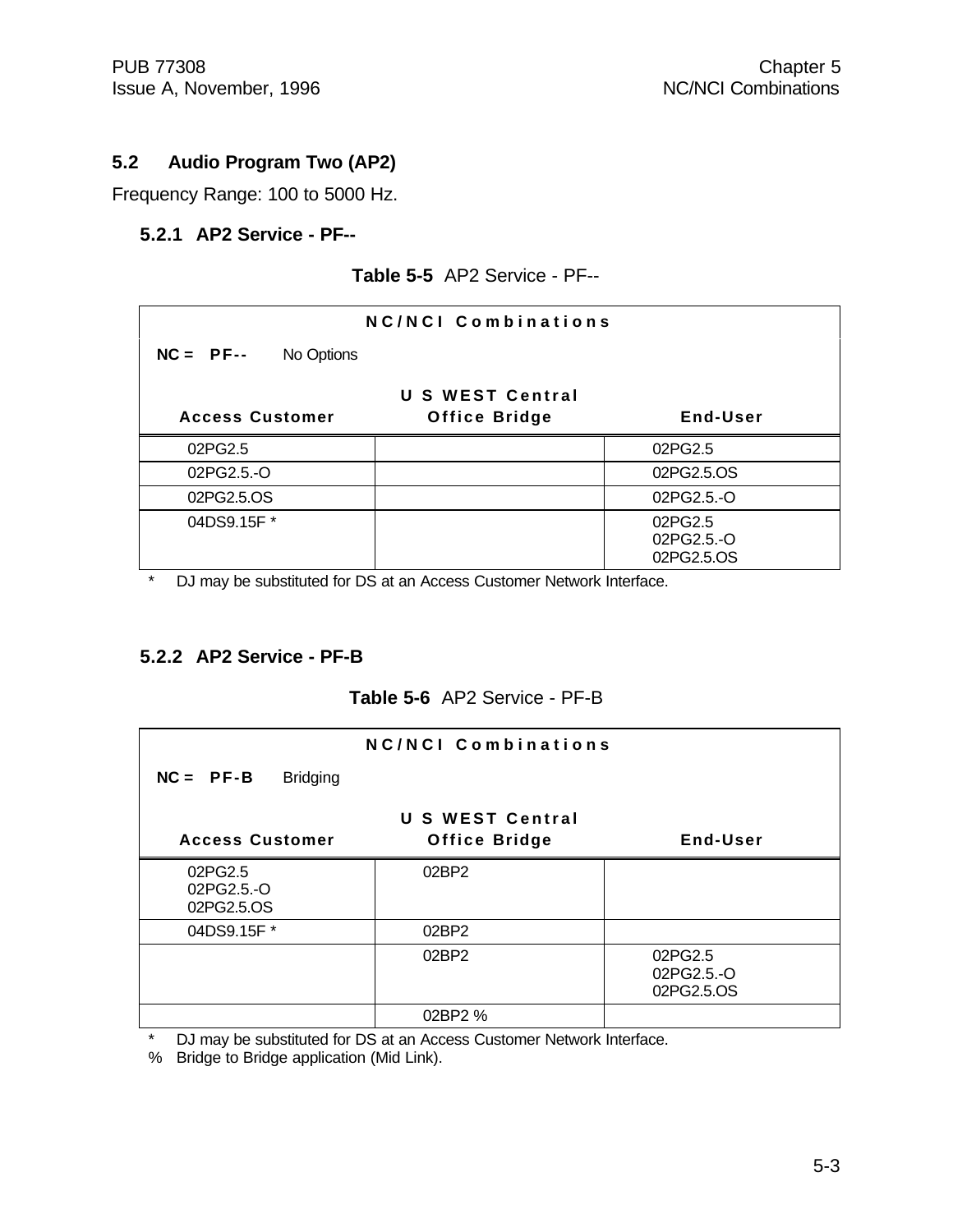## 5.2 Audio Program Two (AP2)

Frequency Range: 100 to 5000 Hz.

### 5.2.1 AP2 Service - PF--

**Table 5-5** AP2 Service - PF--

| NC/NCI Combinations | | |
|---|---|---|
| **NC = PF--** No Options | | |
| **Access Customer** | **U S WEST Central Office Bridge** | **End-User** |
| 02PG2.5 | | 02PG2.5 |
| 02PG2.5.-O | | 02PG2.5.OS |
| 02PG2.5.OS | | 02PG2.5.-O |
| 04DS9.15F * | | 02PG2.5<br>02PG2.5.-O<br>02PG2.5.OS |

\* DJ may be substituted for DS at an Access Customer Network Interface.

### 5.2.2 AP2 Service - PF-B

**Table 5-6** AP2 Service - PF-B

| NC/NCI Combinations | | |
|---|---|---|
| **NC = PF-B** Bridging | | |
| **Access Customer** | **U S WEST Central Office Bridge** | **End-User** |
| 02PG2.5<br>02PG2.5.-O<br>02PG2.5.OS | 02BP2 | |
| 04DS9.15F * | 02BP2 | |
| | 02BP2 | 02PG2.5<br>02PG2.5.-O<br>02PG2.5.OS |
| | 02BP2 % | |

\* DJ may be substituted for DS at an Access Customer Network Interface.

% Bridge to Bridge application (Mid Link).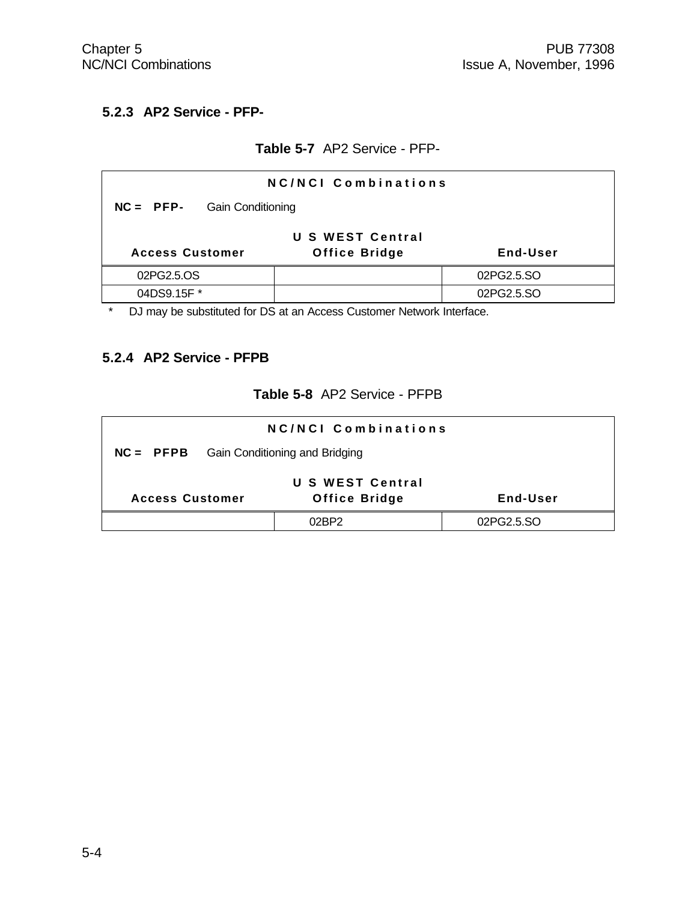### 5.2.3 AP2 Service - PFP-

**Table 5-7** AP2 Service - PFP-

| NC/NCI Combinations | | |
|---|---|---|
| **NC = PFP-** Gain Conditioning | | |
| **Access Customer** | **U S WEST Central Office Bridge** | **End-User** |
| 02PG2.5.OS | | 02PG2.5.SO |
| 04DS9.15F * | | 02PG2.5.SO |

\* DJ may be substituted for DS at an Access Customer Network Interface.

### 5.2.4 AP2 Service - PFPB

**Table 5-8** AP2 Service - PFPB

| NC/NCI Combinations | | |
|---|---|---|
| **NC = PFPB** Gain Conditioning and Bridging | | |
| **Access Customer** | **U S WEST Central Office Bridge** | **End-User** |
| | 02BP2 | 02PG2.5.SO |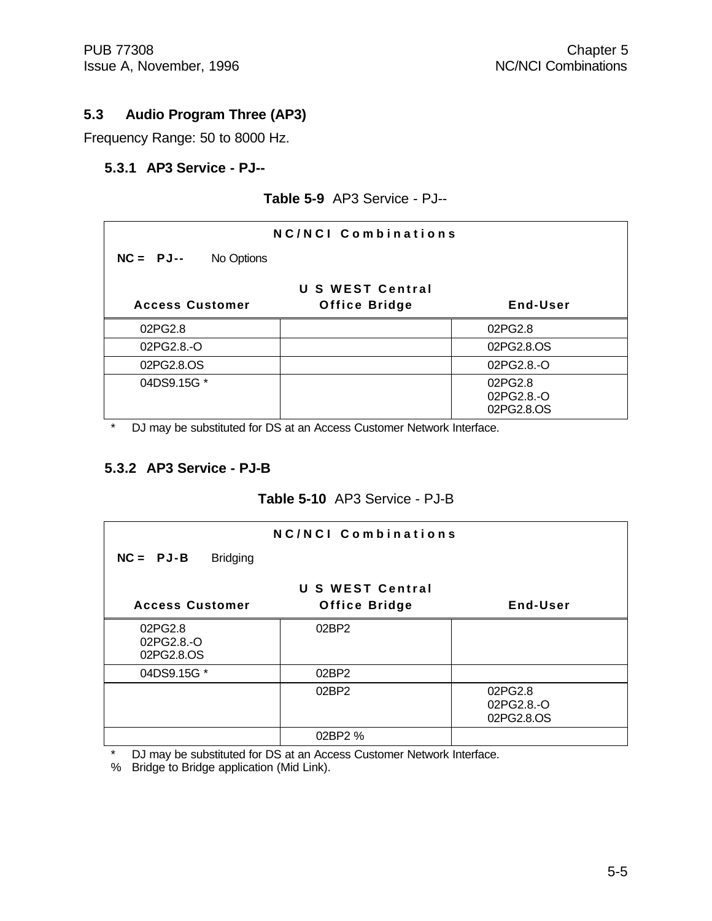## 5.3 Audio Program Three (AP3)

Frequency Range: 50 to 8000 Hz.

### 5.3.1 AP3 Service - PJ--

**Table 5-9** AP3 Service - PJ--

| NC/NCI Combinations | | |
|---|---|---|
| NC = **PJ--** No Options | | |
| **Access Customer** | **U S WEST Central Office Bridge** | **End-User** |
| 02PG2.8 | | 02PG2.8 |
| 02PG2.8.-O | | 02PG2.8.OS |
| 02PG2.8.OS | | 02PG2.8.-O |
| 04DS9.15G * | | 02PG2.8<br>02PG2.8.-O<br>02PG2.8.OS |

\* DJ may be substituted for DS at an Access Customer Network Interface.

### 5.3.2 AP3 Service - PJ-B

**Table 5-10** AP3 Service - PJ-B

| NC/NCI Combinations | | |
|---|---|---|
| NC = **PJ-B** Bridging | | |
| **Access Customer** | **U S WEST Central Office Bridge** | **End-User** |
| 02PG2.8<br>02PG2.8.-O<br>02PG2.8.OS | 02BP2 | |
| 04DS9.15G * | 02BP2 | |
| | 02BP2 | 02PG2.8<br>02PG2.8.-O<br>02PG2.8.OS |
| | 02BP2 % | |

\* DJ may be substituted for DS at an Access Customer Network Interface.
% Bridge to Bridge application (Mid Link).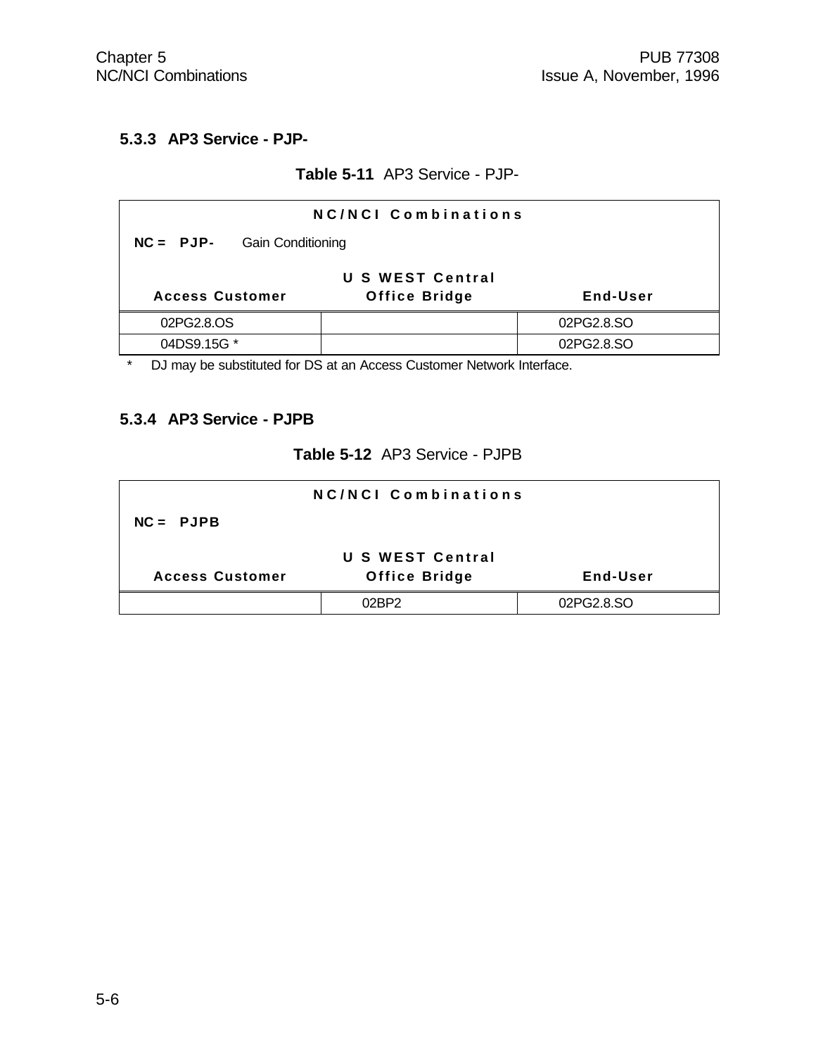### 5.3.3 AP3 Service - PJP-

**Table 5-11** AP3 Service - PJP-

| NC/NCI Combinations | | |
|---|---|---|
| **NC = PJP-** Gain Conditioning | | |
| **Access Customer** | **U S WEST Central Office Bridge** | **End-User** |
| 02PG2.8.OS | | 02PG2.8.SO |
| 04DS9.15G * | | 02PG2.8.SO |

\* DJ may be substituted for DS at an Access Customer Network Interface.

### 5.3.4 AP3 Service - PJPB

**Table 5-12** AP3 Service - PJPB

| NC/NCI Combinations | | |
|---|---|---|
| **NC = PJPB** | | |
| **Access Customer** | **U S WEST Central Office Bridge** | **End-User** |
| | 02BP2 | 02PG2.8.SO |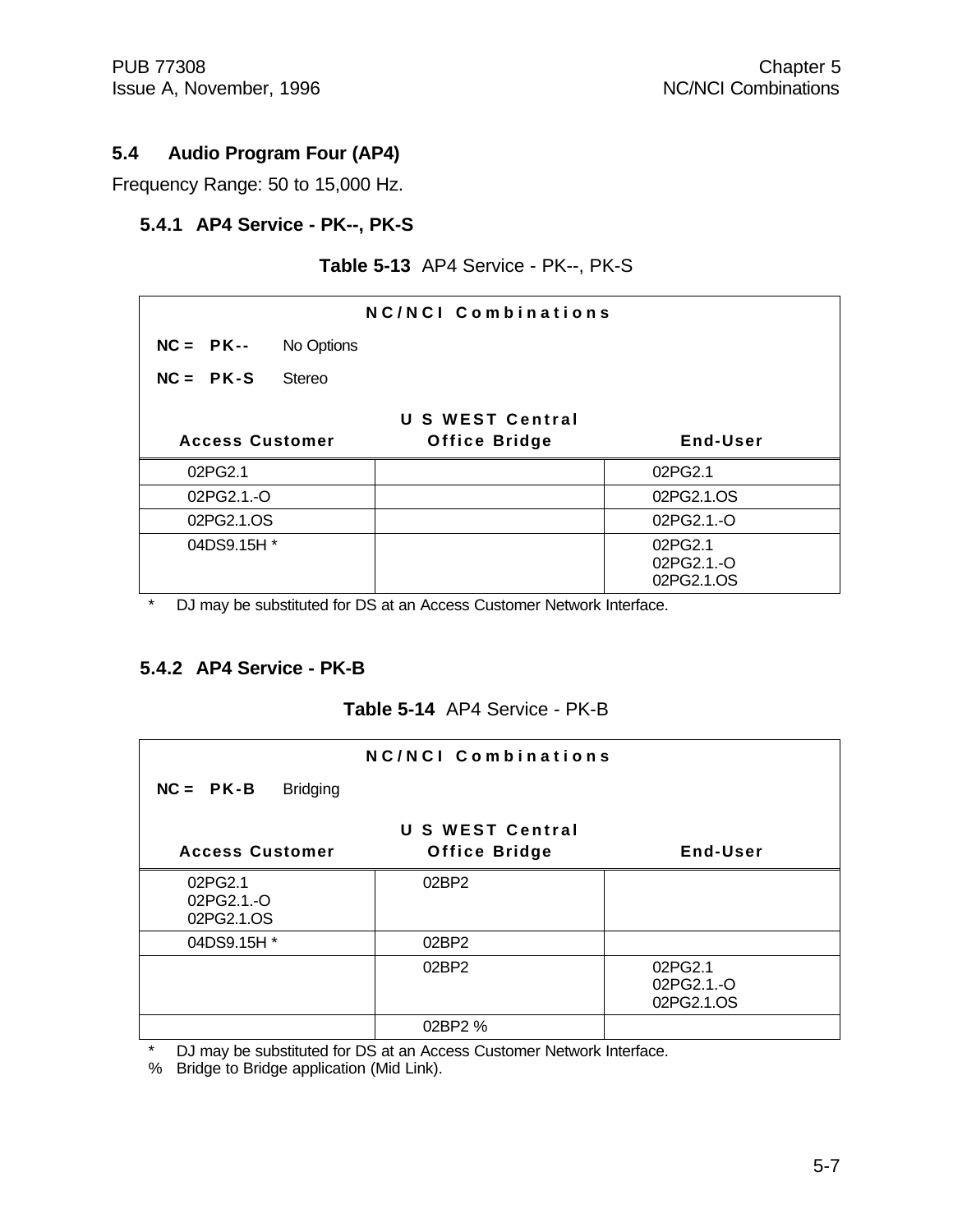## 5.4 Audio Program Four (AP4)

Frequency Range: 50 to 15,000 Hz.

### 5.4.1 AP4 Service - PK--, PK-S

**Table 5-13** AP4 Service - PK--, PK-S

**NC/NCI Combinations**

**NC = PK--** No Options

**NC = PK-S** Stereo

| Access Customer | U S WEST Central Office Bridge | End-User |
|---|---|---|
| 02PG2.1 | | 02PG2.1 |
| 02PG2.1.-O | | 02PG2.1.OS |
| 02PG2.1.OS | | 02PG2.1.-O |
| 04DS9.15H * | | 02PG2.1<br>02PG2.1.-O<br>02PG2.1.OS |

\* DJ may be substituted for DS at an Access Customer Network Interface.

### 5.4.2 AP4 Service - PK-B

**Table 5-14** AP4 Service - PK-B

**NC/NCI Combinations**

**NC = PK-B** Bridging

| Access Customer | U S WEST Central Office Bridge | End-User |
|---|---|---|
| 02PG2.1<br>02PG2.1.-O<br>02PG2.1.OS | 02BP2 | |
| 04DS9.15H * | 02BP2 | |
| | 02BP2 | 02PG2.1<br>02PG2.1.-O<br>02PG2.1.OS |
| | 02BP2 % | |

\* DJ may be substituted for DS at an Access Customer Network Interface.

% Bridge to Bridge application (Mid Link).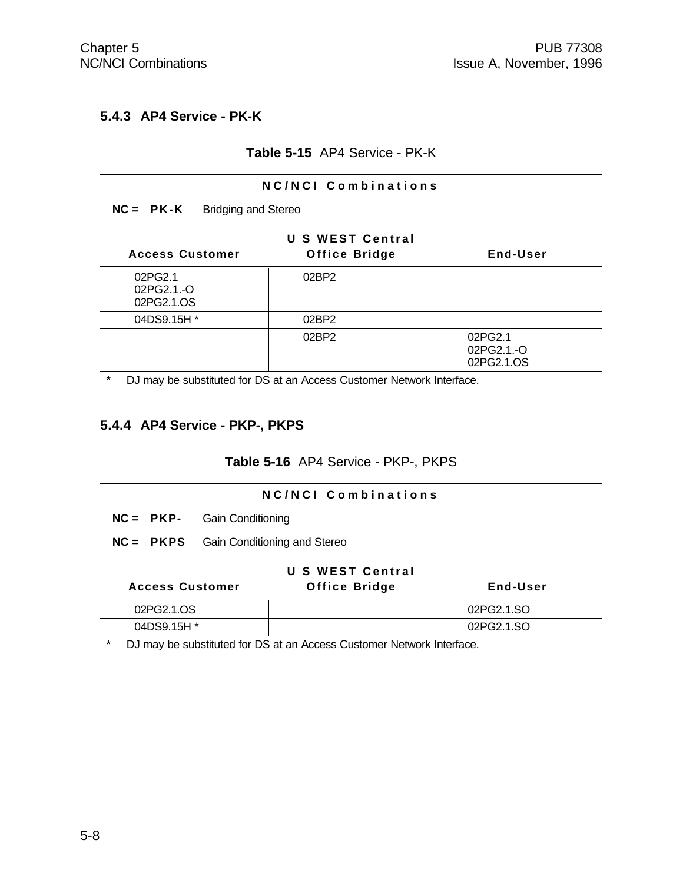### 5.4.3 AP4 Service - PK-K

**Table 5-15** AP4 Service - PK-K

| NC/NCI Combinations | | |
|---|---|---|
| **NC = PK-K** Bridging and Stereo | | |
| **Access Customer** | **U S WEST Central Office Bridge** | **End-User** |
| 02PG2.1<br>02PG2.1.-O<br>02PG2.1.OS | 02BP2 | |
| 04DS9.15H * | 02BP2 | |
| | 02BP2 | 02PG2.1<br>02PG2.1.-O<br>02PG2.1.OS |

\* DJ may be substituted for DS at an Access Customer Network Interface.

### 5.4.4 AP4 Service - PKP-, PKPS

**Table 5-16** AP4 Service - PKP-, PKPS

| NC/NCI Combinations | | |
|---|---|---|
| **NC = PKP-** Gain Conditioning | | |
| **NC = PKPS** Gain Conditioning and Stereo | | |
| **Access Customer** | **U S WEST Central Office Bridge** | **End-User** |
| 02PG2.1.OS | | 02PG2.1.SO |
| 04DS9.15H * | | 02PG2.1.SO |

\* DJ may be substituted for DS at an Access Customer Network Interface.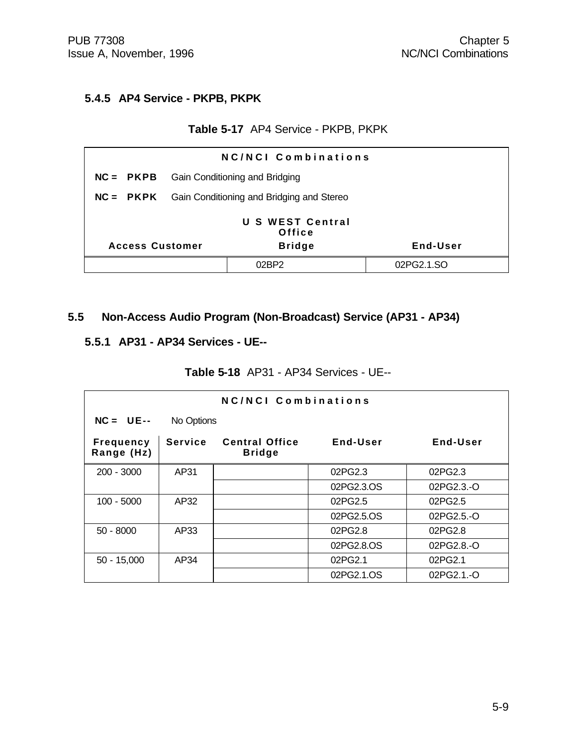### 5.4.5 AP4 Service - PKPB, PKPK

**Table 5-17** AP4 Service - PKPB, PKPK

| NC/NCI Combinations | | |
|---|---|---|
| **NC = PKPB** Gain Conditioning and Bridging | | |
| **NC = PKPK** Gain Conditioning and Bridging and Stereo | | |
| **Access Customer** | **U S WEST Central Office Bridge** | **End-User** |
| | 02BP2 | 02PG2.1.SO |

## 5.5 Non-Access Audio Program (Non-Broadcast) Service (AP31 - AP34)

### 5.5.1 AP31 - AP34 Services - UE--

**Table 5-18** AP31 - AP34 Services - UE--

| NC/NCI Combinations | | | | |
|---|---|---|---|---|
| **NC = UE--** No Options | | | | |
| **Frequency Range (Hz)** | **Service** | **Central Office Bridge** | **End-User** | **End-User** |
| 200 - 3000 | AP31 | | 02PG2.3 | 02PG2.3 |
| | | | 02PG2.3.OS | 02PG2.3.-O |
| 100 - 5000 | AP32 | | 02PG2.5 | 02PG2.5 |
| | | | 02PG2.5.OS | 02PG2.5.-O |
| 50 - 8000 | AP33 | | 02PG2.8 | 02PG2.8 |
| | | | 02PG2.8.OS | 02PG2.8.-O |
| 50 - 15,000 | AP34 | | 02PG2.1 | 02PG2.1 |
| | | | 02PG2.1.OS | 02PG2.1.-O |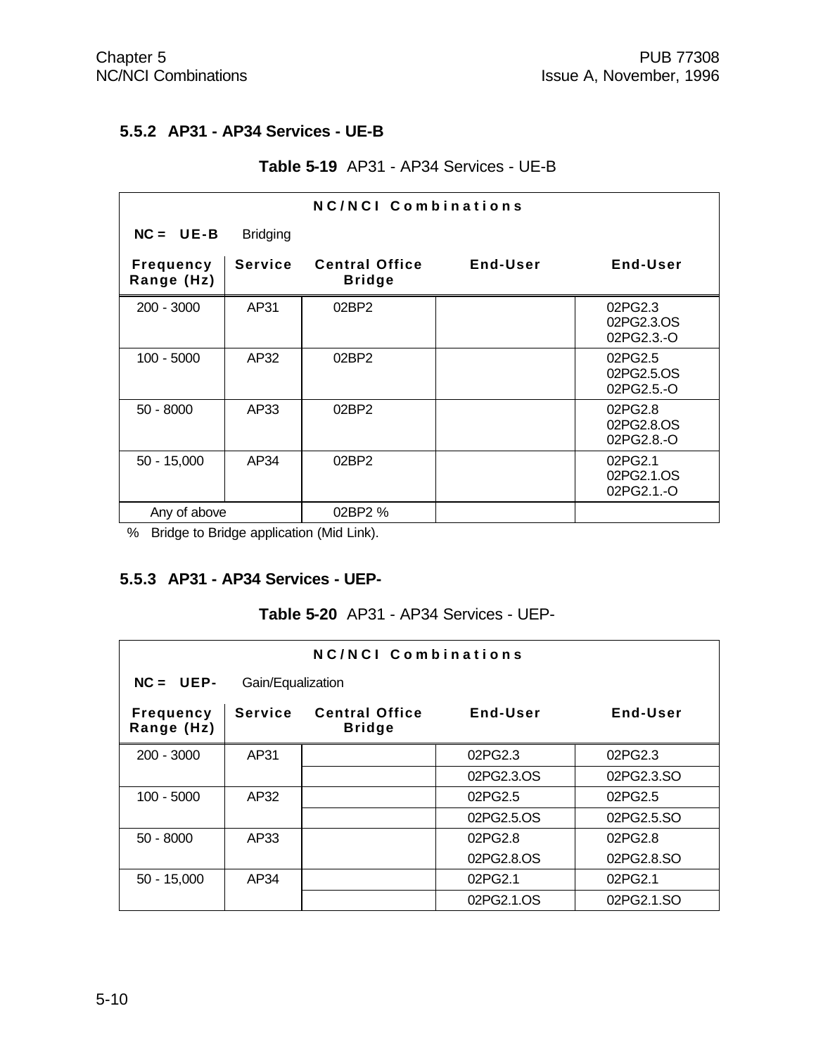### 5.5.2 AP31 - AP34 Services - UE-B

**Table 5-19** AP31 - AP34 Services - UE-B

| NC/NCI Combinations | | | | |
|---|---|---|---|---|
| **NC = UE-B** Bridging | | | | |
| **Frequency Range (Hz)** | **Service** | **Central Office Bridge** | **End-User** | **End-User** |
| 200 - 3000 | AP31 | 02BP2 | | 02PG2.3<br>02PG2.3.OS<br>02PG2.3.-O |
| 100 - 5000 | AP32 | 02BP2 | | 02PG2.5<br>02PG2.5.OS<br>02PG2.5.-O |
| 50 - 8000 | AP33 | 02BP2 | | 02PG2.8<br>02PG2.8.OS<br>02PG2.8.-O |
| 50 - 15,000 | AP34 | 02BP2 | | 02PG2.1<br>02PG2.1.OS<br>02PG2.1.-O |
| Any of above | | 02BP2 % | | |

% Bridge to Bridge application (Mid Link).

### 5.5.3 AP31 - AP34 Services - UEP-

**Table 5-20** AP31 - AP34 Services - UEP-

| NC/NCI Combinations | | | | |
|---|---|---|---|---|
| **NC = UEP-** Gain/Equalization | | | | |
| **Frequency Range (Hz)** | **Service** | **Central Office Bridge** | **End-User** | **End-User** |
| 200 - 3000 | AP31 | | 02PG2.3 | 02PG2.3 |
| | | | 02PG2.3.OS | 02PG2.3.SO |
| 100 - 5000 | AP32 | | 02PG2.5 | 02PG2.5 |
| | | | 02PG2.5.OS | 02PG2.5.SO |
| 50 - 8000 | AP33 | | 02PG2.8 | 02PG2.8 |
| | | | 02PG2.8.OS | 02PG2.8.SO |
| 50 - 15,000 | AP34 | | 02PG2.1 | 02PG2.1 |
| | | | 02PG2.1.OS | 02PG2.1.SO |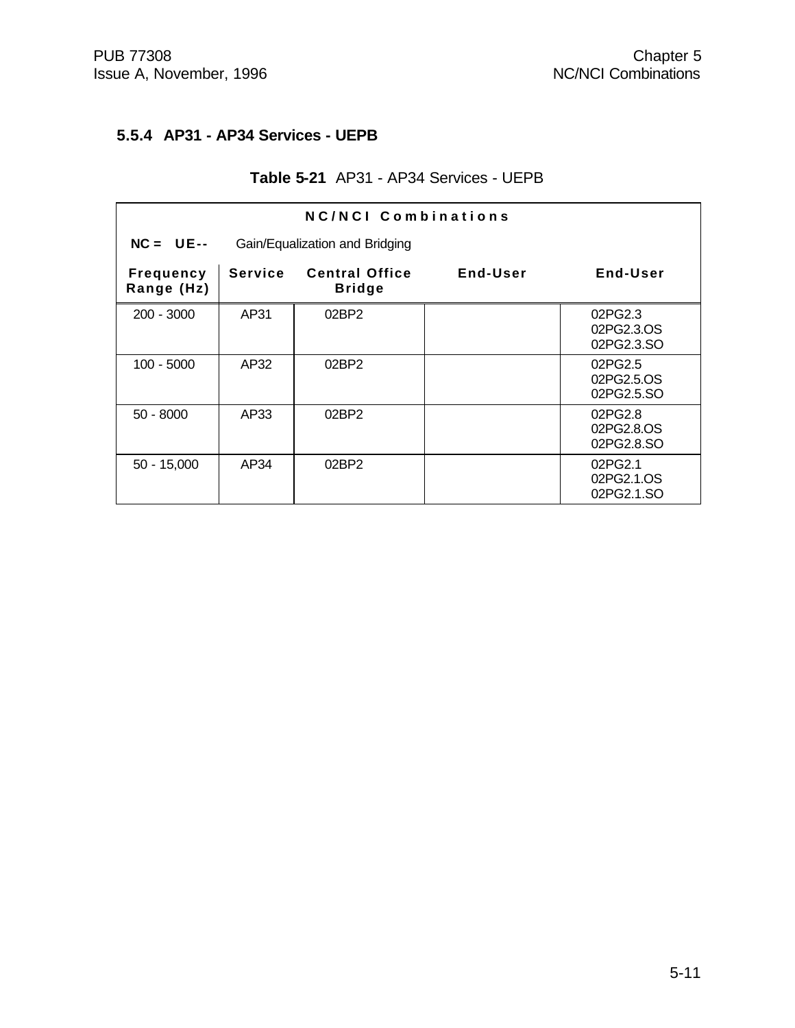### 5.5.4 AP31 - AP34 Services - UEPB

**Table 5-21** AP31 - AP34 Services - UEPB

| NC/NCI Combinations | | | | |
|---|---|---|---|---|
| **NC = UE--** Gain/Equalization and Bridging | | | | |
| **Frequency Range (Hz)** | **Service** | **Central Office Bridge** | **End-User** | **End-User** |
| 200 - 3000 | AP31 | 02BP2 | | 02PG2.3<br>02PG2.3.OS<br>02PG2.3.SO |
| 100 - 5000 | AP32 | 02BP2 | | 02PG2.5<br>02PG2.5.OS<br>02PG2.5.SO |
| 50 - 8000 | AP33 | 02BP2 | | 02PG2.8<br>02PG2.8.OS<br>02PG2.8.SO |
| 50 - 15,000 | AP34 | 02BP2 | | 02PG2.1<br>02PG2.1.OS<br>02PG2.1.SO |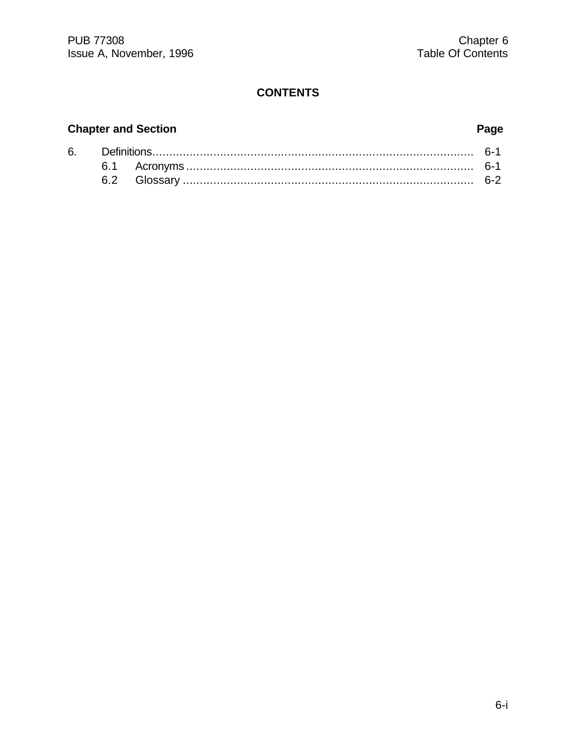# CONTENTS

| Chapter and Section | | Page |
|---|---|---|
| 6. | Definitions | 6-1 |
| 6.1 | Acronyms | 6-1 |
| 6.2 | Glossary | 6-2 |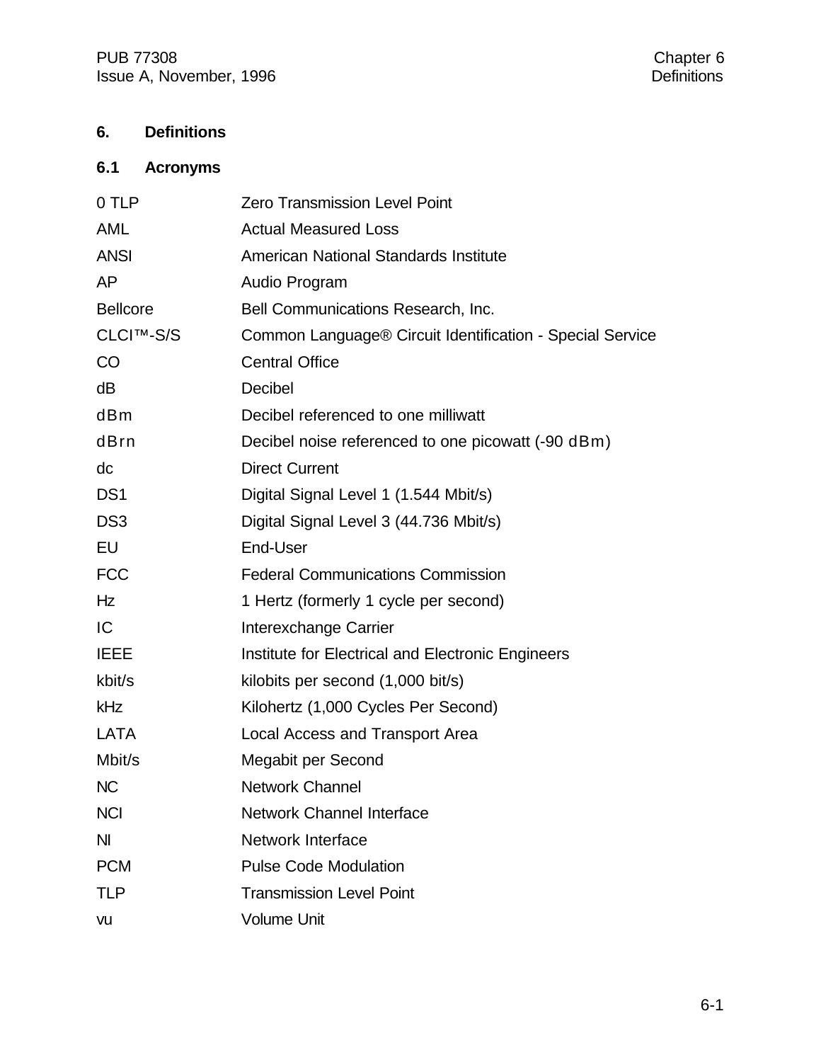# 6. Definitions

## 6.1 Acronyms

| | |
|---|---|
| 0 TLP | Zero Transmission Level Point |
| AML | Actual Measured Loss |
| ANSI | American National Standards Institute |
| AP | Audio Program |
| Bellcore | Bell Communications Research, Inc. |
| CLCI™-S/S | Common Language® Circuit Identification - Special Service |
| CO | Central Office |
| dB | Decibel |
| dBm | Decibel referenced to one milliwatt |
| dBrn | Decibel noise referenced to one picowatt (-90 dBm) |
| dc | Direct Current |
| DS1 | Digital Signal Level 1 (1.544 Mbit/s) |
| DS3 | Digital Signal Level 3 (44.736 Mbit/s) |
| EU | End-User |
| FCC | Federal Communications Commission |
| Hz | 1 Hertz (formerly 1 cycle per second) |
| IC | Interexchange Carrier |
| IEEE | Institute for Electrical and Electronic Engineers |
| kbit/s | kilobits per second (1,000 bit/s) |
| kHz | Kilohertz (1,000 Cycles Per Second) |
| LATA | Local Access and Transport Area |
| Mbit/s | Megabit per Second |
| NC | Network Channel |
| NCI | Network Channel Interface |
| NI | Network Interface |
| PCM | Pulse Code Modulation |
| TLP | Transmission Level Point |
| vu | Volume Unit |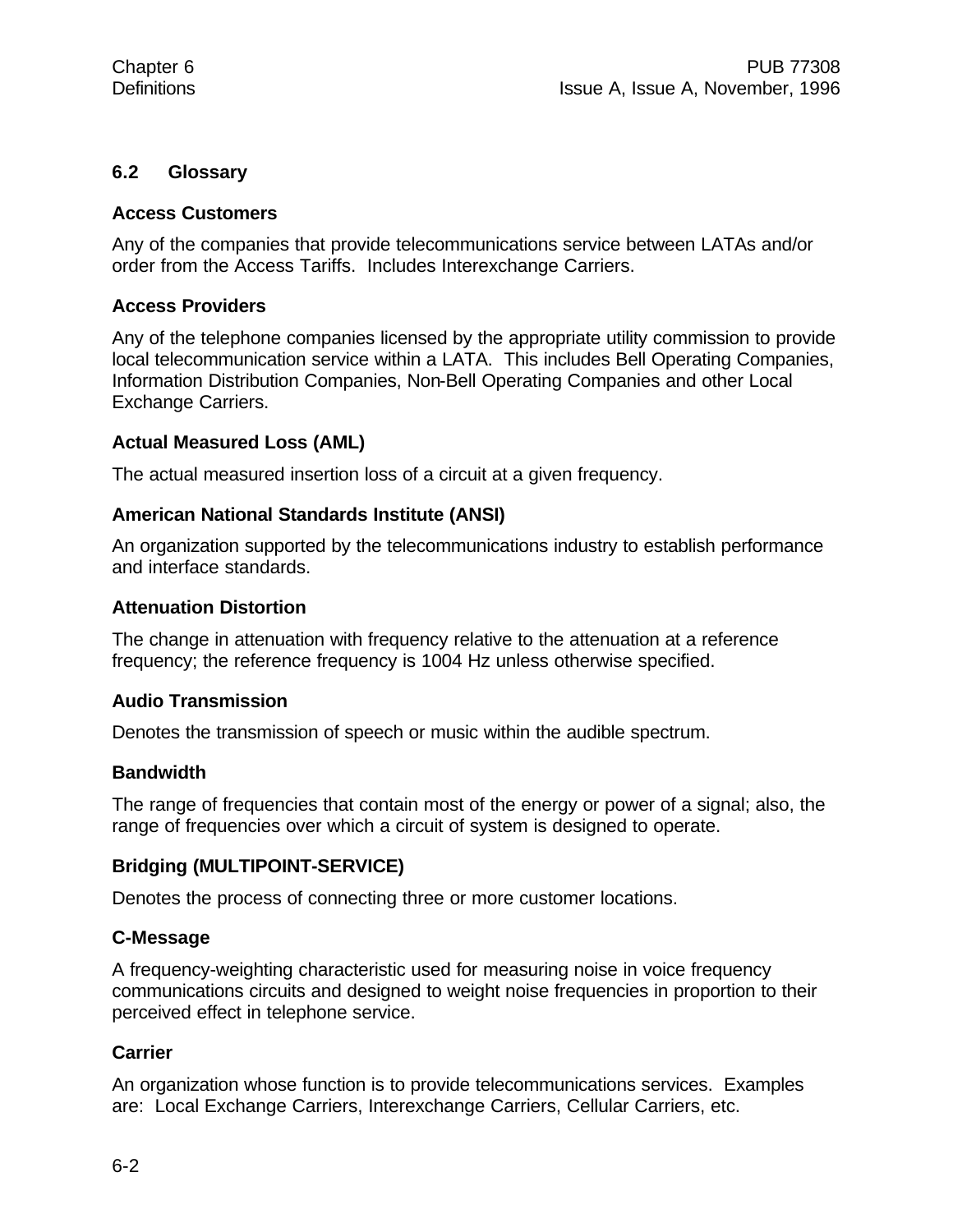## 6.2 Glossary

**Access Customers**

Any of the companies that provide telecommunications service between LATAs and/or order from the Access Tariffs. Includes Interexchange Carriers.

**Access Providers**

Any of the telephone companies licensed by the appropriate utility commission to provide local telecommunication service within a LATA. This includes Bell Operating Companies, Information Distribution Companies, Non-Bell Operating Companies and other Local Exchange Carriers.

**Actual Measured Loss (AML)**

The actual measured insertion loss of a circuit at a given frequency.

**American National Standards Institute (ANSI)**

An organization supported by the telecommunications industry to establish performance and interface standards.

**Attenuation Distortion**

The change in attenuation with frequency relative to the attenuation at a reference frequency; the reference frequency is 1004 Hz unless otherwise specified.

**Audio Transmission**

Denotes the transmission of speech or music within the audible spectrum.

**Bandwidth**

The range of frequencies that contain most of the energy or power of a signal; also, the range of frequencies over which a circuit of system is designed to operate.

**Bridging (MULTIPOINT-SERVICE)**

Denotes the process of connecting three or more customer locations.

**C-Message**

A frequency-weighting characteristic used for measuring noise in voice frequency communications circuits and designed to weight noise frequencies in proportion to their perceived effect in telephone service.

**Carrier**

An organization whose function is to provide telecommunications services. Examples are: Local Exchange Carriers, Interexchange Carriers, Cellular Carriers, etc.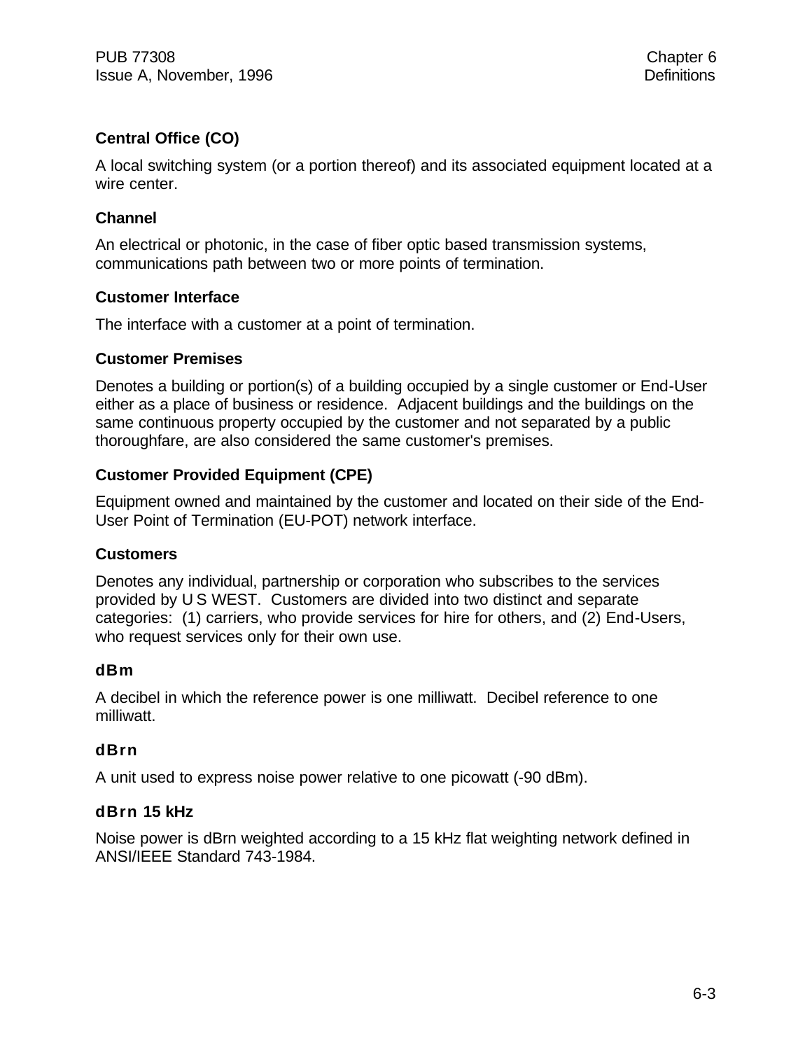### Central Office (CO)

A local switching system (or a portion thereof) and its associated equipment located at a wire center.

### Channel

An electrical or photonic, in the case of fiber optic based transmission systems, communications path between two or more points of termination.

### Customer Interface

The interface with a customer at a point of termination.

### Customer Premises

Denotes a building or portion(s) of a building occupied by a single customer or End-User either as a place of business or residence. Adjacent buildings and the buildings on the same continuous property occupied by the customer and not separated by a public thoroughfare, are also considered the same customer's premises.

### Customer Provided Equipment (CPE)

Equipment owned and maintained by the customer and located on their side of the End-User Point of Termination (EU-POT) network interface.

### Customers

Denotes any individual, partnership or corporation who subscribes to the services provided by U S WEST. Customers are divided into two distinct and separate categories: (1) carriers, who provide services for hire for others, and (2) End-Users, who request services only for their own use.

### dBm

A decibel in which the reference power is one milliwatt. Decibel reference to one milliwatt.

### dBrn

A unit used to express noise power relative to one picowatt (-90 dBm).

### dBrn 15 kHz

Noise power is dBrn weighted according to a 15 kHz flat weighting network defined in ANSI/IEEE Standard 743-1984.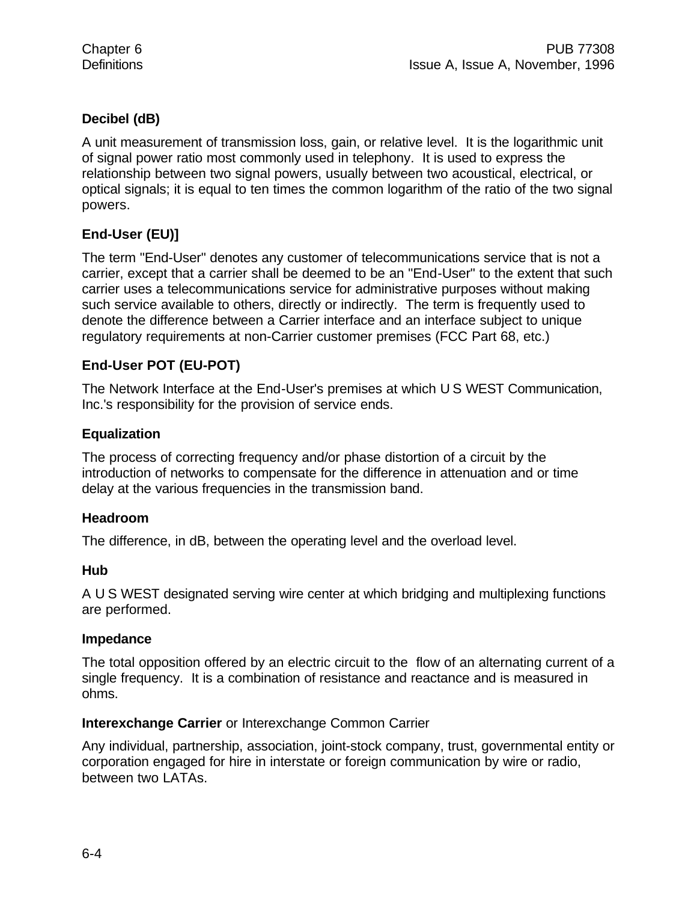**Decibel (dB)**

A unit measurement of transmission loss, gain, or relative level. It is the logarithmic unit of signal power ratio most commonly used in telephony. It is used to express the relationship between two signal powers, usually between two acoustical, electrical, or optical signals; it is equal to ten times the common logarithm of the ratio of the two signal powers.

**End-User (EU)]**

The term "End-User" denotes any customer of telecommunications service that is not a carrier, except that a carrier shall be deemed to be an "End-User" to the extent that such carrier uses a telecommunications service for administrative purposes without making such service available to others, directly or indirectly. The term is frequently used to denote the difference between a Carrier interface and an interface subject to unique regulatory requirements at non-Carrier customer premises (FCC Part 68, etc.)

**End-User POT (EU-POT)**

The Network Interface at the End-User's premises at which U S WEST Communication, Inc.'s responsibility for the provision of service ends.

**Equalization**

The process of correcting frequency and/or phase distortion of a circuit by the introduction of networks to compensate for the difference in attenuation and or time delay at the various frequencies in the transmission band.

**Headroom**

The difference, in dB, between the operating level and the overload level.

**Hub**

A U S WEST designated serving wire center at which bridging and multiplexing functions are performed.

**Impedance**

The total opposition offered by an electric circuit to the flow of an alternating current of a single frequency. It is a combination of resistance and reactance and is measured in ohms.

**Interexchange Carrier** or Interexchange Common Carrier

Any individual, partnership, association, joint-stock company, trust, governmental entity or corporation engaged for hire in interstate or foreign communication by wire or radio, between two LATAs.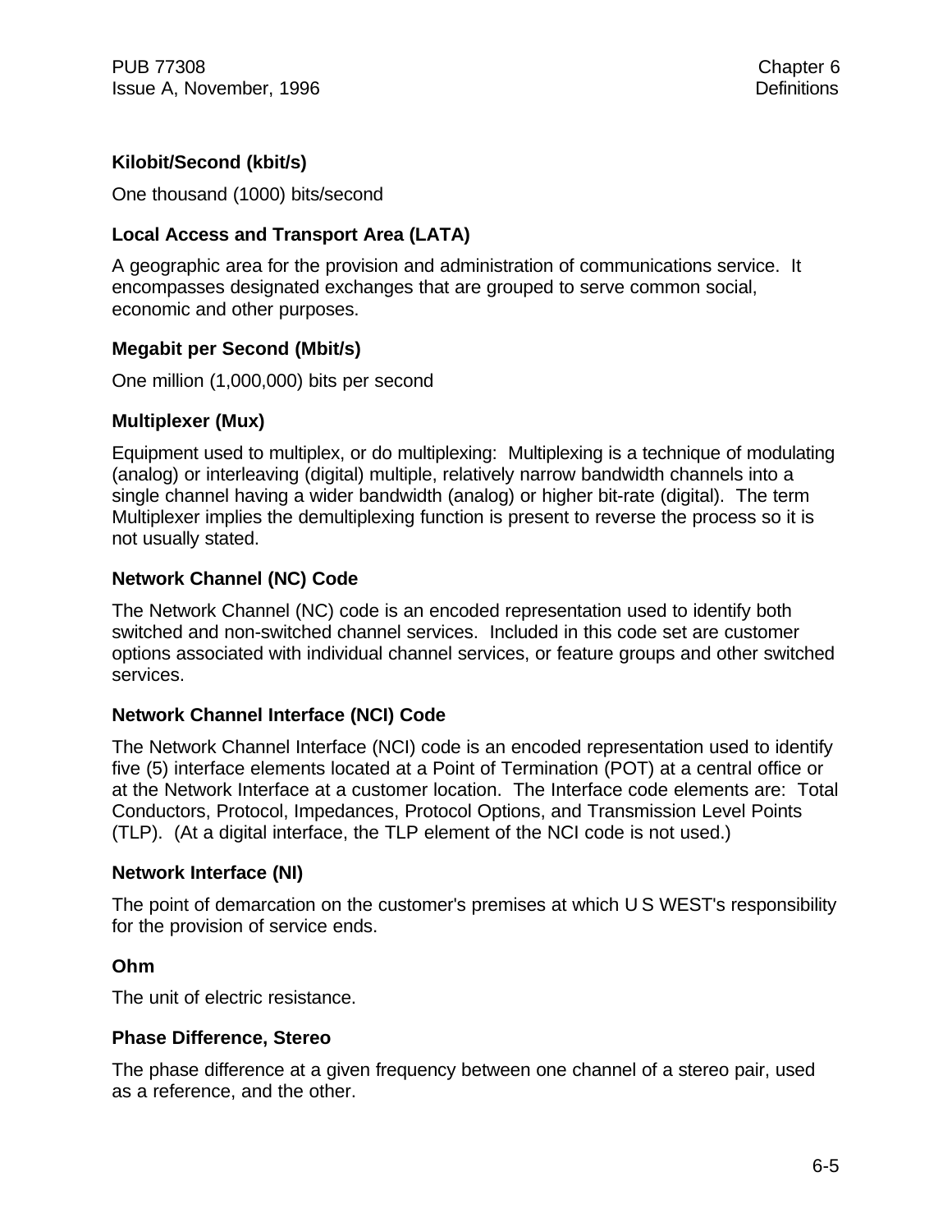**Kilobit/Second (kbit/s)**

One thousand (1000) bits/second

**Local Access and Transport Area (LATA)**

A geographic area for the provision and administration of communications service. It encompasses designated exchanges that are grouped to serve common social, economic and other purposes.

**Megabit per Second (Mbit/s)**

One million (1,000,000) bits per second

**Multiplexer (Mux)**

Equipment used to multiplex, or do multiplexing: Multiplexing is a technique of modulating (analog) or interleaving (digital) multiple, relatively narrow bandwidth channels into a single channel having a wider bandwidth (analog) or higher bit-rate (digital). The term Multiplexer implies the demultiplexing function is present to reverse the process so it is not usually stated.

**Network Channel (NC) Code**

The Network Channel (NC) code is an encoded representation used to identify both switched and non-switched channel services. Included in this code set are customer options associated with individual channel services, or feature groups and other switched services.

**Network Channel Interface (NCI) Code**

The Network Channel Interface (NCI) code is an encoded representation used to identify five (5) interface elements located at a Point of Termination (POT) at a central office or at the Network Interface at a customer location. The Interface code elements are: Total Conductors, Protocol, Impedances, Protocol Options, and Transmission Level Points (TLP). (At a digital interface, the TLP element of the NCI code is not used.)

**Network Interface (NI)**

The point of demarcation on the customer's premises at which U S WEST's responsibility for the provision of service ends.

**Ohm**

The unit of electric resistance.

**Phase Difference, Stereo**

The phase difference at a given frequency between one channel of a stereo pair, used as a reference, and the other.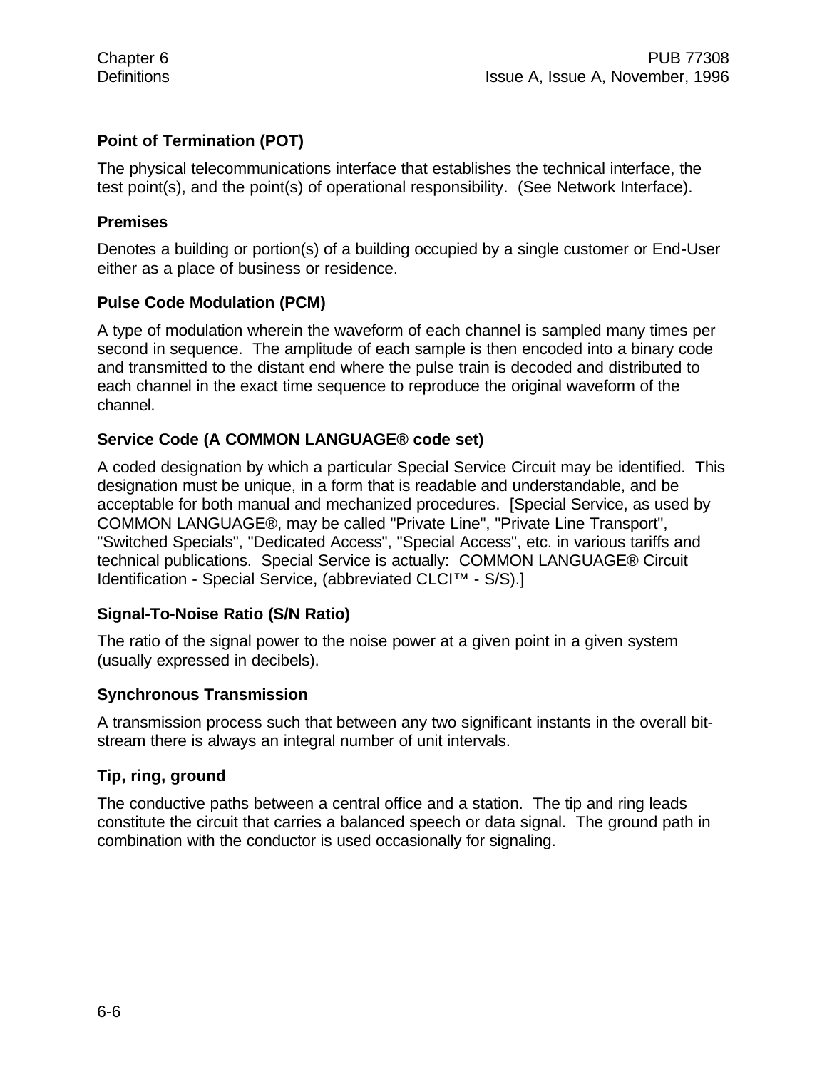**Point of Termination (POT)**

The physical telecommunications interface that establishes the technical interface, the test point(s), and the point(s) of operational responsibility. (See Network Interface).

**Premises**

Denotes a building or portion(s) of a building occupied by a single customer or End-User either as a place of business or residence.

**Pulse Code Modulation (PCM)**

A type of modulation wherein the waveform of each channel is sampled many times per second in sequence. The amplitude of each sample is then encoded into a binary code and transmitted to the distant end where the pulse train is decoded and distributed to each channel in the exact time sequence to reproduce the original waveform of the channel.

**Service Code (A COMMON LANGUAGE® code set)**

A coded designation by which a particular Special Service Circuit may be identified. This designation must be unique, in a form that is readable and understandable, and be acceptable for both manual and mechanized procedures. [Special Service, as used by COMMON LANGUAGE®, may be called "Private Line", "Private Line Transport", "Switched Specials", "Dedicated Access", "Special Access", etc. in various tariffs and technical publications. Special Service is actually: COMMON LANGUAGE® Circuit Identification - Special Service, (abbreviated CLCI™ - S/S).]

**Signal-To-Noise Ratio (S/N Ratio)**

The ratio of the signal power to the noise power at a given point in a given system (usually expressed in decibels).

**Synchronous Transmission**

A transmission process such that between any two significant instants in the overall bit-stream there is always an integral number of unit intervals.

**Tip, ring, ground**

The conductive paths between a central office and a station. The tip and ring leads constitute the circuit that carries a balanced speech or data signal. The ground path in combination with the conductor is used occasionally for signaling.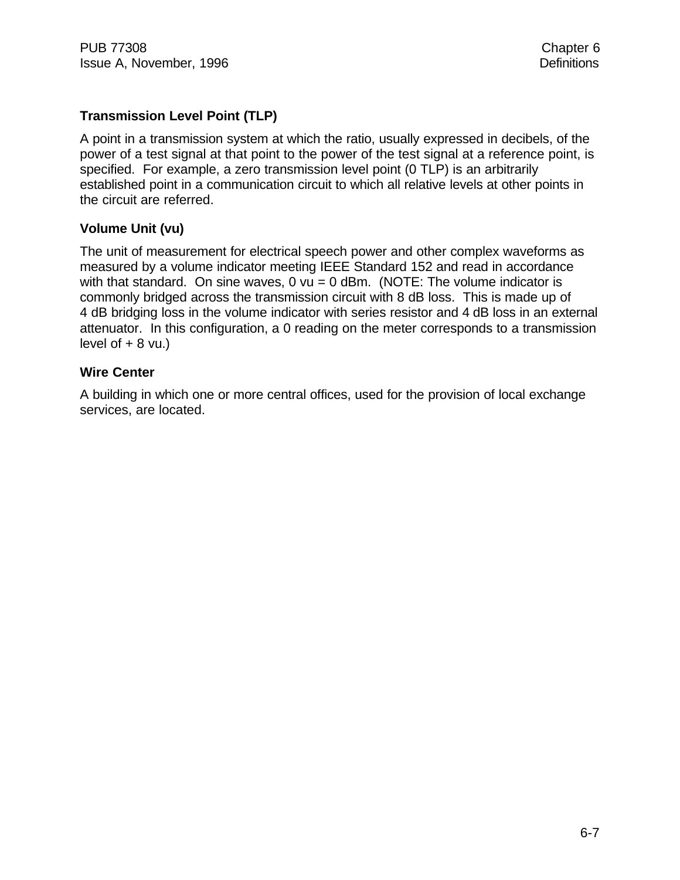### Transmission Level Point (TLP)

A point in a transmission system at which the ratio, usually expressed in decibels, of the power of a test signal at that point to the power of the test signal at a reference point, is specified. For example, a zero transmission level point (0 TLP) is an arbitrarily established point in a communication circuit to which all relative levels at other points in the circuit are referred.

### Volume Unit (vu)

The unit of measurement for electrical speech power and other complex waveforms as measured by a volume indicator meeting IEEE Standard 152 and read in accordance with that standard. On sine waves, 0 vu = 0 dBm. (NOTE: The volume indicator is commonly bridged across the transmission circuit with 8 dB loss. This is made up of 4 dB bridging loss in the volume indicator with series resistor and 4 dB loss in an external attenuator. In this configuration, a 0 reading on the meter corresponds to a transmission level of + 8 vu.)

### Wire Center

A building in which one or more central offices, used for the provision of local exchange services, are located.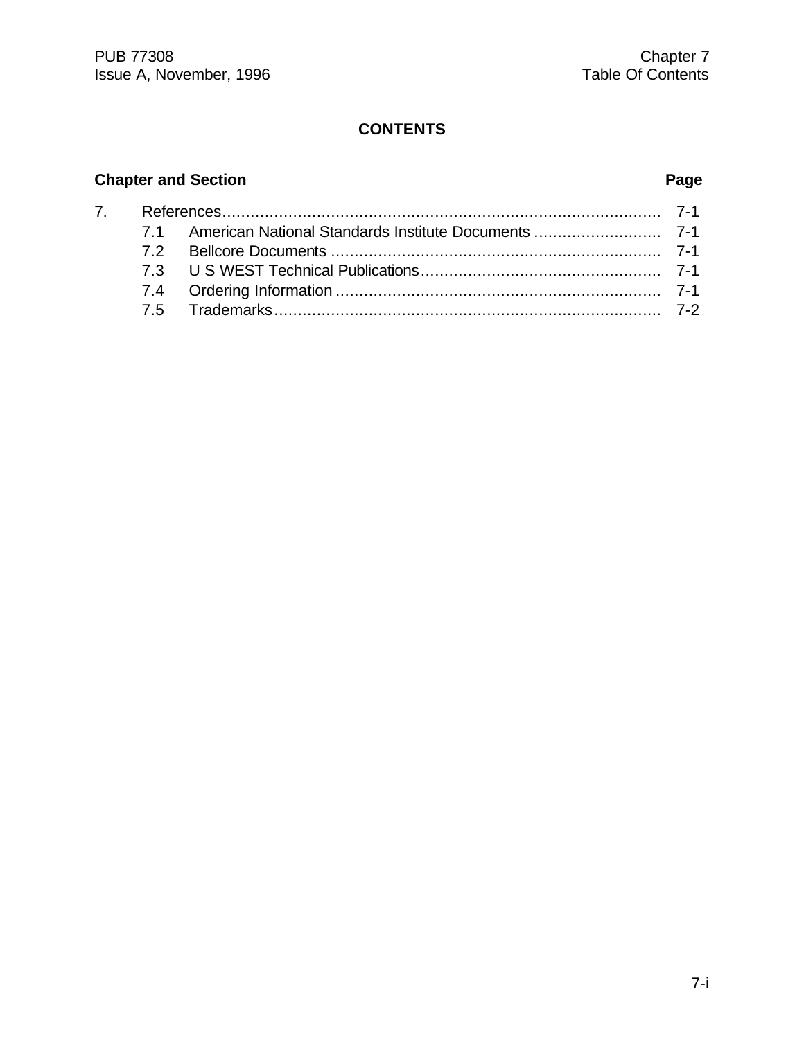## CONTENTS

| Chapter and Section | | Page |
|---|---|---|
| 7. | References | 7-1 |
| 7.1 | American National Standards Institute Documents | 7-1 |
| 7.2 | Bellcore Documents | 7-1 |
| 7.3 | U S WEST Technical Publications | 7-1 |
| 7.4 | Ordering Information | 7-1 |
| 7.5 | Trademarks | 7-2 |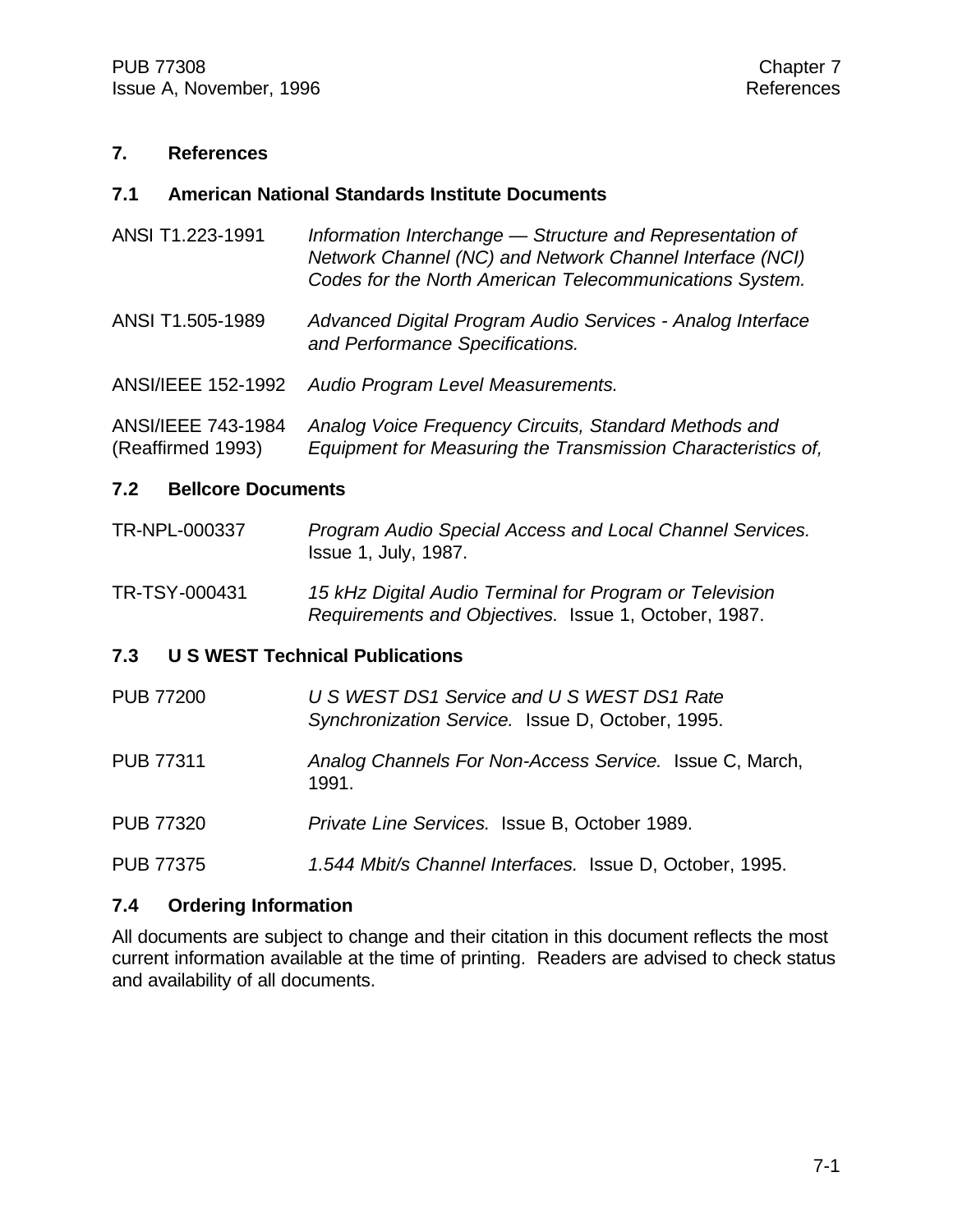# 7. References

## 7.1 American National Standards Institute Documents

| | |
|---|---|
| ANSI T1.223-1991 | *Information Interchange — Structure and Representation of Network Channel (NC) and Network Channel Interface (NCI) Codes for the North American Telecommunications System.* |
| ANSI T1.505-1989 | *Advanced Digital Program Audio Services - Analog Interface and Performance Specifications.* |
| ANSI/IEEE 152-1992 | *Audio Program Level Measurements.* |
| ANSI/IEEE 743-1984 (Reaffirmed 1993) | *Analog Voice Frequency Circuits, Standard Methods and Equipment for Measuring the Transmission Characteristics of,* |

## 7.2 Bellcore Documents

| | |
|---|---|
| TR-NPL-000337 | *Program Audio Special Access and Local Channel Services.* Issue 1, July, 1987. |
| TR-TSY-000431 | *15 kHz Digital Audio Terminal for Program or Television Requirements and Objectives.* Issue 1, October, 1987. |

## 7.3 U S WEST Technical Publications

| | |
|---|---|
| PUB 77200 | *U S WEST DS1 Service and U S WEST DS1 Rate Synchronization Service.* Issue D, October, 1995. |
| PUB 77311 | *Analog Channels For Non-Access Service.* Issue C, March, 1991. |
| PUB 77320 | *Private Line Services.* Issue B, October 1989. |
| PUB 77375 | *1.544 Mbit/s Channel Interfaces.* Issue D, October, 1995. |

## 7.4 Ordering Information

All documents are subject to change and their citation in this document reflects the most current information available at the time of printing. Readers are advised to check status and availability of all documents.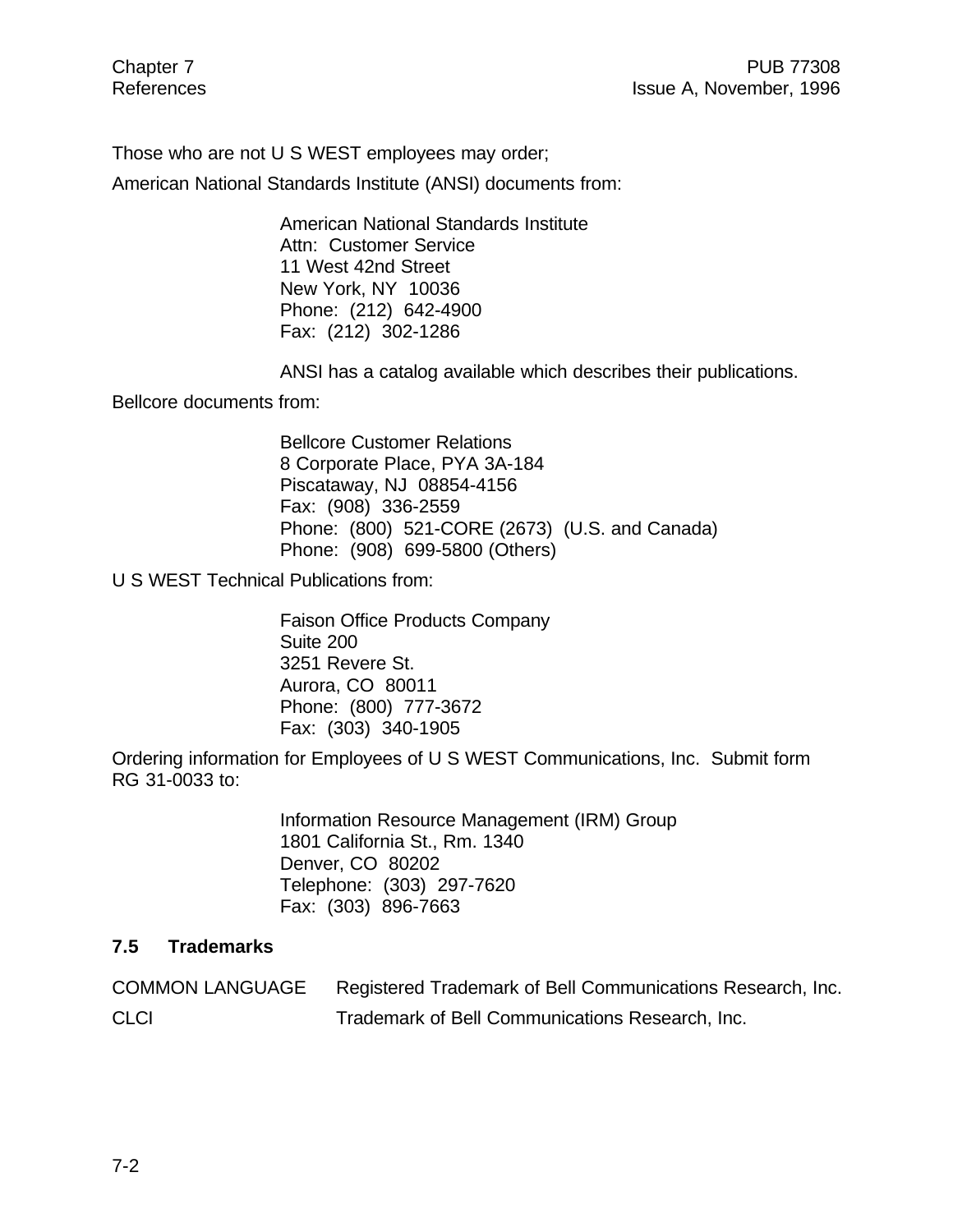Those who are not U S WEST employees may order;

American National Standards Institute (ANSI) documents from:

> American National Standards Institute
> Attn: Customer Service
> 11 West 42nd Street
> New York, NY 10036
> Phone: (212) 642-4900
> Fax: (212) 302-1286
>
> ANSI has a catalog available which describes their publications.

Bellcore documents from:

> Bellcore Customer Relations
> 8 Corporate Place, PYA 3A-184
> Piscataway, NJ 08854-4156
> Fax: (908) 336-2559
> Phone: (800) 521-CORE (2673) (U.S. and Canada)
> Phone: (908) 699-5800 (Others)

U S WEST Technical Publications from:

> Faison Office Products Company
> Suite 200
> 3251 Revere St.
> Aurora, CO 80011
> Phone: (800) 777-3672
> Fax: (303) 340-1905

Ordering information for Employees of U S WEST Communications, Inc. Submit form RG 31-0033 to:

> Information Resource Management (IRM) Group
> 1801 California St., Rm. 1340
> Denver, CO 80202
> Telephone: (303) 297-7620
> Fax: (303) 896-7663

## 7.5 Trademarks

| | |
|---|---|
| COMMON LANGUAGE | Registered Trademark of Bell Communications Research, Inc. |
| CLCI | Trademark of Bell Communications Research, Inc. |